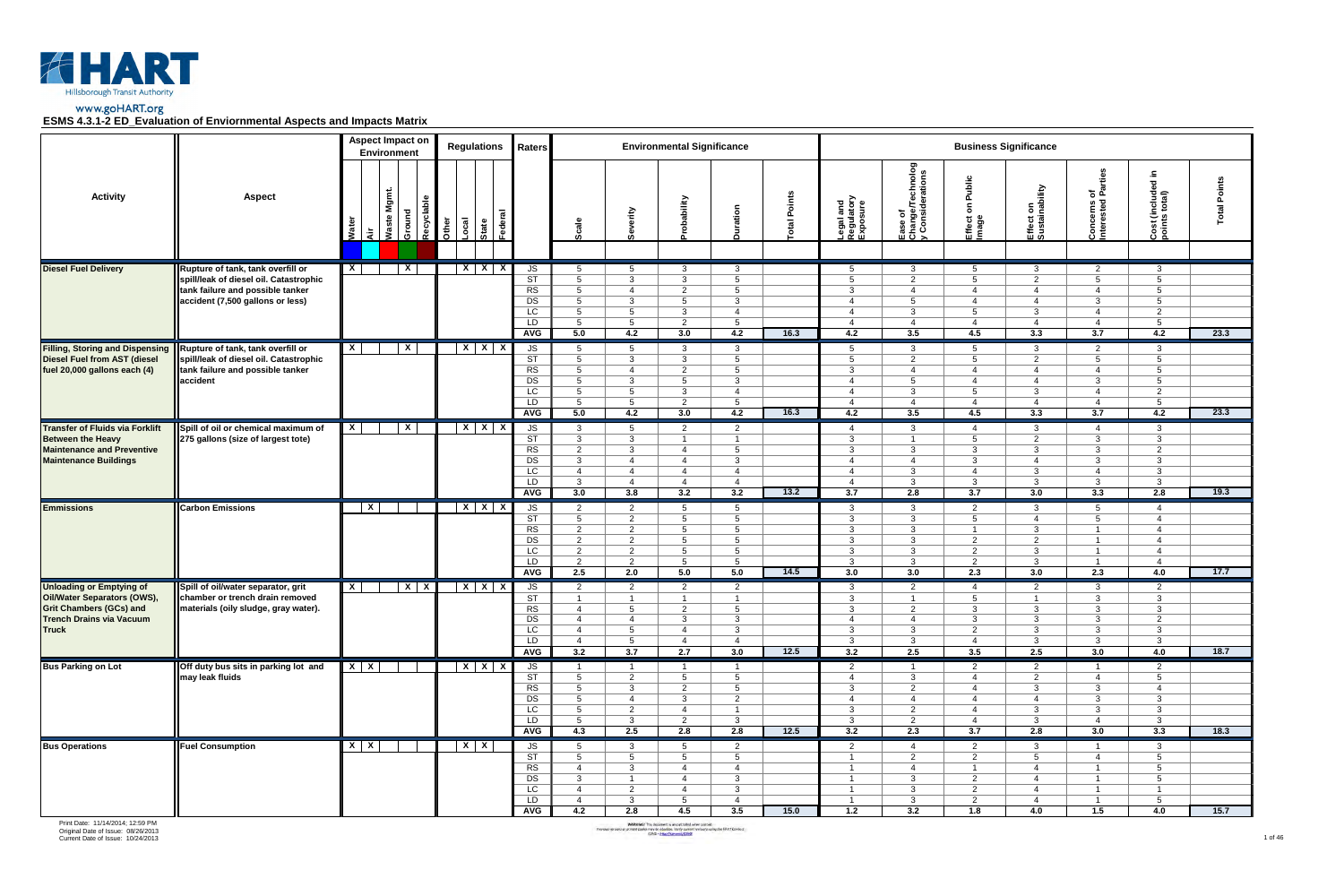www.goHART.org

**ESMS 4.3.1-2 ED_Evaluation of Enviornmental Aspects and Impacts Matrix**

| Activity | Aspect | Aspect Impact on Environment | | | | | Regulations | | | | Raters | Environmental Significance | | | | | Business Significance | | | | | | |
|---|---|---|---|---|---|---|---|---|---|---|---|---|---|---|---|---|---|---|---|---|---|---|---|
| | | Water | Air | Waste Mgmt. | Ground | Recyclable | Other | Local | State | Federal | | Scale | Severity | Probability | Duration | Total Points | Legal and Regulatory Exposure | Ease of Change/Technology Considerations | Effect on Public Image | Effect on Sustainability | Concerns of Interested Parties | Cost (included in points total) | Total Points |
| **Diesel Fuel Delivery** | **Rupture of tank, tank overfill or spill/leak of diesel oil. Catastrophic tank failure and possible tanker accident (7,500 gallons or less)** | X | | | X | | | X | X | X | JS | 5 | 5 | 3 | 3 | | 5 | 3 | 5 | 3 | 2 | 3 | |
| | | | | | | | | | | | ST | 5 | 3 | 3 | 5 | | 5 | 2 | 5 | 2 | 5 | 5 | |
| | | | | | | | | | | | RS | 5 | 4 | 2 | 5 | | 3 | 4 | 4 | 4 | 4 | 5 | |
| | | | | | | | | | | | DS | 5 | 3 | 5 | 3 | | 4 | 5 | 4 | 4 | 3 | 5 | |
| | | | | | | | | | | | LC | 5 | 5 | 3 | 4 | | 4 | 3 | 5 | 3 | 4 | 2 | |
| | | | | | | | | | | | LD | 5 | 5 | 2 | 5 | | 4 | 4 | 4 | 4 | 4 | 5 | |
| | | | | | | | | | | | **AVG** | **5.0** | **4.2** | **3.0** | **4.2** | **16.3** | **4.2** | **3.5** | **4.5** | **3.3** | **3.7** | **4.2** | **23.3** |
| **Filling, Storing and Dispensing Diesel Fuel from AST (diesel fuel 20,000 gallons each (4)** | **Rupture of tank, tank overfill or spill/leak of diesel oil. Catastrophic tank failure and possible tanker accident** | X | | | X | | | X | X | X | JS | 5 | 5 | 3 | 3 | | 5 | 3 | 5 | 3 | 2 | 3 | |
| | | | | | | | | | | | ST | 5 | 3 | 3 | 5 | | 5 | 2 | 5 | 2 | 5 | 5 | |
| | | | | | | | | | | | RS | 5 | 4 | 2 | 5 | | 3 | 4 | 4 | 4 | 4 | 5 | |
| | | | | | | | | | | | DS | 5 | 3 | 5 | 3 | | 4 | 5 | 4 | 4 | 3 | 5 | |
| | | | | | | | | | | | LC | 5 | 5 | 3 | 4 | | 4 | 3 | 5 | 3 | 4 | 2 | |
| | | | | | | | | | | | LD | 5 | 5 | 2 | 5 | | 4 | 4 | 4 | 4 | 4 | 5 | |
| | | | | | | | | | | | **AVG** | **5.0** | **4.2** | **3.0** | **4.2** | **16.3** | **4.2** | **3.5** | **4.5** | **3.3** | **3.7** | **4.2** | **23.3** |
| **Transfer of Fluids via Forklift Between the Heavy Maintenance and Preventive Maintenance Buildings** | **Spill of oil or chemical maximum of 275 gallons (size of largest tote)** | X | | | X | | | X | X | X | JS | 3 | 5 | 2 | 2 | | 4 | 3 | 4 | 3 | 4 | 3 | |
| | | | | | | | | | | | ST | 3 | 3 | 1 | 1 | | 3 | 1 | 5 | 2 | 3 | 3 | |
| | | | | | | | | | | | RS | 2 | 3 | 4 | 5 | | 3 | 3 | 3 | 3 | 3 | 2 | |
| | | | | | | | | | | | DS | 3 | 4 | 4 | 3 | | 4 | 4 | 3 | 4 | 3 | 3 | |
| | | | | | | | | | | | LC | 4 | 4 | 4 | 4 | | 4 | 3 | 4 | 3 | 4 | 3 | |
| | | | | | | | | | | | LD | 3 | 4 | 4 | 4 | | 4 | 3 | 3 | 3 | 3 | 3 | |
| | | | | | | | | | | | **AVG** | **3.0** | **3.8** | **3.2** | **3.2** | **13.2** | **3.7** | **2.8** | **3.7** | **3.0** | **3.3** | **2.8** | **19.3** |
| **Emmissions** | **Carbon Emissions** | | X | | | | | X | X | X | JS | 2 | 2 | 5 | 5 | | 3 | 3 | 2 | 3 | 5 | 4 | |
| | | | | | | | | | | | ST | 5 | 2 | 5 | 5 | | 3 | 3 | 5 | 4 | 5 | 4 | |
| | | | | | | | | | | | RS | 2 | 2 | 5 | 5 | | 3 | 3 | 1 | 3 | 1 | 4 | |
| | | | | | | | | | | | DS | 2 | 2 | 5 | 5 | | 3 | 3 | 2 | 2 | 1 | 4 | |
| | | | | | | | | | | | LC | 2 | 2 | 5 | 5 | | 3 | 3 | 2 | 3 | 1 | 4 | |
| | | | | | | | | | | | LD | 2 | 2 | 5 | 5 | | 3 | 3 | 2 | 3 | 1 | 4 | |
| | | | | | | | | | | | **AVG** | **2.5** | **2.0** | **5.0** | **5.0** | **14.5** | **3.0** | **3.0** | **2.3** | **3.0** | **2.3** | **4.0** | **17.7** |
| **Unloading or Emptying of Oil/Water Separators (OWS), Grit Chambers (GCs) and Trench Drains via Vacuum Truck** | **Spill of oil/water separator, grit chamber or trench drain removed materials (oily sludge, gray water).** | X | | | X | X | | X | X | X | JS | 2 | 2 | 2 | 2 | | 3 | 2 | 4 | 2 | 3 | 2 | |
| | | | | | | | | | | | ST | 1 | 1 | 1 | 1 | | 3 | 1 | 5 | 1 | 3 | 3 | |
| | | | | | | | | | | | RS | 4 | 5 | 2 | 5 | | 3 | 2 | 3 | 3 | 3 | 3 | |
| | | | | | | | | | | | DS | 4 | 4 | 3 | 3 | | 4 | 4 | 3 | 3 | 3 | 2 | |
| | | | | | | | | | | | LC | 4 | 5 | 4 | 3 | | 3 | 3 | 2 | 3 | 3 | 3 | |
| | | | | | | | | | | | LD | 4 | 5 | 4 | 4 | | 3 | 3 | 4 | 3 | 3 | 3 | |
| | | | | | | | | | | | **AVG** | **3.2** | **3.7** | **2.7** | **3.0** | **12.5** | **3.2** | **2.5** | **3.5** | **2.5** | **3.0** | **4.0** | **18.7** |
| **Bus Parking on Lot** | **Off duty bus sits in parking lot and may leak fluids** | X | X | | | | | X | X | X | JS | 1 | 1 | 1 | 1 | | 2 | 1 | 2 | 2 | 1 | 2 | |
| | | | | | | | | | | | ST | 5 | 2 | 5 | 5 | | 4 | 3 | 4 | 2 | 4 | 5 | |
| | | | | | | | | | | | RS | 5 | 3 | 2 | 5 | | 3 | 2 | 4 | 3 | 3 | 4 | |
| | | | | | | | | | | | DS | 5 | 4 | 3 | 2 | | 4 | 4 | 4 | 4 | 3 | 3 | |
| | | | | | | | | | | | LC | 5 | 2 | 4 | 1 | | 3 | 2 | 4 | 3 | 3 | 3 | |
| | | | | | | | | | | | LD | 5 | 3 | 2 | 3 | | 3 | 2 | 4 | 3 | 4 | 3 | |
| | | | | | | | | | | | **AVG** | **4.3** | **2.5** | **2.8** | **2.8** | **12.5** | **3.2** | **2.3** | **3.7** | **2.8** | **3.0** | **3.3** | **18.3** |
| **Bus Operations** | **Fuel Consumption** | X | X | | | | | X | X | | JS | 5 | 3 | 5 | 2 | | 2 | 4 | 2 | 3 | 1 | 3 | |
| | | | | | | | | | | | ST | 5 | 5 | 5 | 5 | | 1 | 2 | 2 | 5 | 4 | 5 | |
| | | | | | | | | | | | RS | 4 | 3 | 4 | 4 | | 1 | 4 | 1 | 4 | 1 | 5 | |
| | | | | | | | | | | | DS | 3 | 1 | 4 | 3 | | 1 | 3 | 2 | 4 | 1 | 5 | |
| | | | | | | | | | | | LC | 4 | 2 | 4 | 3 | | 1 | 3 | 2 | 4 | 1 | 1 | |
| | | | | | | | | | | | LD | 4 | 3 | 5 | 4 | | 1 | 3 | 2 | 4 | 1 | 5 | |
| | | | | | | | | | | | **AVG** | **4.2** | **2.8** | **4.5** | **3.5** | **15.0** | **1.2** | **3.2** | **1.8** | **4.0** | **1.5** | **4.0** | **15.7** |

Print Date: 11/14/2014; 12:59 PM
Original Date of Issue: 08/26/2013
Current Date of Issue: 10/24/2013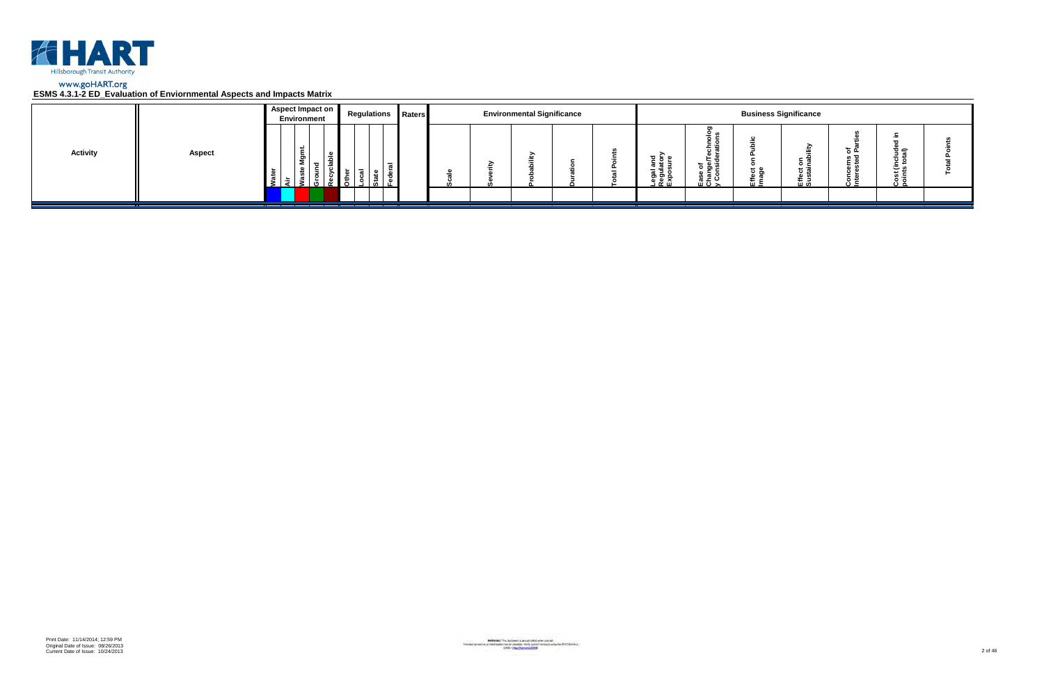www.goHART.org

**ESMS 4.3.1-2 ED_Evaluation of Enviornmental Aspects and Impacts Matrix**

| Activity | Aspect | Aspect Impact on Environment | | | | | | Regulations | | | Raters | Environmental Significance | | | | | Business Significance | | | | | | |
|---|---|---|---|---|---|---|---|---|---|---|---|---|---|---|---|---|---|---|---|---|---|---|---|
| | | Water | Air | Waste Mgmt. | Ground | Recyclable | Other | Local | State | Federal | | Scale | Severity | Probability | Duration | Total Points | Legal and Regulatory Exposure | Ease of Change/Technology Considerations | Effect on Public Image | Effect on Sustainability | Concerns of Interested Parties | Cost (included in points total) | Total Points |

Print Date: 11/14/2014; 12:59 PM
Original Date of Issue: 08/26/2013
Current Date of Issue: 10/24/2013

WARNING! This document is uncontrolled when printed.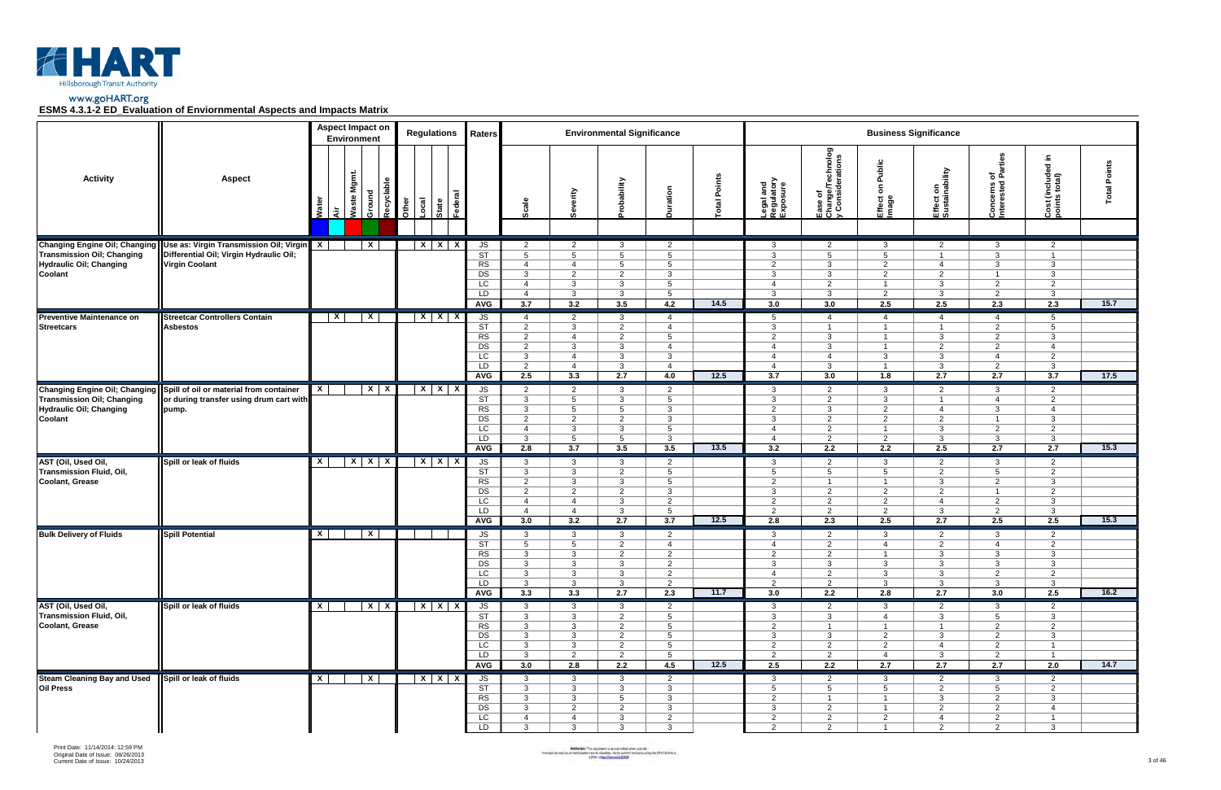www.goHART.org

# ESMS 4.3.1-2 ED_Evaluation of Enviornmental Aspects and Impacts Matrix

| Activity | Aspect | Aspect Impact on Environment: Water | Air | Waste Mgmt. | Ground | Recyclable | Regulations: Other | Local | State | Federal | Raters | Environmental Significance: Scale | Severity | Probability | Duration | Total Points | Business Significance: Legal and Regulatory Exposure | Ease of Change/Technology Considerations | Effect on Public Image | Effect on Sustainability | Concerns of Interested Parties | Cost (included in points total) | Total Points |
|---|---|---|---|---|---|---|---|---|---|---|---|---|---|---|---|---|---|---|---|---|---|---|---|
| Changing Engine Oil; Changing Transmission Oil; Changing Hydraulic Oil; Changing Coolant | Use as: Virgin Transmission Oil; Virgin Differential Oil; Virgin Hydraulic Oil; Virgin Coolant | X | | | X | | | X | X | X | JS | 2 | 2 | 3 | 2 | | 3 | 2 | 3 | 2 | 3 | 2 | |
| | | | | | | | | | | | ST | 5 | 5 | 5 | 5 | | 3 | 5 | 5 | 1 | 3 | 1 | |
| | | | | | | | | | | | RS | 4 | 4 | 5 | 5 | | 2 | 3 | 2 | 4 | 3 | 3 | |
| | | | | | | | | | | | DS | 3 | 2 | 2 | 3 | | 3 | 3 | 2 | 2 | 1 | 3 | |
| | | | | | | | | | | | LC | 4 | 3 | 3 | 5 | | 4 | 2 | 1 | 3 | 2 | 2 | |
| | | | | | | | | | | | LD | 4 | 3 | 3 | 5 | | 3 | 3 | 2 | 3 | 2 | 3 | |
| | | | | | | | | | | | AVG | 3.7 | 3.2 | 3.5 | 4.2 | 14.5 | 3.0 | 3.0 | 2.5 | 2.5 | 2.3 | 2.3 | 15.7 |
| Preventive Maintenance on Streetcars | Streetcar Controllers Contain Asbestos | | X | | X | | | X | X | X | JS | 4 | 2 | 3 | 4 | | 5 | 4 | 4 | 4 | 4 | 5 | |
| | | | | | | | | | | | ST | 2 | 3 | 2 | 4 | | 3 | 1 | 1 | 1 | 2 | 5 | |
| | | | | | | | | | | | RS | 2 | 4 | 2 | 5 | | 2 | 3 | 1 | 3 | 2 | 3 | |
| | | | | | | | | | | | DS | 2 | 3 | 3 | 4 | | 4 | 3 | 1 | 2 | 2 | 4 | |
| | | | | | | | | | | | LC | 3 | 4 | 3 | 3 | | 4 | 4 | 3 | 3 | 4 | 2 | |
| | | | | | | | | | | | LD | 2 | 4 | 3 | 4 | | 4 | 3 | 1 | 3 | 2 | 3 | |
| | | | | | | | | | | | AVG | 2.5 | 3.3 | 2.7 | 4.0 | 12.5 | 3.7 | 3.0 | 1.8 | 2.7 | 2.7 | 3.7 | 17.5 |
| Changing Engine Oil; Changing Transmission Oil; Changing Hydraulic Oil; Changing Coolant | Spill of oil or material from container or during transfer using drum cart with pump. | X | | | X | X | | X | X | X | JS | 2 | 2 | 3 | 2 | | 3 | 2 | 3 | 2 | 3 | 2 | |
| | | | | | | | | | | | ST | 3 | 5 | 3 | 5 | | 3 | 2 | 3 | 1 | 4 | 2 | |
| | | | | | | | | | | | RS | 3 | 5 | 5 | 3 | | 2 | 3 | 2 | 4 | 3 | 4 | |
| | | | | | | | | | | | DS | 2 | 2 | 2 | 3 | | 3 | 2 | 2 | 2 | 1 | 3 | |
| | | | | | | | | | | | LC | 4 | 3 | 3 | 5 | | 4 | 2 | 1 | 3 | 2 | 2 | |
| | | | | | | | | | | | LD | 3 | 5 | 5 | 3 | | 4 | 2 | 2 | 3 | 3 | 3 | |
| | | | | | | | | | | | AVG | 2.8 | 3.7 | 3.5 | 3.5 | 13.5 | 3.2 | 2.2 | 2.2 | 2.5 | 2.7 | 2.7 | 15.3 |
| AST (Oil, Used Oil, Transmission Fluid, Oil, Coolant, Grease | Spill or leak of fluids | X | | X | X | X | | X | X | X | JS | 3 | 3 | 3 | 2 | | 3 | 2 | 3 | 2 | 3 | 2 | |
| | | | | | | | | | | | ST | 3 | 3 | 2 | 5 | | 5 | 5 | 5 | 2 | 5 | 2 | |
| | | | | | | | | | | | RS | 2 | 3 | 3 | 5 | | 2 | 1 | 1 | 3 | 2 | 3 | |
| | | | | | | | | | | | DS | 2 | 2 | 2 | 3 | | 3 | 2 | 2 | 2 | 1 | 2 | |
| | | | | | | | | | | | LC | 4 | 4 | 3 | 2 | | 2 | 2 | 2 | 4 | 2 | 3 | |
| | | | | | | | | | | | LD | 4 | 4 | 3 | 5 | | 2 | 2 | 2 | 3 | 2 | 3 | |
| | | | | | | | | | | | AVG | 3.0 | 3.2 | 2.7 | 3.7 | 12.5 | 2.8 | 2.3 | 2.5 | 2.7 | 2.5 | 2.5 | 15.3 |
| Bulk Delivery of Fluids | Spill Potential | X | | | X | | | | | | JS | 3 | 3 | 3 | 2 | | 3 | 2 | 3 | 2 | 3 | 2 | |
| | | | | | | | | | | | ST | 5 | 5 | 2 | 4 | | 4 | 2 | 4 | 2 | 4 | 2 | |
| | | | | | | | | | | | RS | 3 | 3 | 2 | 2 | | 2 | 2 | 1 | 3 | 3 | 3 | |
| | | | | | | | | | | | DS | 3 | 3 | 3 | 2 | | 3 | 3 | 3 | 3 | 3 | 3 | |
| | | | | | | | | | | | LC | 3 | 3 | 3 | 2 | | 4 | 2 | 3 | 3 | 2 | 2 | |
| | | | | | | | | | | | LD | 3 | 3 | 3 | 2 | | 2 | 2 | 3 | 3 | 3 | 3 | |
| | | | | | | | | | | | AVG | 3.3 | 3.3 | 2.7 | 2.3 | 11.7 | 3.0 | 2.2 | 2.8 | 2.7 | 3.0 | 2.5 | 16.2 |
| AST (Oil, Used Oil, Transmission Fluid, Oil, Coolant, Grease | Spill or leak of fluids | X | | | X | X | | X | X | X | JS | 3 | 3 | 3 | 2 | | 3 | 2 | 3 | 2 | 3 | 2 | |
| | | | | | | | | | | | ST | 3 | 3 | 2 | 5 | | 3 | 3 | 4 | 3 | 5 | 3 | |
| | | | | | | | | | | | RS | 3 | 3 | 2 | 5 | | 2 | 1 | 1 | 1 | 2 | 2 | |
| | | | | | | | | | | | DS | 3 | 3 | 2 | 5 | | 3 | 3 | 2 | 3 | 2 | 3 | |
| | | | | | | | | | | | LC | 3 | 3 | 2 | 5 | | 2 | 2 | 2 | 4 | 2 | 1 | |
| | | | | | | | | | | | LD | 3 | 2 | 2 | 5 | | 2 | 2 | 4 | 3 | 2 | 1 | |
| | | | | | | | | | | | AVG | 3.0 | 2.8 | 2.2 | 4.5 | 12.5 | 2.5 | 2.2 | 2.7 | 2.7 | 2.7 | 2.0 | 14.7 |
| Steam Cleaning Bay and Used Oil Press | Spill or leak of fluids | X | | | X | | | X | X | X | JS | 3 | 3 | 3 | 2 | | 3 | 2 | 3 | 2 | 3 | 2 | |
| | | | | | | | | | | | ST | 3 | 3 | 3 | 3 | | 5 | 5 | 5 | 2 | 5 | 2 | |
| | | | | | | | | | | | RS | 3 | 3 | 5 | 3 | | 2 | 1 | 1 | 3 | 2 | 3 | |
| | | | | | | | | | | | DS | 3 | 2 | 2 | 3 | | 3 | 2 | 1 | 2 | 2 | 4 | |
| | | | | | | | | | | | LC | 4 | 4 | 3 | 2 | | 2 | 2 | 2 | 4 | 2 | 1 | |
| | | | | | | | | | | | LD | 3 | 3 | 3 | 3 | | 2 | 2 | 1 | 2 | 2 | 3 | |

Print Date: 11/14/2014; 12:59 PM
Original Date of Issue: 08/26/2013
Current Date of Issue: 10/24/2013

WARNING! This document is uncontrolled when printed.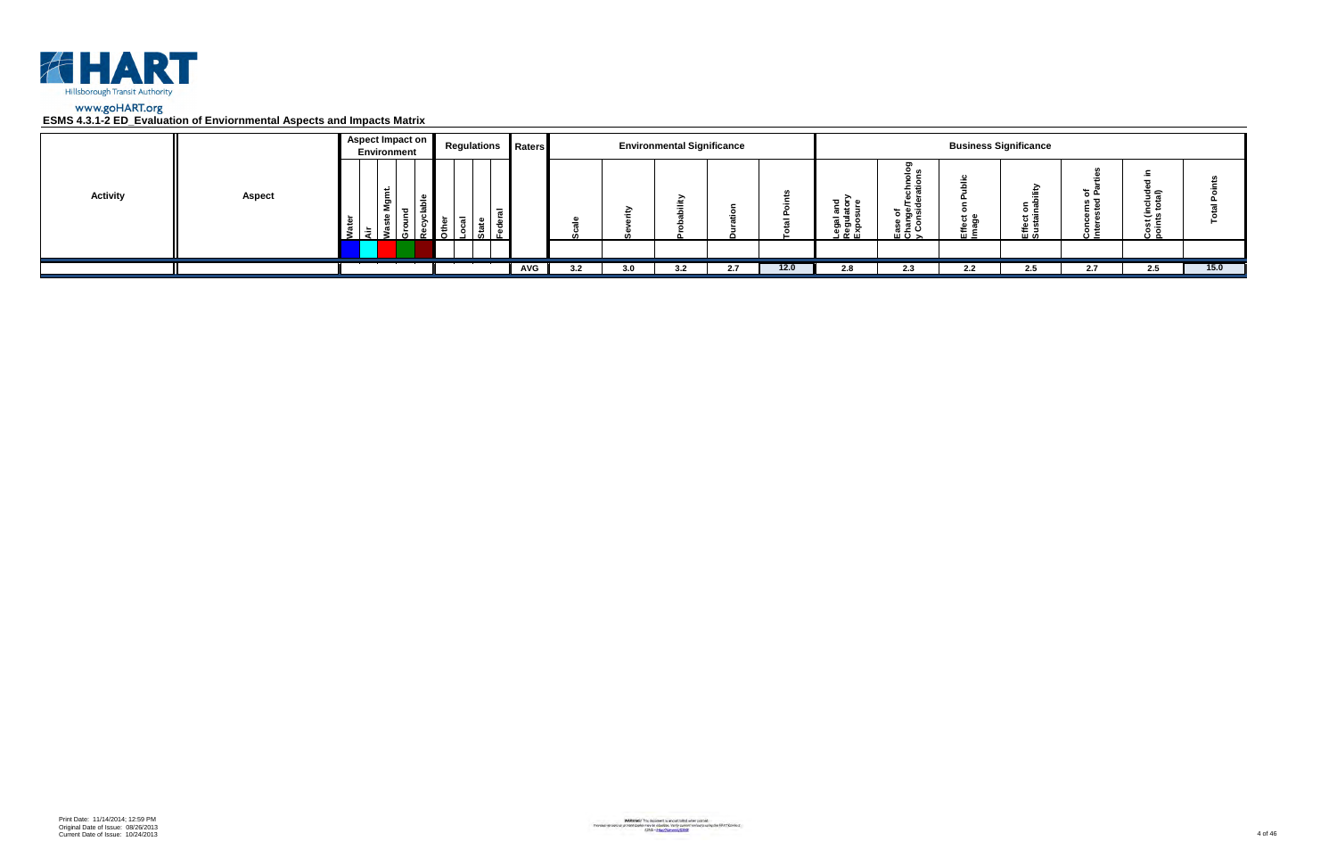HART
Hillsborough Transit Authority

www.goHART.org

**ESMS 4.3.1-2 ED_Evaluation of Enviornmental Aspects and Impacts Matrix**

| Activity | Aspect | Aspect Impact on Environment | | | | | Regulations | | | | Raters | Environmental Significance | | | | | Business Significance | | | | | | |
|---|---|---|---|---|---|---|---|---|---|---|---|---|---|---|---|---|---|---|---|---|---|---|---|
| | | Water | Air | Waste Mgmt. | Ground | Recyclable | Other | Local | State | Federal | | Scale | Severity | Probability | Duration | Total Points | Legal and Regulatory Exposure | Ease of Change/Technology Considerations | Effect on Public Image | Effect on Sustainability | Concerns of Interested Parties | Cost (included in points total) | Total Points |
| | | | | | | | | | | | AVG | 3.2 | 3.0 | 3.2 | 2.7 | 12.0 | 2.8 | 2.3 | 2.2 | 2.5 | 2.7 | 2.5 | 15.0 |

Print Date: 11/14/2014; 12:59 PM
Original Date of Issue: 08/26/2013
Current Date of Issue: 10/24/2013

WARNING! This document is uncontrolled when printed.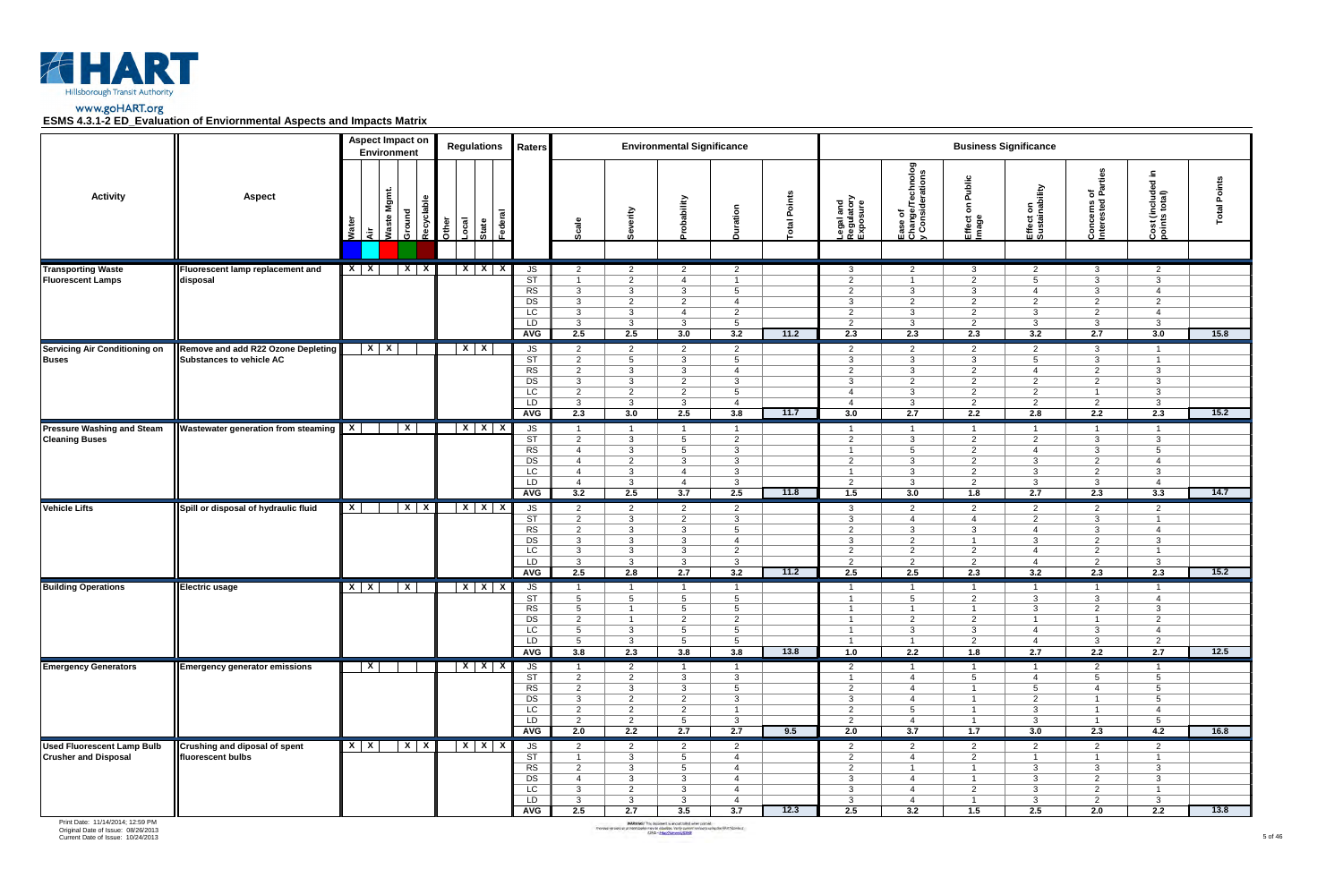# ESMS 4.3.1-2 ED_Evaluation of Enviornmental Aspects and Impacts Matrix

| Activity | Aspect | Aspect Impact on Environment | | | | | Regulations | | | | Raters | Environmental Significance | | | | | Business Significance | | | | | | |
|---|---|---|---|---|---|---|---|---|---|---|---|---|---|---|---|---|---|---|---|---|---|---|---|
| | | Water | Air | Waste Mgmt. | Ground | Recyclable | Other | Local | State | Federal | | Scale | Severity | Probability | Duration | Total Points | Legal and Regulatory Exposure | Ease of Change/Technology Considerations | Effect on Public Image | Effect on Sustainability | Concerns of Interested Parties | Cost (Included in points total) | Total Points |
| Transporting Waste Fluorescent Lamps | Fluorescent lamp replacement and disposal | X | X | | X | X | | X | X | X | JS | 2 | 2 | 2 | 2 | | 3 | 2 | 3 | 2 | 3 | 2 | |
| | | | | | | | | | | | ST | 1 | 2 | 4 | 1 | | 2 | 1 | 2 | 5 | 3 | 3 | |
| | | | | | | | | | | | RS | 3 | 3 | 3 | 5 | | 2 | 3 | 3 | 4 | 3 | 4 | |
| | | | | | | | | | | | DS | 3 | 2 | 2 | 4 | | 3 | 2 | 2 | 2 | 2 | 2 | |
| | | | | | | | | | | | LC | 3 | 3 | 4 | 2 | | 2 | 3 | 2 | 3 | 2 | 4 | |
| | | | | | | | | | | | LD | 3 | 3 | 3 | 5 | | 2 | 3 | 2 | 3 | 3 | 3 | |
| | | | | | | | | | | | AVG | 2.5 | 2.5 | 3.0 | 3.2 | 11.2 | 2.3 | 2.3 | 2.3 | 3.2 | 2.7 | 3.0 | 15.8 |
| Servicing Air Conditioning on Buses | Remove and add R22 Ozone Depleting Substances to vehicle AC | | X | X | | | | | X | X | JS | 2 | 2 | 2 | 2 | | 2 | 2 | 2 | 2 | 3 | 1 | |
| | | | | | | | | | | | ST | 2 | 5 | 3 | 5 | | 3 | 3 | 3 | 5 | 3 | 1 | |
| | | | | | | | | | | | RS | 2 | 3 | 3 | 4 | | 2 | 3 | 2 | 4 | 2 | 3 | |
| | | | | | | | | | | | DS | 3 | 3 | 2 | 3 | | 3 | 2 | 2 | 2 | 2 | 3 | |
| | | | | | | | | | | | LC | 2 | 2 | 2 | 5 | | 4 | 3 | 2 | 2 | 1 | 3 | |
| | | | | | | | | | | | LD | 3 | 3 | 3 | 4 | | 4 | 3 | 2 | 2 | 2 | 3 | |
| | | | | | | | | | | | AVG | 2.3 | 3.0 | 2.5 | 3.8 | 11.7 | 3.0 | 2.7 | 2.2 | 2.8 | 2.2 | 2.3 | 15.2 |
| Pressure Washing and Steam Cleaning Buses | Wastewater generation from steaming | X | | | X | | | X | X | X | JS | 1 | 1 | 1 | 1 | | 1 | 1 | 1 | 1 | 1 | 1 | |
| | | | | | | | | | | | ST | 2 | 3 | 5 | 2 | | 2 | 3 | 2 | 2 | 3 | 3 | |
| | | | | | | | | | | | RS | 4 | 3 | 5 | 3 | | 1 | 5 | 2 | 4 | 3 | 5 | |
| | | | | | | | | | | | DS | 4 | 2 | 3 | 3 | | 2 | 3 | 2 | 3 | 2 | 4 | |
| | | | | | | | | | | | LC | 4 | 3 | 4 | 3 | | 1 | 3 | 2 | 3 | 2 | 3 | |
| | | | | | | | | | | | LD | 4 | 3 | 4 | 3 | | 2 | 3 | 2 | 3 | 3 | 4 | |
| | | | | | | | | | | | AVG | 3.2 | 2.5 | 3.7 | 2.5 | 11.8 | 1.5 | 3.0 | 1.8 | 2.7 | 2.3 | 3.3 | 14.7 |
| Vehicle Lifts | Spill or disposal of hydraulic fluid | X | | | X | X | | X | X | X | JS | 2 | 2 | 2 | 2 | | 3 | 2 | 2 | 2 | 2 | 2 | |
| | | | | | | | | | | | ST | 2 | 3 | 2 | 3 | | 3 | 4 | 4 | 2 | 3 | 1 | |
| | | | | | | | | | | | RS | 2 | 3 | 3 | 5 | | 2 | 3 | 3 | 4 | 3 | 4 | |
| | | | | | | | | | | | DS | 3 | 3 | 3 | 4 | | 3 | 2 | 1 | 3 | 2 | 3 | |
| | | | | | | | | | | | LC | 3 | 3 | 3 | 2 | | 2 | 2 | 2 | 4 | 2 | 1 | |
| | | | | | | | | | | | LD | 3 | 3 | 3 | 3 | | 2 | 2 | 2 | 4 | 2 | 3 | |
| | | | | | | | | | | | AVG | 2.5 | 2.8 | 2.7 | 3.2 | 11.2 | 2.5 | 2.5 | 2.3 | 3.2 | 2.3 | 2.3 | 15.2 |
| Building Operations | Electric usage | X | X | | X | | | X | X | X | JS | 1 | 1 | 1 | 1 | | 1 | 1 | 1 | 1 | 1 | 1 | |
| | | | | | | | | | | | ST | 5 | 5 | 5 | 5 | | 1 | 5 | 2 | 3 | 3 | 4 | |
| | | | | | | | | | | | RS | 5 | 1 | 5 | 5 | | 1 | 1 | 1 | 3 | 2 | 3 | |
| | | | | | | | | | | | DS | 2 | 1 | 2 | 2 | | 1 | 2 | 2 | 1 | 1 | 2 | |
| | | | | | | | | | | | LC | 5 | 3 | 5 | 5 | | 1 | 3 | 3 | 4 | 3 | 4 | |
| | | | | | | | | | | | LD | 5 | 3 | 5 | 5 | | 1 | 1 | 2 | 4 | 3 | 2 | |
| | | | | | | | | | | | AVG | 3.8 | 2.3 | 3.8 | 3.8 | 13.8 | 1.0 | 2.2 | 1.8 | 2.7 | 2.2 | 2.7 | 12.5 |
| Emergency Generators | Emergency generator emissions | | X | | | | | X | X | X | JS | 1 | 2 | 1 | 1 | | 2 | 1 | 1 | 1 | 2 | 1 | |
| | | | | | | | | | | | ST | 2 | 2 | 3 | 3 | | 1 | 4 | 5 | 4 | 5 | 5 | |
| | | | | | | | | | | | RS | 2 | 3 | 3 | 5 | | 2 | 4 | 1 | 5 | 4 | 5 | |
| | | | | | | | | | | | DS | 3 | 2 | 2 | 3 | | 3 | 4 | 1 | 2 | 1 | 5 | |
| | | | | | | | | | | | LC | 2 | 2 | 2 | 1 | | 2 | 5 | 1 | 3 | 1 | 4 | |
| | | | | | | | | | | | LD | 2 | 2 | 5 | 3 | | 2 | 4 | 1 | 3 | 1 | 5 | |
| | | | | | | | | | | | AVG | 2.0 | 2.2 | 2.7 | 2.7 | 9.5 | 2.0 | 3.7 | 1.7 | 3.0 | 2.3 | 4.2 | 16.8 |
| Used Fluorescent Lamp Bulb Crusher and Disposal | Crushing and diposal of spent fluorescent bulbs | X | X | | X | X | | X | X | X | JS | 2 | 2 | 2 | 2 | | 2 | 2 | 2 | 2 | 2 | 2 | |
| | | | | | | | | | | | ST | 1 | 3 | 5 | 4 | | 2 | 4 | 2 | 1 | 1 | 1 | |
| | | | | | | | | | | | RS | 2 | 3 | 5 | 4 | | 2 | 1 | 1 | 3 | 3 | 3 | |
| | | | | | | | | | | | DS | 4 | 3 | 3 | 4 | | 3 | 4 | 1 | 3 | 2 | 3 | |
| | | | | | | | | | | | LC | 3 | 2 | 3 | 4 | | 3 | 4 | 2 | 3 | 2 | 1 | |
| | | | | | | | | | | | LD | 3 | 3 | 3 | 4 | | 3 | 4 | 1 | 3 | 2 | 3 | |
| | | | | | | | | | | | AVG | 2.5 | 2.7 | 3.5 | 3.7 | 12.3 | 2.5 | 3.2 | 1.5 | 2.5 | 2.0 | 2.2 | 13.8 |

Print Date: 11/14/2014; 12:59 PM
Original Date of Issue: 08/26/2013
Current Date of Issue: 10/24/2013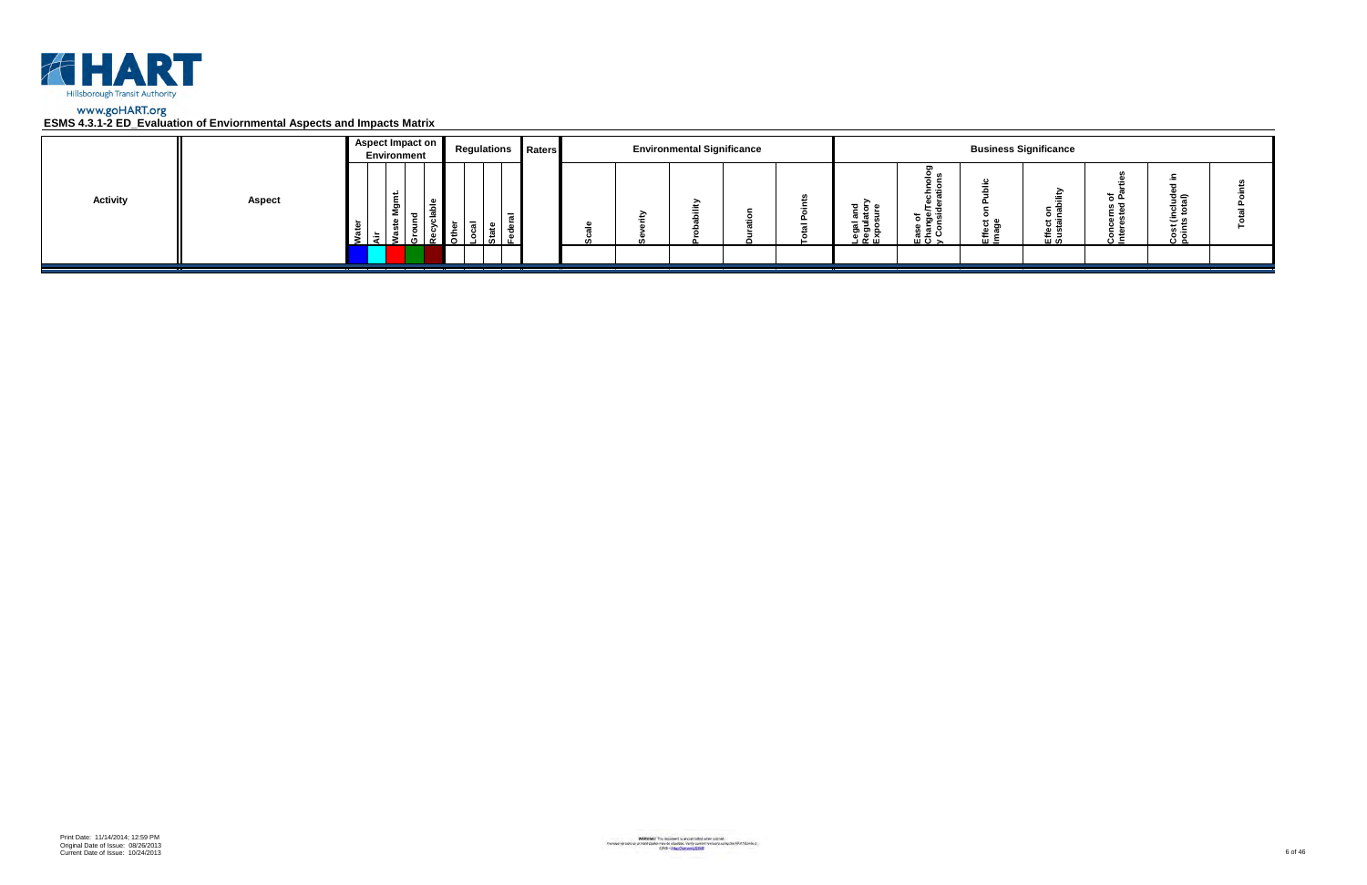HART
Hillsborough Transit Authority
www.goHART.org

**ESMS 4.3.1-2 ED_Evaluation of Enviornmental Aspects and Impacts Matrix**

| Activity | Aspect | Aspect Impact on Environment | | | | | | Regulations | | | Raters | Environmental Significance | | | | | Business Significance | | | | | | |
|---|---|---|---|---|---|---|---|---|---|---|---|---|---|---|---|---|---|---|---|---|---|---|---|
| | | Water | Air | Waste Mgmt. | Ground | Recyclable | Other | Local | State | Federal | | Scale | Severity | Probability | Duration | Total Points | Legal and Regulatory Exposure | Ease of Change/Technology Considerations | Effect on Public Image | Effect on Sustainability | Concerns of Interested Parties | Cost (included in points total) | Total Points |

Print Date: 11/14/2014; 12:59 PM
Original Date of Issue: 08/26/2013
Current Date of Issue: 10/24/2013

WARNING! This document is uncontrolled when printed.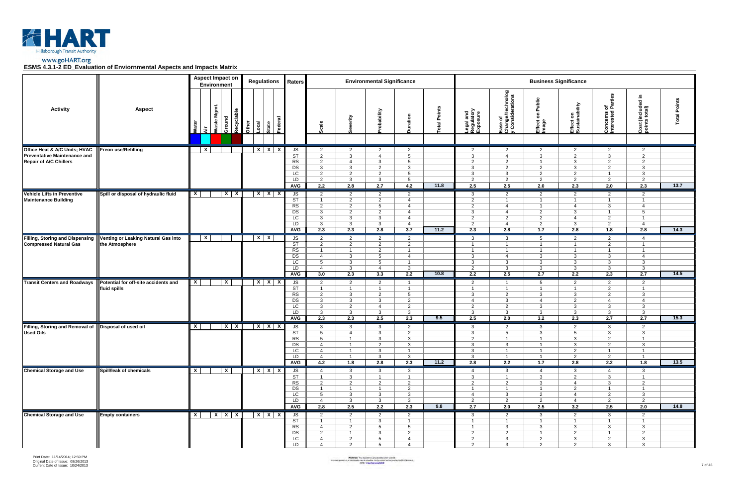www.goHART.org

**ESMS 4.3.1-2 ED_Evaluation of Enviornmental Aspects and Impacts Matrix**

| Activity | Aspect | Aspect Impact on Environment | | | | | | Regulations | | | | Raters | Environmental Significance | | | | | Business Significance | | | | | | |
|---|---|---|---|---|---|---|---|---|---|---|---|---|---|---|---|---|---|---|---|---|---|---|---|---|
| | | Water | Air | Waste Mgmt. | Ground | Recyclable | | Other | Local | State | Federal | | Scale | Severity | Probability | Duration | Total Points | Legal and Regulatory Exposure | Ease of Change/Technology Considerations | Effect on Public Image | Effect on Sustainability | Concerns of Interested Parties | Cost (included in points total) | Total Points |
| Office Heat & A/C Units; HVAC Preventative Maintenance and Repair of A/C Chillers | Freon use/Refilling | | X | | | | | | X | X | X | JS | 2 | 2 | 2 | 2 | | 2 | 2 | 2 | 2 | 2 | 2 | |
| | | | | | | | | | | | | ST | 2 | 3 | 4 | 5 | | 3 | 4 | 3 | 2 | 3 | 2 | |
| | | | | | | | | | | | | RS | 2 | 4 | 3 | 5 | | 2 | 2 | 1 | 3 | 2 | 2 | |
| | | | | | | | | | | | | DS | 3 | 3 | 2 | 3 | | 3 | 2 | 2 | 3 | 2 | 3 | |
| | | | | | | | | | | | | LC | 2 | 2 | 2 | 5 | | 3 | 3 | 2 | 2 | 1 | 3 | |
| | | | | | | | | | | | | LD | 2 | 3 | 3 | 5 | | 2 | 2 | 2 | 2 | 2 | 2 | |
| | | | | | | | | | | | | AVG | 2.2 | 2.8 | 2.7 | 4.2 | 11.8 | 2.5 | 2.5 | 2.0 | 2.3 | 2.0 | 2.3 | 13.7 |
| Vehicle Lifts in Preventive Maintenance Building | Spill or disposal of hydraulic fluid | X | | | X | X | | | X | X | X | JS | 2 | 2 | 2 | 2 | | 3 | 2 | 2 | 2 | 2 | 2 | |
| | | | | | | | | | | | | ST | 1 | 2 | 2 | 4 | | 2 | 1 | 1 | 1 | 1 | 1 | |
| | | | | | | | | | | | | RS | 2 | 2 | 5 | 4 | | 2 | 4 | 1 | 4 | 3 | 4 | |
| | | | | | | | | | | | | DS | 3 | 2 | 2 | 4 | | 3 | 4 | 2 | 3 | 1 | 5 | |
| | | | | | | | | | | | | LC | 3 | 3 | 3 | 4 | | 2 | 2 | 2 | 4 | 2 | 1 | |
| | | | | | | | | | | | | LD | 3 | 3 | 3 | 4 | | 2 | 4 | 2 | 3 | 2 | 4 | |
| | | | | | | | | | | | | AVG | 2.3 | 2.3 | 2.8 | 3.7 | 11.2 | 2.3 | 2.8 | 1.7 | 2.8 | 1.8 | 2.8 | 14.3 |
| Filling, Storing and Dispensing Compressed Natural Gas | Venting or Leaking Natural Gas into the Atmosphere | | X | | | | | | X | X | | JS | 2 | 2 | 2 | 2 | | 3 | 3 | 5 | 2 | 2 | 4 | |
| | | | | | | | | | | | | ST | 2 | 2 | 2 | 2 | | 1 | 1 | 1 | 1 | 2 | 1 | |
| | | | | | | | | | | | | RS | 1 | 1 | 2 | 1 | | 1 | 1 | 1 | 1 | 1 | 1 | |
| | | | | | | | | | | | | DS | 4 | 3 | 5 | 4 | | 3 | 4 | 3 | 3 | 3 | 4 | |
| | | | | | | | | | | | | LC | 5 | 3 | 5 | 1 | | 3 | 3 | 3 | 3 | 3 | 3 | |
| | | | | | | | | | | | | LD | 4 | 3 | 4 | 3 | | 2 | 3 | 3 | 3 | 3 | 3 | |
| | | | | | | | | | | | | AVG | 3.0 | 2.3 | 3.3 | 2.2 | 10.8 | 2.2 | 2.5 | 2.7 | 2.2 | 2.3 | 2.7 | 14.5 |
| Transit Centers and Roadways | Potential for off-site accidents and fluid spills | X | | | X | | | | X | X | X | JS | 2 | 2 | 2 | 1 | | 2 | 1 | 5 | 2 | 2 | 2 | |
| | | | | | | | | | | | | ST | 1 | 1 | 1 | 1 | | 1 | 1 | 1 | 1 | 2 | 1 | |
| | | | | | | | | | | | | RS | 2 | 3 | 2 | 5 | | 3 | 2 | 3 | 3 | 2 | 3 | |
| | | | | | | | | | | | | DS | 3 | 3 | 3 | 2 | | 4 | 3 | 4 | 2 | 4 | 4 | |
| | | | | | | | | | | | | LC | 3 | 2 | 4 | 2 | | 2 | 2 | 3 | 3 | 3 | 3 | |
| | | | | | | | | | | | | LD | 3 | 3 | 3 | 3 | | 3 | 3 | 3 | 3 | 3 | 3 | |
| | | | | | | | | | | | | AVG | 2.3 | 2.3 | 2.5 | 2.3 | 9.5 | 2.5 | 2.0 | 3.2 | 2.3 | 2.7 | 2.7 | 15.3 |
| Filling, Storing and Removal of Used Oils | Disposal of used oil | X | | | X | X | | | X | X | X | JS | 3 | 3 | 3 | 2 | | 3 | 2 | 3 | 2 | 3 | 2 | |
| | | | | | | | | | | | | ST | 5 | 4 | 3 | 2 | | 3 | 5 | 3 | 5 | 3 | 3 | |
| | | | | | | | | | | | | RS | 5 | 1 | 3 | 3 | | 2 | 1 | 1 | 3 | 2 | 1 | |
| | | | | | | | | | | | | DS | 4 | 1 | 2 | 3 | | 3 | 3 | 1 | 3 | 2 | 3 | |
| | | | | | | | | | | | | LC | 4 | 1 | 3 | 1 | | 3 | 1 | 1 | 2 | 1 | 1 | |
| | | | | | | | | | | | | LD | 4 | 1 | 3 | 3 | | 3 | 1 | 1 | 2 | 2 | 1 | |
| | | | | | | | | | | | | AVG | 4.2 | 1.8 | 2.8 | 2.3 | 11.2 | 2.8 | 2.2 | 1.7 | 2.8 | 2.2 | 1.8 | 13.5 |
| Chemical Storage and Use | Spill/leak of chemicals | X | | | X | | | | X | X | X | JS | 4 | 3 | 3 | 3 | | 4 | 3 | 4 | 3 | 4 | 3 | |
| | | | | | | | | | | | | ST | 1 | 3 | 1 | 1 | | 3 | 1 | 3 | 2 | 3 | 1 | |
| | | | | | | | | | | | | RS | 2 | 2 | 2 | 2 | | 2 | 2 | 3 | 4 | 3 | 2 | |
| | | | | | | | | | | | | DS | 1 | 1 | 1 | 2 | | 1 | 1 | 1 | 2 | 1 | 1 | |
| | | | | | | | | | | | | LC | 5 | 3 | 3 | 3 | | 4 | 3 | 2 | 4 | 2 | 3 | |
| | | | | | | | | | | | | LD | 4 | 3 | 3 | 3 | | 2 | 2 | 2 | 4 | 2 | 2 | |
| | | | | | | | | | | | | AVG | 2.8 | 2.5 | 2.2 | 2.3 | 9.8 | 2.7 | 2.0 | 2.5 | 3.2 | 2.5 | 2.0 | 14.8 |
| Chemical Storage and Use | Empty containers | X | | X | X | X | | | X | X | X | JS | 2 | 2 | 2 | 2 | | 3 | 2 | 3 | 2 | 3 | 2 | |
| | | | | | | | | | | | | ST | 1 | 1 | 3 | 1 | | 1 | 1 | 1 | 1 | 1 | 1 | |
| | | | | | | | | | | | | RS | 4 | 2 | 5 | 5 | | 1 | 3 | 3 | 3 | 3 | 3 | |
| | | | | | | | | | | | | DS | 2 | 1 | 3 | 2 | | 2 | 2 | 1 | 2 | 1 | 2 | |
| | | | | | | | | | | | | LC | 4 | 2 | 5 | 4 | | 2 | 3 | 2 | 3 | 2 | 3 | |
| | | | | | | | | | | | | LD | 4 | 2 | 5 | 4 | | 2 | 3 | 2 | 2 | 3 | 3 | |

Print Date: 11/14/2014; 12:59 PM
Original Date of Issue: 08/26/2013
Current Date of Issue: 10/24/2013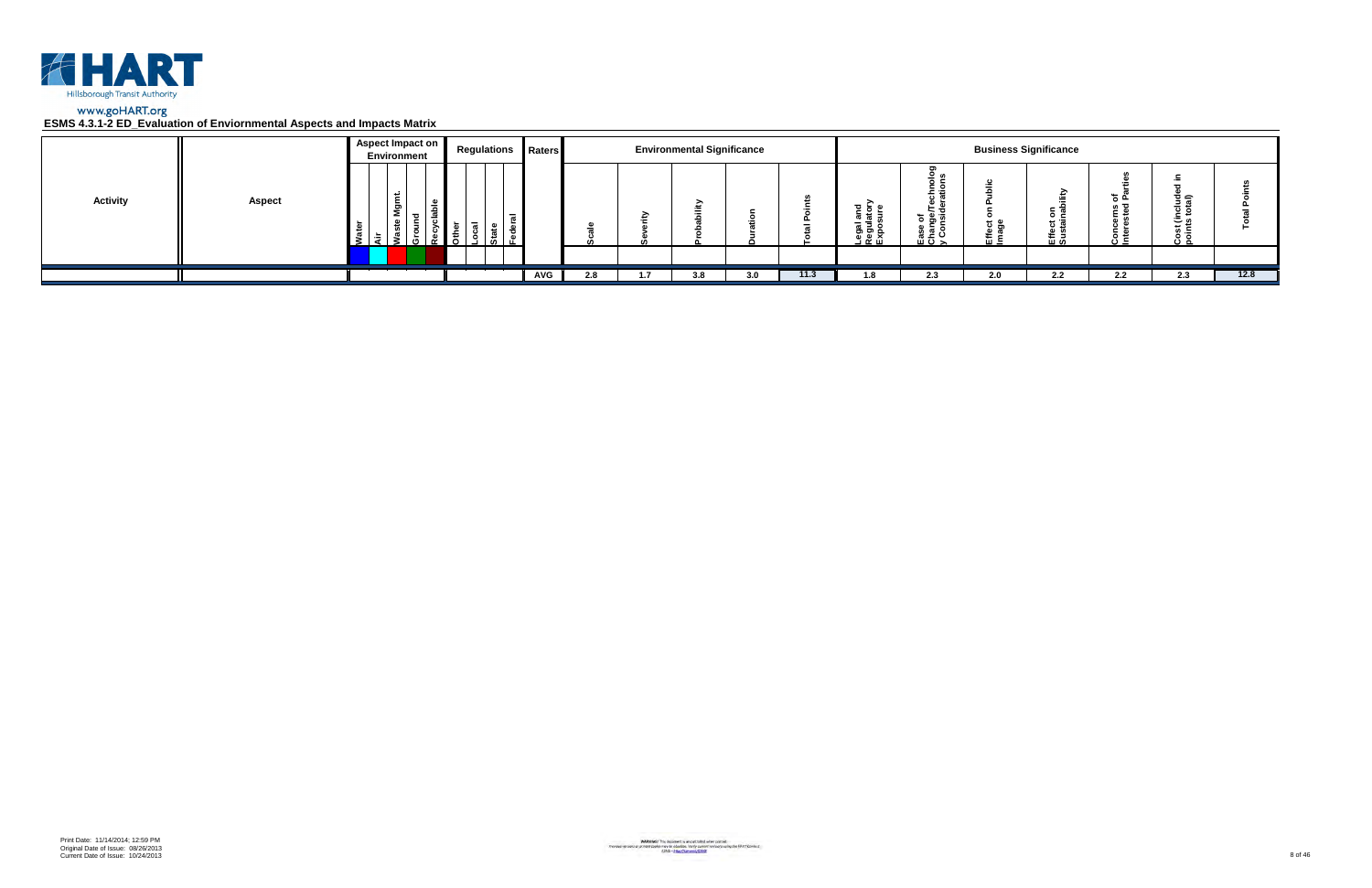HART
Hillsborough Transit Authority

www.goHART.org

**ESMS 4.3.1-2 ED_Evaluation of Enviornmental Aspects and Impacts Matrix**

| Activity | Aspect | Aspect Impact on Environment | | | | | Regulations | | | | Raters | Environmental Significance | | | | | Business Significance | | | | | | |
|---|---|---|---|---|---|---|---|---|---|---|---|---|---|---|---|---|---|---|---|---|---|---|---|
| | | Water | Air | Waste Mgmt. | Ground | Recyclable | Other | Local | State | Federal | | Scale | Severity | Probability | Duration | Total Points | Legal and Regulatory Exposure | Ease of Change/Technology Considerations | Effect on Public Image | Effect on Sustainability | Concerns of Interested Parties | Cost (included in points total) | Total Points |
| | | | | | | | | | | | AVG | 2.8 | 1.7 | 3.8 | 3.0 | 11.3 | 1.8 | 2.3 | 2.0 | 2.2 | 2.2 | 2.3 | 12.8 |

Print Date: 11/14/2014; 12:59 PM
Original Date of Issue: 08/26/2013
Current Date of Issue: 10/24/2013

WARNING! This document is uncontrolled when printed.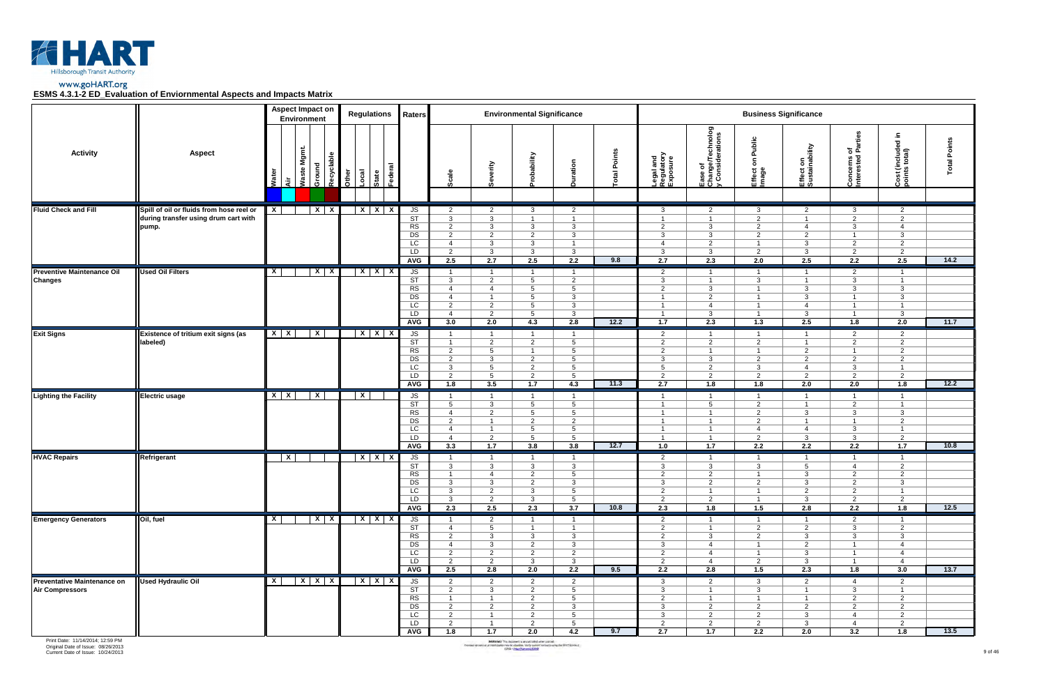# HART

Hillsborough Transit Authority

www.goHART.org

## ESMS 4.3.1-2 ED_Evaluation of Enviornmental Aspects and Impacts Matrix

| Activity | Aspect | Aspect Impact on Environment | | | | | Regulations | | | | Raters | Environmental Significance | | | | | Business Significance | | | | | | |
|---|---|---|---|---|---|---|---|---|---|---|---|---|---|---|---|---|---|---|---|---|---|---|---|
| | | Water | Air | Waste Mgmt. | Ground | Recyclable | Other | Local | State | Federal | | Scale | Severity | Probability | Duration | Total Points | Legal and Regulatory Exposure | Ease of Change/Technology Considerations | Effect on Public Image | Effect on Sustainability | Concerns of Interested Parties | Cost (Included in points total) | Total Points |
| **Fluid Check and Fill** | **Spill of oil or fluids from hose reel or during transfer using drum cart with pump.** | X | | | X | X | | X | X | X | JS | 2 | 2 | 3 | 2 | | 3 | 2 | 3 | 2 | 3 | 2 | |
| | | | | | | | | | | | ST | 3 | 3 | 1 | 1 | | 1 | 1 | 2 | 1 | 2 | 2 | |
| | | | | | | | | | | | RS | 2 | 3 | 3 | 3 | | 2 | 3 | 2 | 4 | 3 | 4 | |
| | | | | | | | | | | | DS | 2 | 2 | 2 | 3 | | 3 | 3 | 2 | 2 | 1 | 3 | |
| | | | | | | | | | | | LC | 4 | 3 | 3 | 1 | | 4 | 2 | 1 | 3 | 2 | 2 | |
| | | | | | | | | | | | LD | 2 | 3 | 3 | 3 | | 3 | 3 | 2 | 3 | 2 | 2 | |
| | | | | | | | | | | | **AVG** | **2.5** | **2.7** | **2.5** | **2.2** | **9.8** | **2.7** | **2.3** | **2.0** | **2.5** | **2.2** | **2.5** | **14.2** |
| **Preventive Maintenance Oil Changes** | **Used Oil Filters** | X | | | X | X | | X | X | X | JS | 1 | 1 | 1 | 1 | | 2 | 1 | 1 | 1 | 2 | 1 | |
| | | | | | | | | | | | ST | 3 | 2 | 5 | 2 | | 3 | 1 | 3 | 1 | 3 | 1 | |
| | | | | | | | | | | | RS | 4 | 4 | 5 | 5 | | 2 | 3 | 1 | 3 | 3 | 3 | |
| | | | | | | | | | | | DS | 4 | 1 | 5 | 3 | | 1 | 2 | 1 | 3 | 1 | 3 | |
| | | | | | | | | | | | LC | 2 | 2 | 5 | 3 | | 1 | 4 | 1 | 4 | 1 | 1 | |
| | | | | | | | | | | | LD | 4 | 2 | 5 | 3 | | 1 | 3 | 1 | 3 | 1 | 3 | |
| | | | | | | | | | | | **AVG** | **3.0** | **2.0** | **4.3** | **2.8** | **12.2** | **1.7** | **2.3** | **1.3** | **2.5** | **1.8** | **2.0** | **11.7** |
| **Exit Signs** | **Existence of tritium exit signs (as labeled)** | X | X | | X | | | X | X | X | JS | 1 | 1 | 1 | 1 | | 2 | 1 | 1 | 1 | 2 | 2 | |
| | | | | | | | | | | | ST | 1 | 2 | 2 | 5 | | 2 | 2 | 2 | 1 | 2 | 2 | |
| | | | | | | | | | | | RS | 2 | 5 | 1 | 5 | | 2 | 1 | 1 | 2 | 1 | 2 | |
| | | | | | | | | | | | DS | 2 | 3 | 2 | 5 | | 3 | 3 | 2 | 2 | 2 | 2 | |
| | | | | | | | | | | | LC | 3 | 5 | 2 | 5 | | 5 | 2 | 3 | 4 | 3 | 1 | |
| | | | | | | | | | | | LD | 2 | 5 | 2 | 5 | | 2 | 2 | 2 | 2 | 2 | 2 | |
| | | | | | | | | | | | **AVG** | **1.8** | **3.5** | **1.7** | **4.3** | **11.3** | **2.7** | **1.8** | **1.8** | **2.0** | **2.0** | **1.8** | **12.2** |
| **Lighting the Facility** | **Electric usage** | X | X | | X | | | X | | | JS | 1 | 1 | 1 | 1 | | 1 | 1 | 1 | 1 | 1 | 1 | |
| | | | | | | | | | | | ST | 5 | 3 | 5 | 5 | | 1 | 5 | 2 | 1 | 2 | 1 | |
| | | | | | | | | | | | RS | 4 | 2 | 5 | 5 | | 1 | 1 | 2 | 3 | 3 | 3 | |
| | | | | | | | | | | | DS | 2 | 1 | 2 | 2 | | 1 | 1 | 2 | 1 | 1 | 2 | |
| | | | | | | | | | | | LC | 4 | 1 | 5 | 5 | | 1 | 1 | 4 | 4 | 3 | 1 | |
| | | | | | | | | | | | LD | 4 | 2 | 5 | 5 | | 1 | 1 | 2 | 3 | 3 | 2 | |
| | | | | | | | | | | | **AVG** | **3.3** | **1.7** | **3.8** | **3.8** | **12.7** | **1.0** | **1.7** | **2.2** | **2.2** | **2.2** | **1.7** | **10.8** |
| **HVAC Repairs** | **Refrigerant** | | X | | | | | X | X | X | JS | 1 | 1 | 1 | 1 | | 2 | 1 | 1 | 1 | 1 | 1 | |
| | | | | | | | | | | | ST | 3 | 3 | 3 | 3 | | 3 | 3 | 3 | 5 | 4 | 2 | |
| | | | | | | | | | | | RS | 1 | 4 | 2 | 5 | | 2 | 2 | 1 | 3 | 2 | 2 | |
| | | | | | | | | | | | DS | 3 | 3 | 2 | 3 | | 3 | 2 | 2 | 3 | 2 | 3 | |
| | | | | | | | | | | | LC | 3 | 2 | 3 | 5 | | 2 | 1 | 1 | 2 | 2 | 1 | |
| | | | | | | | | | | | LD | 3 | 2 | 3 | 5 | | 2 | 2 | 1 | 3 | 2 | 2 | |
| | | | | | | | | | | | **AVG** | **2.3** | **2.5** | **2.3** | **3.7** | **10.8** | **2.3** | **1.8** | **1.5** | **2.8** | **2.2** | **1.8** | **12.5** |
| **Emergency Generators** | **Oil, fuel** | X | | | X | X | | X | X | X | JS | 1 | 2 | 1 | 1 | | 2 | 1 | 1 | 1 | 2 | 1 | |
| | | | | | | | | | | | ST | 4 | 5 | 1 | 1 | | 2 | 1 | 2 | 2 | 3 | 2 | |
| | | | | | | | | | | | RS | 2 | 3 | 3 | 3 | | 2 | 3 | 2 | 3 | 3 | 3 | |
| | | | | | | | | | | | DS | 4 | 3 | 2 | 3 | | 3 | 4 | 1 | 2 | 1 | 4 | |
| | | | | | | | | | | | LC | 2 | 2 | 2 | 2 | | 2 | 4 | 1 | 3 | 1 | 4 | |
| | | | | | | | | | | | LD | 2 | 2 | 3 | 3 | | 2 | 4 | 2 | 3 | 1 | 4 | |
| | | | | | | | | | | | **AVG** | **2.5** | **2.8** | **2.0** | **2.2** | **9.5** | **2.2** | **2.8** | **1.5** | **2.3** | **1.8** | **3.0** | **13.7** |
| **Preventative Maintenance on Air Compressors** | **Used Hydraulic Oil** | X | | X | X | X | | X | X | X | JS | 2 | 2 | 2 | 2 | | 3 | 2 | 3 | 2 | 4 | 2 | |
| | | | | | | | | | | | ST | 2 | 3 | 2 | 5 | | 3 | 1 | 3 | 1 | 3 | 1 | |
| | | | | | | | | | | | RS | 1 | 1 | 2 | 5 | | 2 | 1 | 1 | 1 | 2 | 2 | |
| | | | | | | | | | | | DS | 2 | 2 | 2 | 3 | | 3 | 2 | 2 | 2 | 2 | 2 | |
| | | | | | | | | | | | LC | 2 | 1 | 2 | 5 | | 3 | 2 | 2 | 3 | 4 | 2 | |
| | | | | | | | | | | | LD | 2 | 1 | 2 | 5 | | 2 | 2 | 2 | 3 | 4 | 2 | |
| | | | | | | | | | | | **AVG** | **1.8** | **1.7** | **2.0** | **4.2** | **9.7** | **2.7** | **1.7** | **2.2** | **2.0** | **3.2** | **1.8** | **13.5** |

Print Date: 11/14/2014; 12:59 PM
Original Date of Issue: 08/26/2013
Current Date of Issue: 10/24/2013

WARNING! This document is uncontrolled when printed. Printed or electronic copies may be obsolete. Verify current version using the HART Esmsbuzz ESMS – http://hartesms/ESMS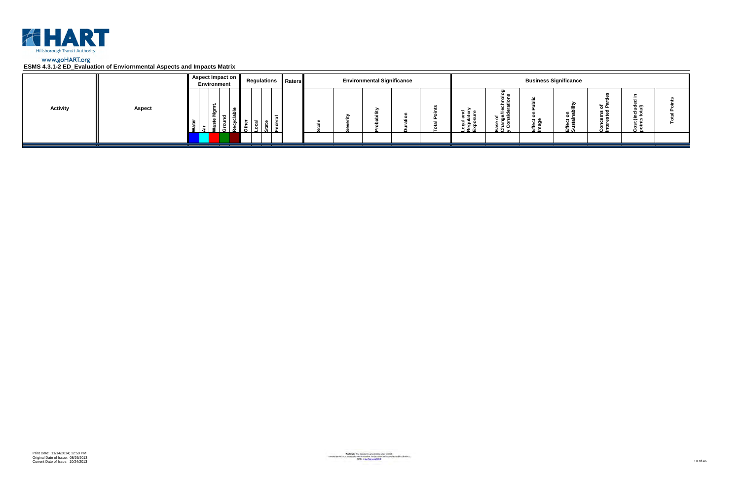www.goHART.org

**ESMS 4.3.1-2 ED_Evaluation of Enviornmental Aspects and Impacts Matrix**

| Activity | Aspect | Aspect Impact on Environment | | | | | | Regulations | | | | Raters | Environmental Significance | | | | | Business Significance | | | | | | |
|---|---|---|---|---|---|---|---|---|---|---|---|---|---|---|---|---|---|---|---|---|---|---|---|---|
| | | Water | Air | Waste Mgmt. | Ground | Recyclable | | Other | Local | State | Federal | | Scale | Severity | Probability | Duration | Total Points | Legal and Regulatory Exposure | Ease of Change/Technology Considerations | Effect on Public Image | Effect on Sustainability | Concerns of Interested Parties | Cost (included in points total) | Total Points |
| | | | | | | | | | | | | | | | | | | | | | | | | |

Print Date: 11/14/2014; 12:59 PM
Original Date of Issue: 08/26/2013
Current Date of Issue: 10/24/2013

**WARNING!** This document is uncontrolled when printed.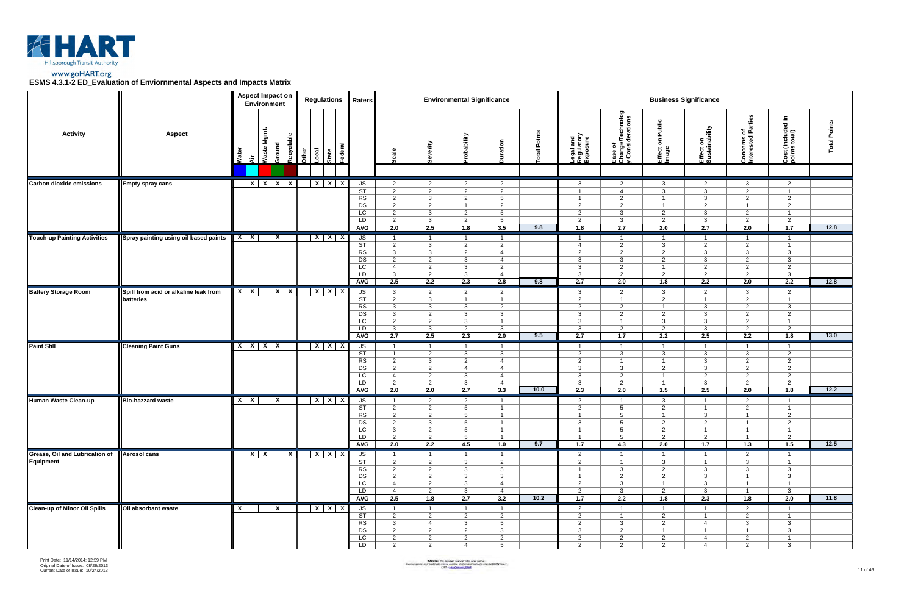www.goHART.org

**ESMS 4.3.1-2 ED_Evaluation of Enviornmental Aspects and Impacts Matrix**

| Activity | Aspect | Aspect Impact on Environment | | | | | | Regulations | | | | Raters | Environmental Significance | | | | | Business Significance | | | | | | |
|---|---|---|---|---|---|---|---|---|---|---|---|---|---|---|---|---|---|---|---|---|---|---|---|---|
| | | Water | Air | Waste Mgmt. | Ground | Recyclable | | Other | Local | State | Federal | | Scale | Severity | Probability | Duration | Total Points | Legal and Regulatory Exposure | Ease of Change/Technology Considerations | Effect on Public Image | Effect on Sustainability | Concerns of Interested Parties | Cost (included in points total) | Total Points |
| **Carbon dioxide emissions** | **Empty spray cans** | | X | X | X | X | | | X | X | X | JS | 2 | 2 | 2 | 2 | | 3 | 2 | 3 | 2 | 3 | 2 | |
| | | | | | | | | | | | | ST | 2 | 2 | 2 | 2 | | 1 | 4 | 3 | 3 | 2 | 1 | |
| | | | | | | | | | | | | RS | 2 | 3 | 2 | 5 | | 1 | 2 | 1 | 3 | 2 | 2 | |
| | | | | | | | | | | | | DS | 2 | 2 | 1 | 2 | | 2 | 2 | 1 | 2 | 1 | 2 | |
| | | | | | | | | | | | | LC | 2 | 3 | 2 | 5 | | 2 | 3 | 2 | 3 | 2 | 1 | |
| | | | | | | | | | | | | LD | 2 | 3 | 2 | 5 | | 2 | 3 | 2 | 3 | 2 | 2 | |
| | | | | | | | | | | | | AVG | 2.0 | 2.5 | 1.8 | 3.5 | 9.8 | 1.8 | 2.7 | 2.0 | 2.7 | 2.0 | 1.7 | 12.8 |
| **Touch-up Painting Activities** | **Spray painting using oil based paints** | X | X | | X | | | | X | X | X | JS | 1 | 1 | 1 | 1 | | 1 | 1 | 1 | 1 | 1 | 1 | |
| | | | | | | | | | | | | ST | 2 | 3 | 2 | 2 | | 4 | 2 | 3 | 2 | 2 | 1 | |
| | | | | | | | | | | | | RS | 3 | 3 | 2 | 4 | | 2 | 2 | 2 | 3 | 3 | 3 | |
| | | | | | | | | | | | | DS | 2 | 2 | 3 | 4 | | 3 | 3 | 2 | 3 | 2 | 3 | |
| | | | | | | | | | | | | LC | 4 | 2 | 3 | 2 | | 3 | 2 | 1 | 2 | 2 | 2 | |
| | | | | | | | | | | | | LD | 3 | 2 | 3 | 4 | | 3 | 2 | 2 | 2 | 2 | 3 | |
| | | | | | | | | | | | | AVG | 2.5 | 2.2 | 2.3 | 2.8 | 9.8 | 2.7 | 2.0 | 1.8 | 2.2 | 2.0 | 2.2 | 12.8 |
| **Battery Storage Room** | **Spill from acid or alkaline leak from batteries** | X | X | | X | X | | | X | X | X | JS | 3 | 2 | 2 | 2 | | 3 | 2 | 3 | 2 | 3 | 2 | |
| | | | | | | | | | | | | ST | 2 | 3 | 1 | 1 | | 2 | 1 | 2 | 1 | 2 | 1 | |
| | | | | | | | | | | | | RS | 3 | 3 | 3 | 2 | | 2 | 2 | 1 | 3 | 2 | 3 | |
| | | | | | | | | | | | | DS | 3 | 2 | 3 | 3 | | 3 | 2 | 2 | 3 | 2 | 2 | |
| | | | | | | | | | | | | LC | 2 | 2 | 3 | 1 | | 3 | 1 | 3 | 3 | 2 | 1 | |
| | | | | | | | | | | | | LD | 3 | 3 | 2 | 3 | | 3 | 2 | 2 | 3 | 2 | 2 | |
| | | | | | | | | | | | | AVG | 2.7 | 2.5 | 2.3 | 2.0 | 9.5 | 2.7 | 1.7 | 2.2 | 2.5 | 2.2 | 1.8 | 13.0 |
| **Paint Still** | **Cleaning Paint Guns** | X | X | X | X | | | | X | X | X | JS | 1 | 1 | 1 | 1 | | 1 | 1 | 1 | 1 | 1 | 1 | |
| | | | | | | | | | | | | ST | 1 | 2 | 3 | 3 | | 2 | 3 | 3 | 3 | 3 | 2 | |
| | | | | | | | | | | | | RS | 2 | 3 | 2 | 4 | | 2 | 1 | 1 | 3 | 2 | 2 | |
| | | | | | | | | | | | | DS | 2 | 2 | 4 | 4 | | 3 | 3 | 2 | 3 | 2 | 2 | |
| | | | | | | | | | | | | LC | 4 | 2 | 3 | 4 | | 3 | 2 | 1 | 2 | 2 | 2 | |
| | | | | | | | | | | | | LD | 2 | 2 | 3 | 4 | | 3 | 2 | 1 | 3 | 2 | 2 | |
| | | | | | | | | | | | | AVG | 2.0 | 2.0 | 2.7 | 3.3 | 10.0 | 2.3 | 2.0 | 1.5 | 2.5 | 2.0 | 1.8 | 12.2 |
| **Human Waste Clean-up** | **Bio-hazzard waste** | X | X | | X | | | | X | X | X | JS | 1 | 2 | 2 | 1 | | 2 | 1 | 3 | 1 | 2 | 1 | |
| | | | | | | | | | | | | ST | 2 | 2 | 5 | 1 | | 2 | 5 | 2 | 1 | 2 | 1 | |
| | | | | | | | | | | | | RS | 2 | 2 | 5 | 1 | | 1 | 5 | 1 | 3 | 1 | 2 | |
| | | | | | | | | | | | | DS | 2 | 3 | 5 | 1 | | 3 | 5 | 2 | 2 | 1 | 2 | |
| | | | | | | | | | | | | LC | 3 | 2 | 5 | 1 | | 1 | 5 | 2 | 1 | 1 | 1 | |
| | | | | | | | | | | | | LD | 2 | 2 | 5 | 1 | | 1 | 5 | 2 | 2 | 1 | 2 | |
| | | | | | | | | | | | | AVG | 2.0 | 2.2 | 4.5 | 1.0 | 9.7 | 1.7 | 4.3 | 2.0 | 1.7 | 1.3 | 1.5 | 12.5 |
| **Grease, Oil and Lubrication of Equipment** | **Aerosol cans** | | X | X | | X | | X | X | X | X | JS | 1 | 1 | 1 | 1 | | 2 | 1 | 1 | 1 | 2 | 1 | |
| | | | | | | | | | | | | ST | 2 | 2 | 3 | 2 | | 2 | 1 | 3 | 1 | 3 | 1 | |
| | | | | | | | | | | | | RS | 2 | 2 | 3 | 5 | | 1 | 3 | 2 | 3 | 3 | 3 | |
| | | | | | | | | | | | | DS | 2 | 2 | 3 | 3 | | 1 | 2 | 2 | 3 | 1 | 3 | |
| | | | | | | | | | | | | LC | 4 | 2 | 3 | 4 | | 2 | 3 | 1 | 3 | 1 | 1 | |
| | | | | | | | | | | | | LD | 4 | 2 | 3 | 4 | | 2 | 3 | 2 | 3 | 1 | 3 | |
| | | | | | | | | | | | | AVG | 2.5 | 1.8 | 2.7 | 3.2 | 10.2 | 1.7 | 2.2 | 1.8 | 2.3 | 1.8 | 2.0 | 11.8 |
| **Clean-up of Minor Oil Spills** | **Oil absorbant waste** | X | | | X | | | | X | X | X | JS | 1 | 1 | 1 | 1 | | 2 | 1 | 1 | 1 | 2 | 1 | |
| | | | | | | | | | | | | ST | 2 | 2 | 2 | 2 | | 2 | 1 | 2 | 1 | 2 | 1 | |
| | | | | | | | | | | | | RS | 3 | 4 | 3 | 5 | | 2 | 3 | 2 | 4 | 3 | 3 | |
| | | | | | | | | | | | | DS | 2 | 2 | 2 | 3 | | 3 | 2 | 1 | 1 | 1 | 3 | |
| | | | | | | | | | | | | LC | 2 | 2 | 2 | 2 | | 2 | 2 | 2 | 4 | 2 | 1 | |
| | | | | | | | | | | | | LD | 2 | 2 | 4 | 5 | | 2 | 2 | 2 | 4 | 2 | 3 | |

Print Date: 11/14/2014; 12:59 PM
Original Date of Issue: 08/26/2013
Current Date of Issue: 10/24/2013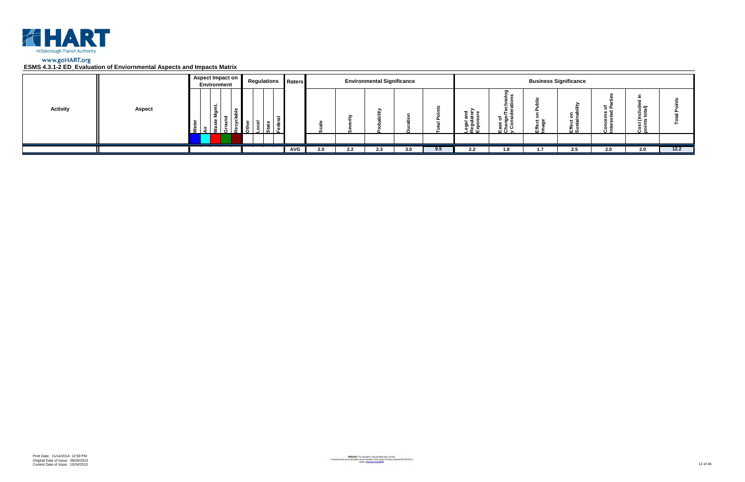Hillsborough Transit Authority

www.goHART.org

**ESMS 4.3.1-2 ED_Evaluation of Enviornmental Aspects and Impacts Matrix**

| Activity | Aspect | Aspect Impact on Environment | | | | | Regulations | | | | Raters | Environmental Significance | | | | | Business Significance | | | | | | |
|---|---|---|---|---|---|---|---|---|---|---|---|---|---|---|---|---|---|---|---|---|---|---|---|
| | | Water | Air | Waste Mgmt. | Ground | Recyclable | Other | Local | State | Federal | | Scale | Severity | Probability | Duration | Total Points | Legal and Regulatory Exposure | Ease of Change/Technology Considerations | Effect on Public Image | Effect on Sustainability | Concerns of Interested Parties | Cost (included in points total) | Total Points |
| | | | | | | | | | | | AVG | 2.0 | 2.2 | 2.3 | 3.0 | 9.5 | 2.2 | 1.8 | 1.7 | 2.5 | 2.0 | 2.0 | 12.2 |

Print Date: 11/14/2014; 12:59 PM
Original Date of Issue: 08/26/2013
Current Date of Issue: 10/24/2013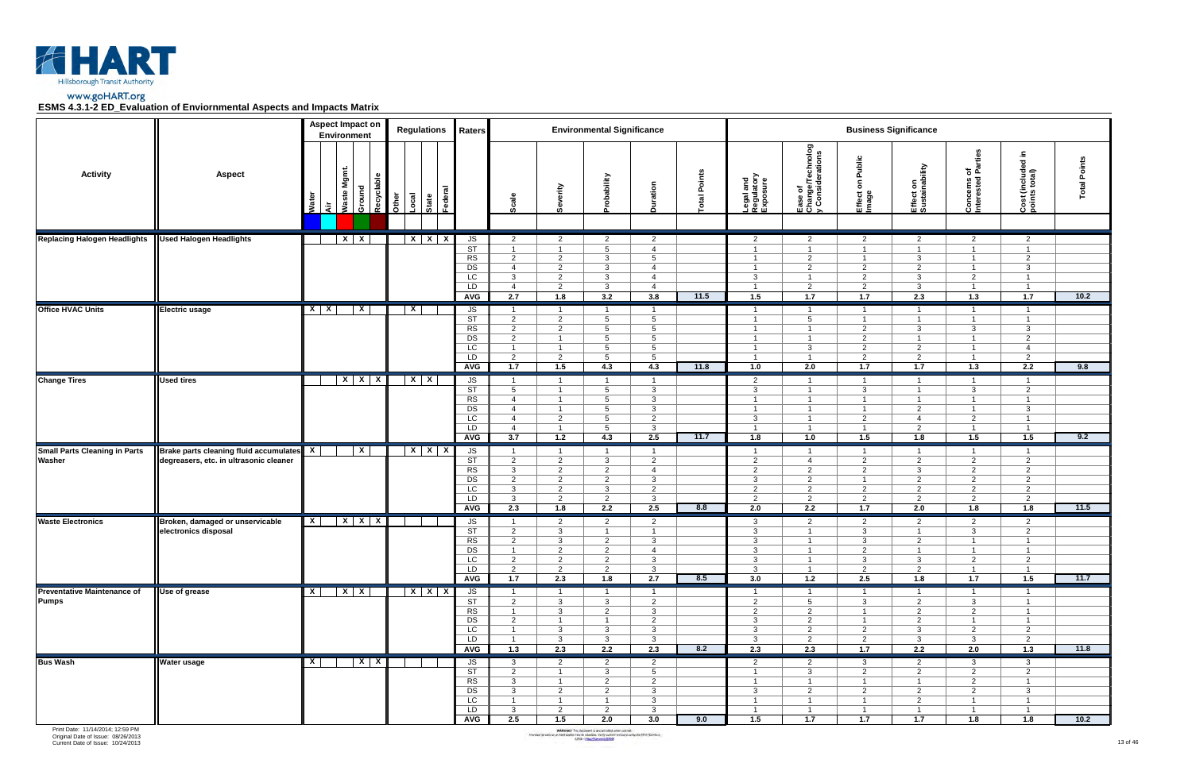www.goHART.org

**ESMS 4.3.1-2 ED_Evaluation of Enviornmental Aspects and Impacts Matrix**

| Activity | Aspect | Water | Air | Waste Mgmt. | Ground | Recyclable | Other | Local | State | Federal | Raters | Scale | Severity | Probability | Duration | Total Points | Legal and Regulatory Exposure | Ease of Change/Technology Considerations | Effect on Public Image | Effect on Sustainability | Concerns of Interested Parties | Cost (included in points total) | Total Points |
|---|---|---|---|---|---|---|---|---|---|---|---|---|---|---|---|---|---|---|---|---|---|---|---|
| | | **Aspect Impact on Environment** | | | | | **Regulations** | | | | | **Environmental Significance** | | | | | **Business Significance** | | | | | | |
| Replacing Halogen Headlights | Used Halogen Headlights | | | X | X | | | X | X | X | JS | 2 | 2 | 2 | 2 | | 2 | 2 | 2 | 2 | 2 | 2 | |
| | | | | | | | | | | | ST | 1 | 1 | 5 | 4 | | 1 | 1 | 1 | 1 | 1 | 1 | |
| | | | | | | | | | | | RS | 2 | 2 | 3 | 5 | | 1 | 2 | 1 | 3 | 1 | 2 | |
| | | | | | | | | | | | DS | 4 | 2 | 3 | 4 | | 1 | 2 | 2 | 2 | 1 | 3 | |
| | | | | | | | | | | | LC | 3 | 2 | 3 | 4 | | 3 | 1 | 2 | 3 | 2 | 1 | |
| | | | | | | | | | | | LD | 4 | 2 | 3 | 4 | | 1 | 2 | 2 | 3 | 1 | 1 | |
| | | | | | | | | | | | AVG | 2.7 | 1.8 | 3.2 | 3.8 | 11.5 | 1.5 | 1.7 | 1.7 | 2.3 | 1.3 | 1.7 | 10.2 |
| Office HVAC Units | Electric usage | X | X | | X | | | X | | | JS | 1 | 1 | 1 | 1 | | 1 | 1 | 1 | 1 | 1 | 1 | |
| | | | | | | | | | | | ST | 2 | 2 | 5 | 5 | | 1 | 5 | 1 | 1 | 1 | 1 | |
| | | | | | | | | | | | RS | 2 | 2 | 5 | 5 | | 1 | 1 | 2 | 3 | 3 | 3 | |
| | | | | | | | | | | | DS | 2 | 1 | 5 | 5 | | 1 | 1 | 2 | 1 | 1 | 2 | |
| | | | | | | | | | | | LC | 1 | 1 | 5 | 5 | | 1 | 3 | 2 | 2 | 1 | 4 | |
| | | | | | | | | | | | LD | 2 | 2 | 5 | 5 | | 1 | 1 | 2 | 2 | 1 | 2 | |
| | | | | | | | | | | | AVG | 1.7 | 1.5 | 4.3 | 4.3 | 11.8 | 1.0 | 2.0 | 1.7 | 1.7 | 1.3 | 2.2 | 9.8 |
| Change Tires | Used tires | | | X | X | X | | X | X | | JS | 1 | 1 | 1 | 1 | | 2 | 1 | 1 | 1 | 1 | 1 | |
| | | | | | | | | | | | ST | 5 | 1 | 5 | 3 | | 3 | 1 | 3 | 1 | 3 | 2 | |
| | | | | | | | | | | | RS | 4 | 1 | 5 | 3 | | 1 | 1 | 1 | 1 | 1 | 1 | |
| | | | | | | | | | | | DS | 4 | 1 | 5 | 3 | | 1 | 1 | 1 | 2 | 1 | 3 | |
| | | | | | | | | | | | LC | 4 | 2 | 5 | 2 | | 3 | 1 | 2 | 4 | 2 | 1 | |
| | | | | | | | | | | | LD | 4 | 1 | 5 | 3 | | 1 | 1 | 1 | 2 | 1 | 1 | |
| | | | | | | | | | | | AVG | 3.7 | 1.2 | 4.3 | 2.5 | 11.7 | 1.8 | 1.0 | 1.5 | 1.8 | 1.5 | 1.5 | 9.2 |
| Small Parts Cleaning in Parts Washer | Brake parts cleaning fluid accumulates degreasers, etc. in ultrasonic cleaner | X | | | X | | | X | X | X | JS | 1 | 1 | 1 | 1 | | 1 | 1 | 1 | 1 | 1 | 1 | |
| | | | | | | | | | | | ST | 2 | 2 | 3 | 2 | | 2 | 4 | 2 | 2 | 2 | 2 | |
| | | | | | | | | | | | RS | 3 | 2 | 2 | 4 | | 2 | 2 | 2 | 3 | 2 | 2 | |
| | | | | | | | | | | | DS | 2 | 2 | 2 | 3 | | 3 | 2 | 1 | 2 | 2 | 2 | |
| | | | | | | | | | | | LC | 3 | 2 | 3 | 2 | | 2 | 2 | 2 | 2 | 2 | 2 | |
| | | | | | | | | | | | LD | 3 | 2 | 2 | 3 | | 2 | 2 | 2 | 2 | 2 | 2 | |
| | | | | | | | | | | | AVG | 2.3 | 1.8 | 2.2 | 2.5 | 8.8 | 2.0 | 2.2 | 1.7 | 2.0 | 1.8 | 1.8 | 11.5 |
| Waste Electronics | Broken, damaged or unservicable electronics disposal | X | | X | X | X | | | | | JS | 1 | 2 | 2 | 2 | | 3 | 2 | 2 | 2 | 2 | 2 | |
| | | | | | | | | | | | ST | 2 | 3 | 1 | 1 | | 3 | 1 | 3 | 1 | 3 | 2 | |
| | | | | | | | | | | | RS | 2 | 3 | 2 | 3 | | 3 | 1 | 3 | 2 | 1 | 1 | |
| | | | | | | | | | | | DS | 1 | 2 | 2 | 4 | | 3 | 1 | 2 | 1 | 1 | 1 | |
| | | | | | | | | | | | LC | 2 | 2 | 2 | 3 | | 3 | 1 | 3 | 3 | 2 | 2 | |
| | | | | | | | | | | | LD | 2 | 2 | 2 | 3 | | 3 | 1 | 2 | 2 | 1 | 1 | |
| | | | | | | | | | | | AVG | 1.7 | 2.3 | 1.8 | 2.7 | 8.5 | 3.0 | 1.2 | 2.5 | 1.8 | 1.7 | 1.5 | 11.7 |
| Preventative Maintenance of Pumps | Use of grease | X | | X | X | | | X | X | X | JS | 1 | 1 | 1 | 1 | | 1 | 1 | 1 | 1 | 1 | 1 | |
| | | | | | | | | | | | ST | 2 | 3 | 3 | 2 | | 2 | 5 | 3 | 2 | 3 | 1 | |
| | | | | | | | | | | | RS | 1 | 3 | 2 | 3 | | 2 | 2 | 1 | 2 | 2 | 1 | |
| | | | | | | | | | | | DS | 2 | 1 | 1 | 2 | | 3 | 2 | 1 | 2 | 1 | 1 | |
| | | | | | | | | | | | LC | 1 | 3 | 3 | 3 | | 3 | 2 | 2 | 3 | 2 | 2 | |
| | | | | | | | | | | | LD | 1 | 3 | 3 | 3 | | 3 | 2 | 2 | 3 | 3 | 2 | |
| | | | | | | | | | | | AVG | 1.3 | 2.3 | 2.2 | 2.3 | 8.2 | 2.3 | 2.3 | 1.7 | 2.2 | 2.0 | 1.3 | 11.8 |
| Bus Wash | Water usage | X | | | X | X | | | | | JS | 3 | 2 | 2 | 2 | | 2 | 2 | 3 | 2 | 3 | 3 | |
| | | | | | | | | | | | ST | 2 | 1 | 3 | 5 | | 1 | 3 | 2 | 2 | 2 | 2 | |
| | | | | | | | | | | | RS | 3 | 1 | 2 | 2 | | 1 | 1 | 1 | 1 | 2 | 1 | |
| | | | | | | | | | | | DS | 3 | 2 | 2 | 3 | | 3 | 2 | 2 | 2 | 2 | 3 | |
| | | | | | | | | | | | LC | 1 | 1 | 1 | 3 | | 1 | 1 | 1 | 2 | 1 | 1 | |
| | | | | | | | | | | | LD | 3 | 2 | 2 | 3 | | 1 | 1 | 1 | 1 | 1 | 1 | |
| | | | | | | | | | | | AVG | 2.5 | 1.5 | 2.0 | 3.0 | 9.0 | 1.5 | 1.7 | 1.7 | 1.7 | 1.8 | 1.8 | 10.2 |

Print Date: 11/14/2014; 12:59 PM
Original Date of Issue: 08/26/2013
Current Date of Issue: 10/24/2013

WARNING! This document is uncontrolled when printed.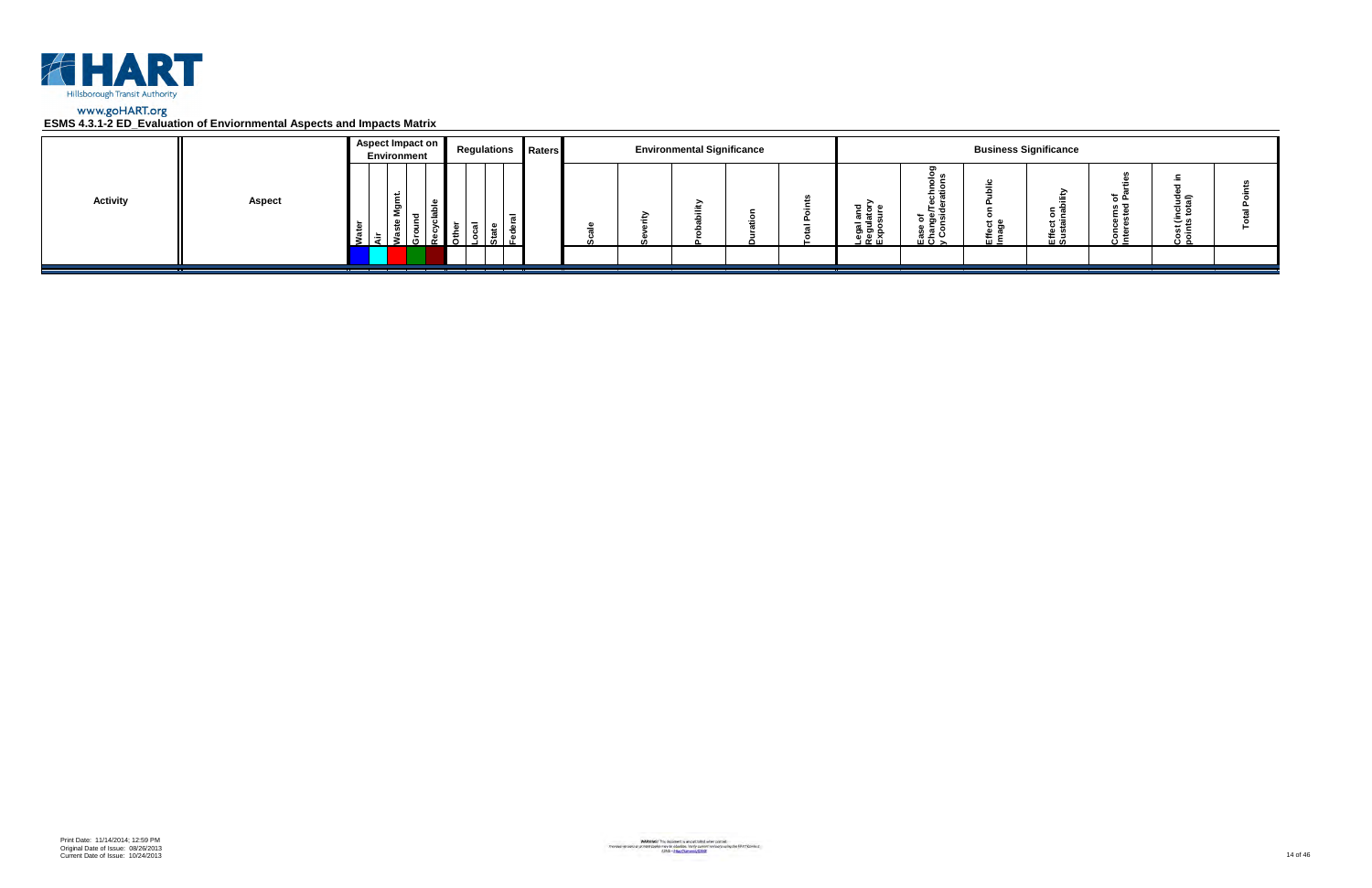HART

Hillsborough Transit Authority

www.goHART.org

**ESMS 4.3.1-2 ED_Evaluation of Enviornmental Aspects and Impacts Matrix**

| Activity | Aspect | Aspect Impact on Environment | | | | | Regulations | | | | Raters | Environmental Significance | | | | | Business Significance | | | | | | |
|---|---|---|---|---|---|---|---|---|---|---|---|---|---|---|---|---|---|---|---|---|---|---|---|
| | | Water | Air | Waste Mgmt. | Ground | Recyclable | Other | Local | State | Federal | | Scale | Severity | Probability | Duration | Total Points | Legal and Regulatory Exposure | Ease of Change/Technology Considerations | Effect on Public Image | Effect on Sustainability | Concerns of Interested Parties | Cost (included in points total) | Total Points |
| | | | | | | | | | | | | | | | | | | | | | | | |

Print Date: 11/14/2014; 12:59 PM
Original Date of Issue: 08/26/2013
Current Date of Issue: 10/24/2013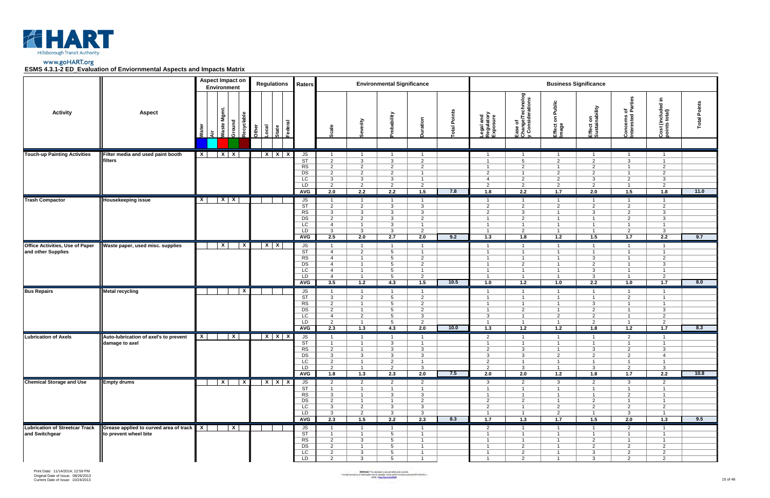www.goHART.org

**ESMS 4.3.1-2 ED_Evaluation of Enviornmental Aspects and Impacts Matrix**

| Activity | Aspect | Aspect Impact on Environment | | | | | | Regulations | | | | Raters | Environmental Significance | | | | | Business Significance | | | | | | |
|---|---|---|---|---|---|---|---|---|---|---|---|---|---|---|---|---|---|---|---|---|---|---|---|---|
| | | Water | Air | Waste Mgmt. | Ground | Recyclable | | Other | Local | State | Federal | | Scale | Severity | Probability | Duration | Total Points | Legal and Regulatory Exposure | Ease of Change/Technology Considerations | Effect on Public Image | Effect on Sustainability | Concerns of Interested Parties | Cost (Included in points total) | Total Points |
| **Touch-up Painting Activities** | **Filter media and used paint booth filters** | X | | X | X | | | | X | X | X | JS | 1 | 1 | 1 | 1 | | 1 | 1 | 1 | 1 | 1 | 1 | |
| | | | | | | | | | | | | ST | 2 | 3 | 3 | 2 | | 1 | 5 | 2 | 2 | 3 | 1 | |
| | | | | | | | | | | | | RS | 2 | 2 | 2 | 2 | | 1 | 2 | 1 | 2 | 1 | 2 | |
| | | | | | | | | | | | | DS | 2 | 2 | 2 | 1 | | 2 | 1 | 2 | 2 | 1 | 2 | |
| | | | | | | | | | | | | LC | 3 | 3 | 3 | 1 | | 4 | 2 | 2 | 3 | 2 | 3 | |
| | | | | | | | | | | | | LD | 2 | 2 | 2 | 2 | | 2 | 2 | 2 | 2 | 1 | 2 | |
| | | | | | | | | | | | | AVG | 2.0 | 2.2 | 2.2 | 1.5 | 7.8 | 1.8 | 2.2 | 1.7 | 2.0 | 1.5 | 1.8 | 11.0 |
| **Trash Compactor** | **Housekeeping issue** | X | | X | X | | | | | | | JS | 1 | 1 | 1 | 1 | | 1 | 1 | 1 | 1 | 1 | 1 | |
| | | | | | | | | | | | | ST | 2 | 2 | 3 | 3 | | 2 | 2 | 2 | 2 | 2 | 2 | |
| | | | | | | | | | | | | RS | 3 | 3 | 3 | 3 | | 2 | 3 | 1 | 3 | 2 | 3 | |
| | | | | | | | | | | | | DS | 2 | 2 | 3 | 2 | | 1 | 2 | 1 | 1 | 2 | 3 | |
| | | | | | | | | | | | | LC | 4 | 1 | 3 | 1 | | 1 | 1 | 1 | 1 | 1 | 1 | |
| | | | | | | | | | | | | LD | 3 | 3 | 3 | 2 | | 1 | 2 | 1 | 1 | 2 | 3 | |
| | | | | | | | | | | | | AVG | 2.5 | 2.0 | 2.7 | 2.0 | 9.2 | 1.3 | 1.8 | 1.2 | 1.5 | 1.7 | 2.2 | 9.7 |
| **Office Activities, Use of Paper and other Supplies** | **Waste paper, used misc. supplies** | | | X | | X | | | X | X | | JS | 1 | 1 | 1 | 1 | | 1 | 1 | 1 | 1 | 1 | 1 | |
| | | | | | | | | | | | | ST | 4 | 2 | 5 | 1 | | 1 | 1 | 1 | 1 | 1 | 1 | |
| | | | | | | | | | | | | RS | 4 | 1 | 5 | 2 | | 1 | 1 | 1 | 3 | 1 | 2 | |
| | | | | | | | | | | | | DS | 4 | 1 | 5 | 2 | | 1 | 2 | 1 | 2 | 1 | 3 | |
| | | | | | | | | | | | | LC | 4 | 1 | 5 | 1 | | 1 | 1 | 1 | 3 | 1 | 1 | |
| | | | | | | | | | | | | LD | 4 | 1 | 5 | 2 | | 1 | 1 | 1 | 3 | 1 | 2 | |
| | | | | | | | | | | | | AVG | 3.5 | 1.2 | 4.3 | 1.5 | 10.5 | 1.0 | 1.2 | 1.0 | 2.2 | 1.0 | 1.7 | 8.0 |
| **Bus Repairs** | **Metal recycling** | | | | | X | | | | | | JS | 1 | 1 | 1 | 1 | | 1 | 1 | 1 | 1 | 1 | 1 | |
| | | | | | | | | | | | | ST | 3 | 2 | 5 | 2 | | 1 | 1 | 1 | 1 | 2 | 1 | |
| | | | | | | | | | | | | RS | 2 | 1 | 5 | 2 | | 1 | 1 | 1 | 3 | 1 | 1 | |
| | | | | | | | | | | | | DS | 2 | 1 | 5 | 2 | | 1 | 2 | 1 | 2 | 1 | 3 | |
| | | | | | | | | | | | | LC | 4 | 2 | 5 | 3 | | 3 | 1 | 2 | 2 | 1 | 2 | |
| | | | | | | | | | | | | LD | 2 | 1 | 5 | 2 | | 1 | 1 | 1 | 2 | 1 | 2 | |
| | | | | | | | | | | | | AVG | 2.3 | 1.3 | 4.3 | 2.0 | 10.0 | 1.3 | 1.2 | 1.2 | 1.8 | 1.2 | 1.7 | 8.3 |
| **Lubrication of Axels** | **Auto-lubrication of axel's to prevent damage to axel** | X | | | X | | | | X | X | X | JS | 1 | 1 | 1 | 1 | | 2 | 1 | 1 | 1 | 2 | 1 | |
| | | | | | | | | | | | | ST | 1 | 1 | 3 | 1 | | 1 | 1 | 1 | 1 | 1 | 1 | |
| | | | | | | | | | | | | RS | 2 | 1 | 3 | 3 | | 2 | 3 | 1 | 3 | 2 | 3 | |
| | | | | | | | | | | | | DS | 3 | 3 | 3 | 3 | | 3 | 3 | 2 | 2 | 2 | 4 | |
| | | | | | | | | | | | | LC | 2 | 1 | 2 | 1 | | 2 | 1 | 1 | 1 | 1 | 1 | |
| | | | | | | | | | | | | LD | 2 | 1 | 2 | 3 | | 2 | 3 | 1 | 3 | 2 | 3 | |
| | | | | | | | | | | | | AVG | 1.8 | 1.3 | 2.3 | 2.0 | 7.5 | 2.0 | 2.0 | 1.2 | 1.8 | 1.7 | 2.2 | 10.8 |
| **Chemical Storage and Use** | **Empty drums** | | | X | | X | | | X | X | X | JS | 2 | 2 | 2 | 2 | | 3 | 2 | 3 | 2 | 3 | 2 | |
| | | | | | | | | | | | | ST | 1 | 1 | 1 | 1 | | 1 | 1 | 1 | 1 | 1 | 1 | |
| | | | | | | | | | | | | RS | 3 | 1 | 3 | 3 | | 1 | 1 | 1 | 1 | 2 | 1 | |
| | | | | | | | | | | | | DS | 2 | 1 | 1 | 2 | | 2 | 2 | 1 | 2 | 1 | 1 | |
| | | | | | | | | | | | | LC | 3 | 2 | 3 | 3 | | 2 | 1 | 2 | 2 | 2 | 2 | |
| | | | | | | | | | | | | LD | 3 | 2 | 3 | 3 | | 1 | 1 | 2 | 1 | 3 | 1 | |
| | | | | | | | | | | | | AVG | 2.3 | 1.5 | 2.2 | 2.3 | 8.3 | 1.7 | 1.3 | 1.7 | 1.5 | 2.0 | 1.3 | 9.5 |
| **Lubrication of Streetcar Track and Switchgear** | **Grease applied to curved area of track to prevent wheel bite** | X | | | X | | | | | | | JS | 1 | 1 | 1 | 1 | | 2 | 1 | 1 | 1 | 2 | 1 | |
| | | | | | | | | | | | | ST | 1 | 1 | 5 | 1 | | 1 | 1 | 1 | 1 | 1 | 1 | |
| | | | | | | | | | | | | RS | 2 | 3 | 5 | 1 | | 1 | 1 | 1 | 2 | 1 | 1 | |
| | | | | | | | | | | | | DS | 2 | 1 | 5 | 1 | | 1 | 2 | 1 | 2 | 2 | 2 | |
| | | | | | | | | | | | | LC | 2 | 3 | 5 | 1 | | 1 | 2 | 1 | 3 | 2 | 2 | |
| | | | | | | | | | | | | LD | 2 | 3 | 5 | 1 | | 1 | 2 | 1 | 3 | 2 | 2 | |

Print Date: 11/14/2014; 12:59 PM
Original Date of Issue: 08/26/2013
Current Date of Issue: 10/24/2013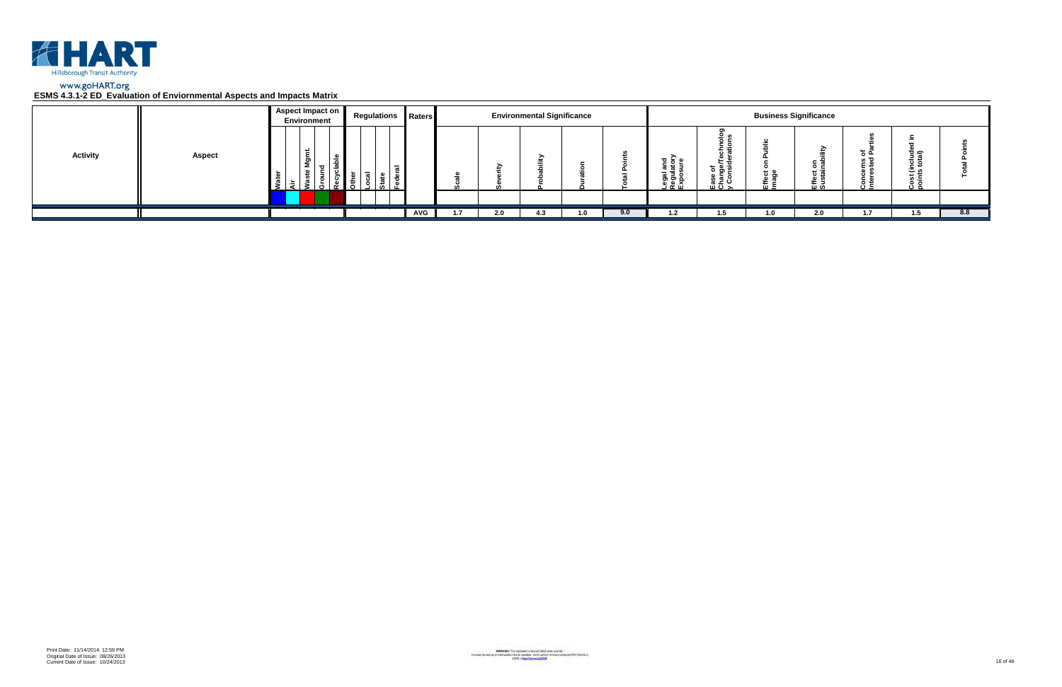HART

Hillsborough Transit Authority

www.goHART.org

**ESMS 4.3.1-2 ED_Evaluation of Enviornmental Aspects and Impacts Matrix**

| Activity | Aspect | Aspect Impact on Environment | | | | | Regulations | | | | Raters | Environmental Significance | | | | | Business Significance | | | | | | |
|---|---|---|---|---|---|---|---|---|---|---|---|---|---|---|---|---|---|---|---|---|---|---|---|
| | | Water | Air | Waste Mgmt. | Ground | Recyclable | Other | Local | State | Federal | | Scale | Severity | Probability | Duration | Total Points | Legal and Regulatory Exposure | Ease of Change/Technology Considerations | Effect on Public Image | Effect on Sustainability | Concerns of Interested Parties | Cost (included in points total) | Total Points |
| | | | | | | | | | | | AVG | 1.7 | 2.0 | 4.3 | 1.0 | 9.0 | 1.2 | 1.5 | 1.0 | 2.0 | 1.7 | 1.5 | 8.8 |

Print Date: 11/14/2014; 12:59 PM
Original Date of Issue: 08/26/2013
Current Date of Issue: 10/24/2013

WARNING! This document is uncontrolled when printed.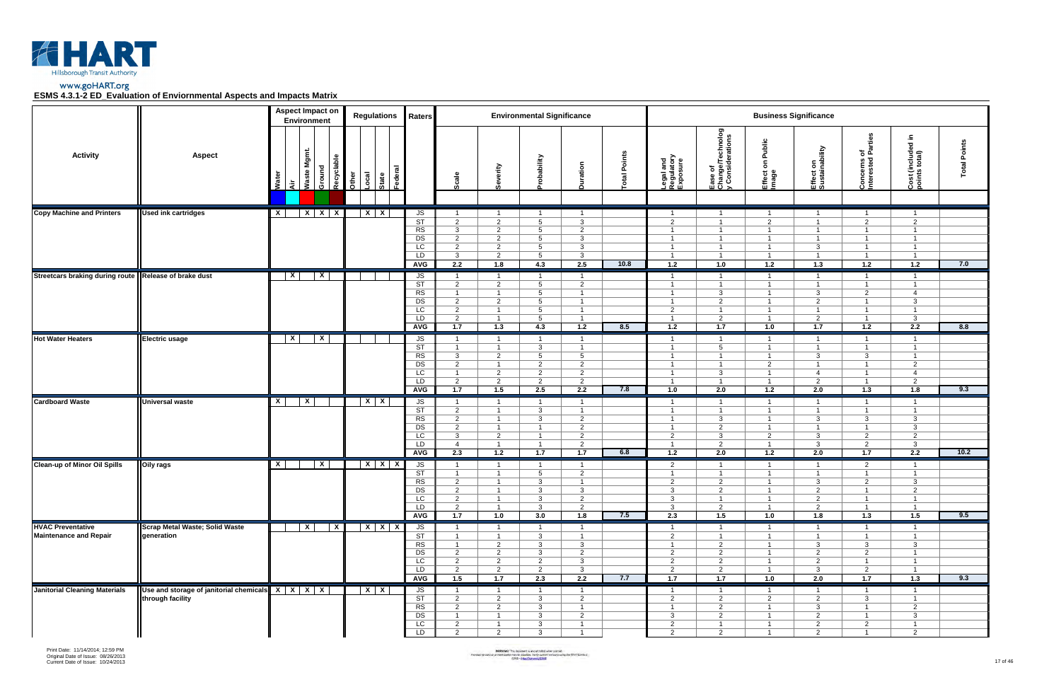www.goHART.org

**ESMS 4.3.1-2 ED_Evaluation of Enviornmental Aspects and Impacts Matrix**

| Activity | Aspect | Aspect Impact on Environment | | | | | | Regulations | | | | Raters | Environmental Significance | | | | | Business Significance | | | | | | |
|---|---|---|---|---|---|---|---|---|---|---|---|---|---|---|---|---|---|---|---|---|---|---|---|---|
| | | Water | Air | Waste Mgmt. | Ground | Recyclable | | Other | Local | State | Federal | | Scale | Severity | Probability | Duration | Total Points | Legal and Regulatory Exposure | Ease of Change/Technology Considerations | Effect on Public Image | Effect on Sustainability | Concerns of Interested Parties | Cost (included in points total) | Total Points |
| Copy Machine and Printers | Used ink cartridges | X | | X | X | X | | | X | X | | JS | 1 | 1 | 1 | 1 | | 1 | 1 | 1 | 1 | 1 | 1 | |
| | | | | | | | | | | | | ST | 2 | 2 | 5 | 3 | | 2 | 1 | 2 | 1 | 2 | 2 | |
| | | | | | | | | | | | | RS | 3 | 2 | 5 | 2 | | 1 | 1 | 1 | 1 | 1 | 1 | |
| | | | | | | | | | | | | DS | 2 | 2 | 5 | 3 | | 1 | 1 | 1 | 1 | 1 | 1 | |
| | | | | | | | | | | | | LC | 2 | 2 | 5 | 3 | | 1 | 1 | 1 | 3 | 1 | 1 | |
| | | | | | | | | | | | | LD | 3 | 2 | 5 | 3 | | 1 | 1 | 1 | 1 | 1 | 1 | |
| | | | | | | | | | | | | AVG | 2.2 | 1.8 | 4.3 | 2.5 | 10.8 | 1.2 | 1.0 | 1.2 | 1.3 | 1.2 | 1.2 | 7.0 |
| Streetcars braking during route | Release of brake dust | | X | | X | | | | | | | JS | 1 | 1 | 1 | 1 | | 1 | 1 | 1 | 1 | 1 | 1 | |
| | | | | | | | | | | | | ST | 2 | 2 | 5 | 2 | | 1 | 1 | 1 | 1 | 1 | 1 | |
| | | | | | | | | | | | | RS | 1 | 1 | 5 | 1 | | 1 | 3 | 1 | 3 | 2 | 4 | |
| | | | | | | | | | | | | DS | 2 | 2 | 5 | 1 | | 1 | 2 | 1 | 2 | 1 | 3 | |
| | | | | | | | | | | | | LC | 2 | 1 | 5 | 1 | | 2 | 1 | 1 | 1 | 1 | 1 | |
| | | | | | | | | | | | | LD | 2 | 1 | 5 | 1 | | 1 | 2 | 1 | 2 | 1 | 3 | |
| | | | | | | | | | | | | AVG | 1.7 | 1.3 | 4.3 | 1.2 | 8.5 | 1.2 | 1.7 | 1.0 | 1.7 | 1.2 | 2.2 | 8.8 |
| Hot Water Heaters | Electric usage | | X | | X | | | | | | | JS | 1 | 1 | 1 | 1 | | 1 | 1 | 1 | 1 | 1 | 1 | |
| | | | | | | | | | | | | ST | 1 | 1 | 3 | 1 | | 1 | 5 | 1 | 1 | 1 | 1 | |
| | | | | | | | | | | | | RS | 3 | 2 | 5 | 5 | | 1 | 1 | 1 | 3 | 3 | 1 | |
| | | | | | | | | | | | | DS | 2 | 1 | 2 | 2 | | 1 | 1 | 2 | 1 | 1 | 2 | |
| | | | | | | | | | | | | LC | 1 | 2 | 2 | 2 | | 1 | 3 | 1 | 4 | 1 | 4 | |
| | | | | | | | | | | | | LD | 2 | 2 | 2 | 2 | | 1 | 1 | 1 | 2 | 1 | 2 | |
| | | | | | | | | | | | | AVG | 1.7 | 1.5 | 2.5 | 2.2 | 7.8 | 1.0 | 2.0 | 1.2 | 2.0 | 1.3 | 1.8 | 9.3 |
| Cardboard Waste | Universal waste | X | | X | | | | | X | X | | JS | 1 | 1 | 1 | 1 | | 1 | 1 | 1 | 1 | 1 | 1 | |
| | | | | | | | | | | | | ST | 2 | 1 | 3 | 1 | | 1 | 1 | 1 | 1 | 1 | 1 | |
| | | | | | | | | | | | | RS | 2 | 1 | 3 | 2 | | 1 | 3 | 1 | 3 | 3 | 3 | |
| | | | | | | | | | | | | DS | 2 | 1 | 1 | 2 | | 1 | 2 | 1 | 1 | 1 | 3 | |
| | | | | | | | | | | | | LC | 3 | 2 | 1 | 2 | | 2 | 3 | 2 | 3 | 2 | 2 | |
| | | | | | | | | | | | | LD | 4 | 1 | 1 | 2 | | 1 | 2 | 1 | 3 | 2 | 3 | |
| | | | | | | | | | | | | AVG | 2.3 | 1.2 | 1.7 | 1.7 | 6.8 | 1.2 | 2.0 | 1.2 | 2.0 | 1.7 | 2.2 | 10.2 |
| Clean-up of Minor Oil Spills | Oily rags | X | | | X | | | | X | X | X | JS | 1 | 1 | 1 | 1 | | 2 | 1 | 1 | 1 | 2 | 1 | |
| | | | | | | | | | | | | ST | 1 | 1 | 5 | 2 | | 1 | 1 | 1 | 1 | 1 | 1 | |
| | | | | | | | | | | | | RS | 2 | 1 | 3 | 1 | | 2 | 2 | 1 | 3 | 2 | 3 | |
| | | | | | | | | | | | | DS | 2 | 1 | 3 | 3 | | 3 | 2 | 1 | 2 | 1 | 2 | |
| | | | | | | | | | | | | LC | 2 | 1 | 3 | 2 | | 3 | 1 | 1 | 2 | 1 | 1 | |
| | | | | | | | | | | | | LD | 2 | 1 | 3 | 2 | | 3 | 2 | 1 | 2 | 1 | 1 | |
| | | | | | | | | | | | | AVG | 1.7 | 1.0 | 3.0 | 1.8 | 7.5 | 2.3 | 1.5 | 1.0 | 1.8 | 1.3 | 1.5 | 9.5 |
| HVAC Preventative Maintenance and Repair | Scrap Metal Waste; Solid Waste generation | | | X | | X | | | X | X | X | JS | 1 | 1 | 1 | 1 | | 1 | 1 | 1 | 1 | 1 | 1 | |
| | | | | | | | | | | | | ST | 1 | 1 | 3 | 1 | | 2 | 1 | 1 | 1 | 1 | 1 | |
| | | | | | | | | | | | | RS | 1 | 2 | 3 | 3 | | 1 | 2 | 1 | 3 | 3 | 3 | |
| | | | | | | | | | | | | DS | 2 | 2 | 3 | 2 | | 2 | 2 | 1 | 2 | 2 | 1 | |
| | | | | | | | | | | | | LC | 2 | 2 | 2 | 3 | | 2 | 2 | 1 | 2 | 1 | 1 | |
| | | | | | | | | | | | | LD | 2 | 2 | 2 | 3 | | 2 | 2 | 1 | 3 | 2 | 1 | |
| | | | | | | | | | | | | AVG | 1.5 | 1.7 | 2.3 | 2.2 | 7.7 | 1.7 | 1.7 | 1.0 | 2.0 | 1.7 | 1.3 | 9.3 |
| Janitorial Cleaning Materials | Use and storage of janitorial chemicals through facility | X | X | X | X | | | | X | X | | JS | 1 | 1 | 1 | 1 | | 1 | 1 | 1 | 1 | 1 | 1 | |
| | | | | | | | | | | | | ST | 2 | 2 | 3 | 2 | | 2 | 2 | 2 | 2 | 3 | 1 | |
| | | | | | | | | | | | | RS | 2 | 2 | 3 | 1 | | 1 | 2 | 1 | 3 | 1 | 2 | |
| | | | | | | | | | | | | DS | 1 | 1 | 3 | 2 | | 3 | 2 | 1 | 2 | 1 | 3 | |
| | | | | | | | | | | | | LC | 2 | 1 | 3 | 1 | | 2 | 1 | 1 | 2 | 2 | 1 | |
| | | | | | | | | | | | | LD | 2 | 2 | 3 | 1 | | 2 | 2 | 1 | 2 | 1 | 2 | |

Print Date: 11/14/2014; 12:59 PM
Original Date of Issue: 08/26/2013
Current Date of Issue: 10/24/2013

**WARNING!** This document is uncontrolled when printed.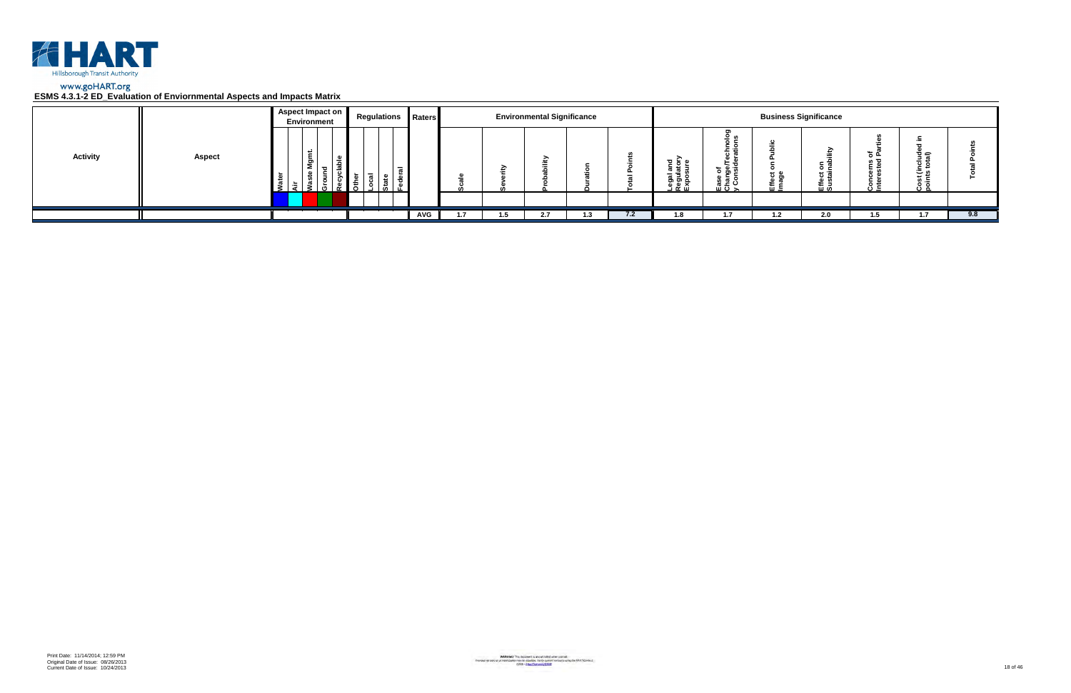www.goHART.org

**ESMS 4.3.1-2 ED_Evaluation of Enviornmental Aspects and Impacts Matrix**

| Activity | Aspect | Aspect Impact on Environment | | | | | Regulations | | | | Raters | Environmental Significance | | | | | Business Significance | | | | | | |
|---|---|---|---|---|---|---|---|---|---|---|---|---|---|---|---|---|---|---|---|---|---|---|---|
| | | Water | Air | Waste Mgmt. | Ground | Recyclable | Other | Local | State | Federal | | Scale | Severity | Probability | Duration | Total Points | Legal and Regulatory Exposure | Ease of Change/Technology Considerations | Effect on Public Image | Effect on Sustainability | Concerns of Interested Parties | Cost (included in points total) | Total Points |
| | | | | | | | | | | | AVG | 1.7 | 1.5 | 2.7 | 1.3 | 7.2 | 1.8 | 1.7 | 1.2 | 2.0 | 1.5 | 1.7 | 9.8 |

Print Date: 11/14/2014; 12:59 PM
Original Date of Issue: 08/26/2013
Current Date of Issue: 10/24/2013

WARNING! This document is uncontrolled when printed.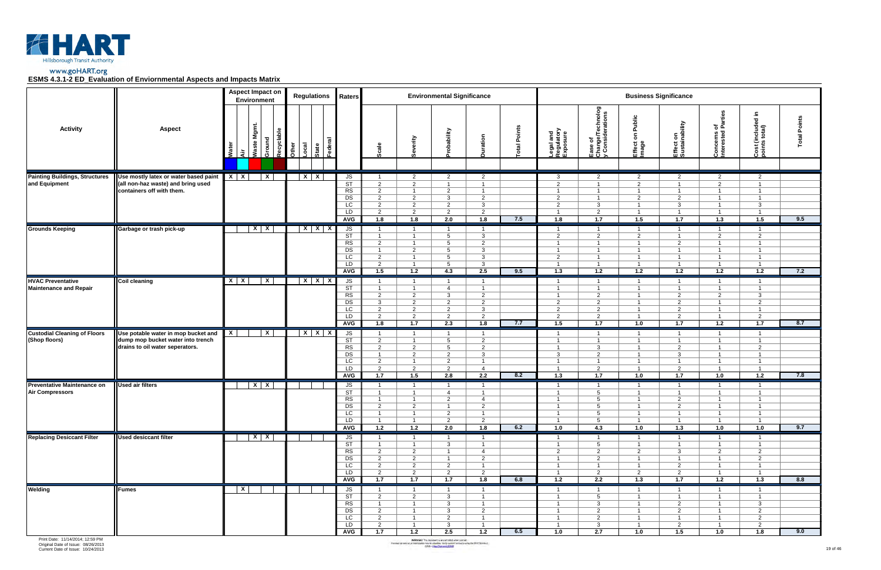www.goHART.org

## ESMS 4.3.1-2 ED_Evaluation of Enviornmental Aspects and Impacts Matrix

| Activity | Aspect | Water | Air | Waste Mgmt. | Ground | Recyclable | Other | Local | State | Federal | Raters | Scale | Severity | Probability | Duration | Total Points | Legal and Regulatory Exposure | Ease of Change/Technology Considerations | Effect on Public Image | Effect on Sustainability | Concerns of Interested Parties | Cost (included in points total) | Total Points |
|---|---|---|---|---|---|---|---|---|---|---|---|---|---|---|---|---|---|---|---|---|---|---|---|
| | | Aspect Impact on Environment | | | | | Regulations | | | | Raters | Environmental Significance | | | | | Business Significance | | | | | | |
| Painting Buildings, Structures and Equipment | Use mostly latex or water based paint (all non-haz waste) and bring used containers off with them. | X | X | | X | | | X | X | | JS | 1 | 2 | 2 | 2 | | 3 | 2 | 2 | 2 | 2 | 2 | |
| | | | | | | | | | | | ST | 2 | 2 | 1 | 1 | | 2 | 1 | 2 | 1 | 2 | 1 | |
| | | | | | | | | | | | RS | 2 | 1 | 2 | 1 | | 1 | 1 | 1 | 1 | 1 | 1 | |
| | | | | | | | | | | | DS | 2 | 2 | 3 | 2 | | 2 | 1 | 2 | 2 | 1 | 1 | |
| | | | | | | | | | | | LC | 2 | 2 | 2 | 3 | | 2 | 3 | 1 | 3 | 1 | 3 | |
| | | | | | | | | | | | LD | 2 | 2 | 2 | 2 | | 1 | 2 | 1 | 1 | 1 | 1 | |
| | | | | | | | | | | | AVG | 1.8 | 1.8 | 2.0 | 1.8 | 7.5 | 1.8 | 1.7 | 1.5 | 1.7 | 1.3 | 1.5 | 9.5 |
| Grounds Keeping | Garbage or trash pick-up | | | X | X | | | X | X | X | JS | 1 | 1 | 1 | 1 | | 1 | 1 | 1 | 1 | 1 | 1 | |
| | | | | | | | | | | | ST | 1 | 1 | 5 | 3 | | 2 | 2 | 2 | 1 | 2 | 2 | |
| | | | | | | | | | | | RS | 2 | 1 | 5 | 2 | | 1 | 1 | 1 | 2 | 1 | 1 | |
| | | | | | | | | | | | DS | 1 | 2 | 5 | 3 | | 1 | 1 | 1 | 1 | 1 | 1 | |
| | | | | | | | | | | | LC | 2 | 1 | 5 | 3 | | 2 | 1 | 1 | 1 | 1 | 1 | |
| | | | | | | | | | | | LD | 2 | 1 | 5 | 3 | | 1 | 1 | 1 | 1 | 1 | 1 | |
| | | | | | | | | | | | AVG | 1.5 | 1.2 | 4.3 | 2.5 | 9.5 | 1.3 | 1.2 | 1.2 | 1.2 | 1.2 | 1.2 | 7.2 |
| HVAC Preventative Maintenance and Repair | Coil cleaning | X | X | | X | | | X | X | X | JS | 1 | 1 | 1 | 1 | | 1 | 1 | 1 | 1 | 1 | 1 | |
| | | | | | | | | | | | ST | 1 | 1 | 4 | 1 | | 1 | 1 | 1 | 1 | 1 | 1 | |
| | | | | | | | | | | | RS | 2 | 2 | 3 | 2 | | 1 | 2 | 1 | 2 | 2 | 3 | |
| | | | | | | | | | | | DS | 3 | 2 | 2 | 2 | | 2 | 2 | 1 | 2 | 1 | 2 | |
| | | | | | | | | | | | LC | 2 | 2 | 2 | 3 | | 2 | 2 | 1 | 2 | 1 | 1 | |
| | | | | | | | | | | | LD | 2 | 2 | 2 | 2 | | 2 | 2 | 1 | 2 | 1 | 2 | |
| | | | | | | | | | | | AVG | 1.8 | 1.7 | 2.3 | 1.8 | 7.7 | 1.5 | 1.7 | 1.0 | 1.7 | 1.2 | 1.7 | 8.7 |
| Custodial Cleaning of Floors (Shop floors) | Use potable water in mop bucket and dump mop bucket water into trench drains to oil water seperators. | X | | | X | | | X | X | X | JS | 1 | 1 | 1 | 1 | | 1 | 1 | 1 | 1 | 1 | 1 | |
| | | | | | | | | | | | ST | 2 | 1 | 5 | 2 | | 1 | 1 | 1 | 1 | 1 | 1 | |
| | | | | | | | | | | | RS | 2 | 2 | 5 | 2 | | 1 | 3 | 1 | 2 | 1 | 2 | |
| | | | | | | | | | | | DS | 1 | 2 | 2 | 3 | | 3 | 2 | 1 | 3 | 1 | 1 | |
| | | | | | | | | | | | LC | 2 | 1 | 2 | 1 | | 1 | 1 | 1 | 1 | 1 | 1 | |
| | | | | | | | | | | | LD | 2 | 2 | 2 | 4 | | 1 | 2 | 1 | 2 | 1 | 1 | |
| | | | | | | | | | | | AVG | 1.7 | 1.5 | 2.8 | 2.2 | 8.2 | 1.3 | 1.7 | 1.0 | 1.7 | 1.0 | 1.2 | 7.8 |
| Preventative Maintenance on Air Compressors | Used air filters | | | X | X | | | | | | JS | 1 | 1 | 1 | 1 | | 1 | 1 | 1 | 1 | 1 | 1 | |
| | | | | | | | | | | | ST | 1 | 1 | 4 | 1 | | 1 | 5 | 1 | 1 | 1 | 1 | |
| | | | | | | | | | | | RS | 1 | 1 | 2 | 4 | | 1 | 5 | 1 | 2 | 1 | 1 | |
| | | | | | | | | | | | DS | 2 | 2 | 1 | 2 | | 1 | 5 | 1 | 2 | 1 | 1 | |
| | | | | | | | | | | | LC | 1 | 1 | 2 | 1 | | 1 | 5 | 1 | 1 | 1 | 1 | |
| | | | | | | | | | | | LD | 1 | 1 | 2 | 2 | | 1 | 5 | 1 | 1 | 1 | 1 | |
| | | | | | | | | | | | AVG | 1.2 | 1.2 | 2.0 | 1.8 | 6.2 | 1.0 | 4.3 | 1.0 | 1.3 | 1.0 | 1.0 | 9.7 |
| Replacing Desiccant Filter | Used desiccant filter | | | X | X | | | | | | JS | 1 | 1 | 1 | 1 | | 1 | 1 | 1 | 1 | 1 | 1 | |
| | | | | | | | | | | | ST | 1 | 1 | 3 | 1 | | 1 | 5 | 1 | 1 | 1 | 1 | |
| | | | | | | | | | | | RS | 2 | 2 | 1 | 4 | | 2 | 2 | 2 | 3 | 2 | 2 | |
| | | | | | | | | | | | DS | 2 | 2 | 1 | 2 | | 1 | 2 | 1 | 1 | 1 | 2 | |
| | | | | | | | | | | | LC | 2 | 2 | 2 | 1 | | 1 | 1 | 1 | 2 | 1 | 1 | |
| | | | | | | | | | | | LD | 2 | 2 | 2 | 2 | | 1 | 2 | 2 | 2 | 1 | 1 | |
| | | | | | | | | | | | AVG | 1.7 | 1.7 | 1.7 | 1.8 | 6.8 | 1.2 | 2.2 | 1.3 | 1.7 | 1.2 | 1.3 | 8.8 |
| Welding | Fumes | | X | | | | | | | | JS | 1 | 1 | 1 | 1 | | 1 | 1 | 1 | 1 | 1 | 1 | |
| | | | | | | | | | | | ST | 2 | 2 | 3 | 1 | | 1 | 5 | 1 | 1 | 1 | 1 | |
| | | | | | | | | | | | RS | 1 | 1 | 3 | 1 | | 1 | 3 | 1 | 2 | 1 | 3 | |
| | | | | | | | | | | | DS | 2 | 1 | 3 | 2 | | 1 | 2 | 1 | 2 | 1 | 2 | |
| | | | | | | | | | | | LC | 2 | 1 | 2 | 1 | | 1 | 2 | 1 | 1 | 1 | 2 | |
| | | | | | | | | | | | LD | 2 | 1 | 3 | 1 | | 1 | 3 | 1 | 2 | 1 | 2 | |
| | | | | | | | | | | | AVG | 1.7 | 1.2 | 2.5 | 1.2 | 6.5 | 1.0 | 2.7 | 1.0 | 1.5 | 1.0 | 1.8 | 9.0 |

Print Date: 11/14/2014; 12:59 PM
Original Date of Issue: 08/26/2013
Current Date of Issue: 10/24/2013

WARNING! This document is uncontrolled when printed.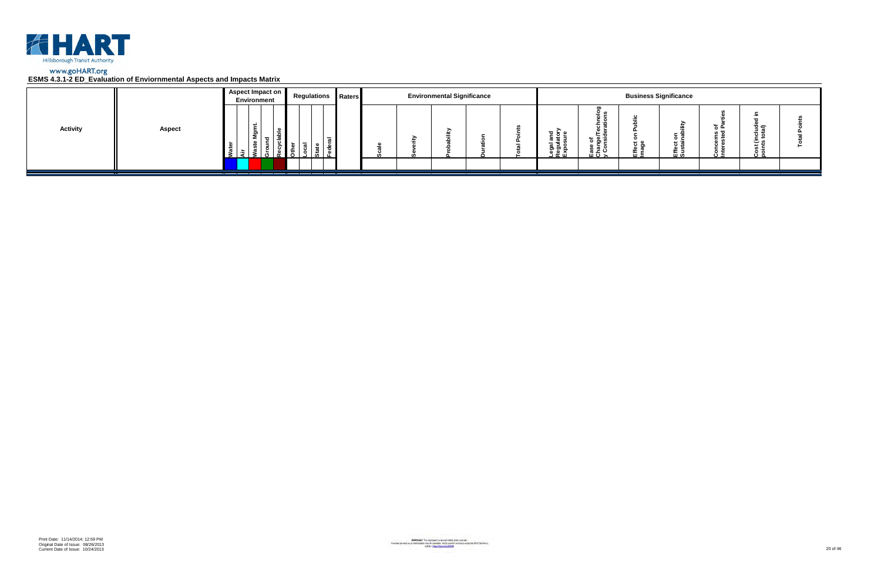**ESMS 4.3.1-2 ED_Evaluation of Enviornmental Aspects and Impacts Matrix**

| Activity | Aspect | Aspect Impact on Environment | | | | | | Regulations | | | | Raters | Environmental Significance | | | | | Business Significance | | | | | | |
|---|---|---|---|---|---|---|---|---|---|---|---|---|---|---|---|---|---|---|---|---|---|---|---|---|
| | | Water | Air | Waste Mgmt. | Ground | Recyclable | Other | Local | State | Federal | | | Scale | Severity | Probability | Duration | Total Points | Legal and Regulatory Exposure | Ease of Change/Technology Considerations | Effect on Public Image | Effect on Sustainability | Concerns of Interested Parties | Cost (included in points total) | Total Points |
| | | | | | | | | | | | | | | | | | | | | | | | | |

Print Date: 11/14/2014; 12:59 PM
Original Date of Issue: 08/26/2013
Current Date of Issue: 10/24/2013

WARNING! This document is uncontrolled when printed.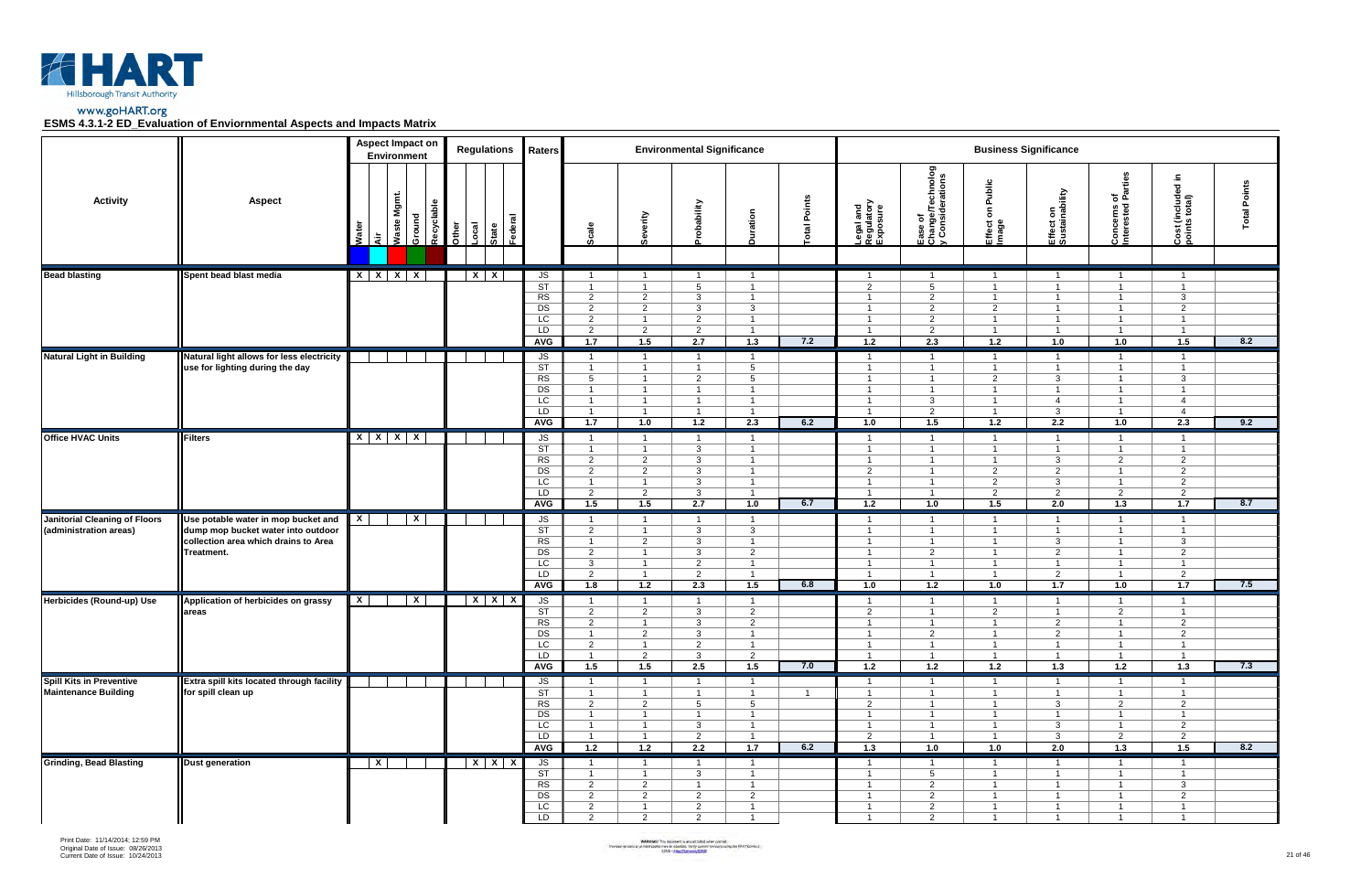www.goHART.org

**ESMS 4.3.1-2 ED_Evaluation of Enviornmental Aspects and Impacts Matrix**

| Activity | Aspect | Aspect Impact on Environment | | | | | Regulations | | | | Raters | Environmental Significance | | | | | Business Significance | | | | | | |
|---|---|---|---|---|---|---|---|---|---|---|---|---|---|---|---|---|---|---|---|---|---|---|---|
| | | Water | Air | Waste Mgmt. | Ground | Recyclable | Other | Local | State | Federal | | Scale | Severity | Probability | Duration | Total Points | Legal and Regulatory Exposure | Ease of Change/Technology Considerations | Effect on Public Image | Effect on Sustainability | Concerns of Interested Parties | Cost (included in points total) | Total Points |
| **Bead blasting** | **Spent bead blast media** | X | X | X | X | | | X | X | | JS | 1 | 1 | 1 | 1 | | 1 | 1 | 1 | 1 | 1 | 1 | |
| | | | | | | | | | | | ST | 1 | 1 | 5 | 1 | | 2 | 5 | 1 | 1 | 1 | 1 | |
| | | | | | | | | | | | RS | 2 | 2 | 3 | 1 | | 1 | 2 | 1 | 1 | 1 | 3 | |
| | | | | | | | | | | | DS | 2 | 2 | 3 | 3 | | 1 | 2 | 2 | 1 | 1 | 2 | |
| | | | | | | | | | | | LC | 2 | 1 | 2 | 1 | | 1 | 2 | 1 | 1 | 1 | 1 | |
| | | | | | | | | | | | LD | 2 | 2 | 2 | 1 | | 1 | 2 | 1 | 1 | 1 | 1 | |
| | | | | | | | | | | | AVG | 1.7 | 1.5 | 2.7 | 1.3 | 7.2 | 1.2 | 2.3 | 1.2 | 1.0 | 1.0 | 1.5 | 8.2 |
| **Natural Light in Building** | **Natural light allows for less electricity use for lighting during the day** | | | | | | | | | | JS | 1 | 1 | 1 | 1 | | 1 | 1 | 1 | 1 | 1 | 1 | |
| | | | | | | | | | | | ST | 1 | 1 | 1 | 5 | | 1 | 1 | 1 | 1 | 1 | 1 | |
| | | | | | | | | | | | RS | 5 | 1 | 2 | 5 | | 1 | 1 | 2 | 3 | 1 | 3 | |
| | | | | | | | | | | | DS | 1 | 1 | 1 | 1 | | 1 | 1 | 1 | 1 | 1 | 1 | |
| | | | | | | | | | | | LC | 1 | 1 | 1 | 1 | | 1 | 3 | 1 | 4 | 1 | 4 | |
| | | | | | | | | | | | LD | 1 | 1 | 1 | 1 | | 1 | 2 | 1 | 3 | 1 | 4 | |
| | | | | | | | | | | | AVG | 1.7 | 1.0 | 1.2 | 2.3 | 6.2 | 1.0 | 1.5 | 1.2 | 2.2 | 1.0 | 2.3 | 9.2 |
| **Office HVAC Units** | **Filters** | X | X | X | X | | | | | | JS | 1 | 1 | 1 | 1 | | 1 | 1 | 1 | 1 | 1 | 1 | |
| | | | | | | | | | | | ST | 1 | 1 | 3 | 1 | | 1 | 1 | 1 | 1 | 1 | 1 | |
| | | | | | | | | | | | RS | 2 | 2 | 3 | 1 | | 1 | 1 | 1 | 3 | 2 | 2 | |
| | | | | | | | | | | | DS | 2 | 2 | 3 | 1 | | 2 | 1 | 2 | 2 | 1 | 2 | |
| | | | | | | | | | | | LC | 1 | 1 | 3 | 1 | | 1 | 1 | 2 | 3 | 1 | 2 | |
| | | | | | | | | | | | LD | 2 | 2 | 3 | 1 | | 1 | 1 | 2 | 2 | 2 | 2 | |
| | | | | | | | | | | | AVG | 1.5 | 1.5 | 2.7 | 1.0 | 6.7 | 1.2 | 1.0 | 1.5 | 2.0 | 1.3 | 1.7 | 8.7 |
| **Janitorial Cleaning of Floors (administration areas)** | **Use potable water in mop bucket and dump mop bucket water into outdoor collection area which drains to Area Treatment.** | X | | | X | | | | | | JS | 1 | 1 | 1 | 1 | | 1 | 1 | 1 | 1 | 1 | 1 | |
| | | | | | | | | | | | ST | 2 | 1 | 3 | 3 | | 1 | 1 | 1 | 1 | 1 | 1 | |
| | | | | | | | | | | | RS | 1 | 2 | 3 | 1 | | 1 | 1 | 1 | 3 | 1 | 3 | |
| | | | | | | | | | | | DS | 2 | 1 | 3 | 2 | | 1 | 2 | 1 | 2 | 1 | 2 | |
| | | | | | | | | | | | LC | 3 | 1 | 2 | 1 | | 1 | 1 | 1 | 1 | 1 | 1 | |
| | | | | | | | | | | | LD | 2 | 1 | 2 | 1 | | 1 | 1 | 1 | 2 | 1 | 2 | |
| | | | | | | | | | | | AVG | 1.8 | 1.2 | 2.3 | 1.5 | 6.8 | 1.0 | 1.2 | 1.0 | 1.7 | 1.0 | 1.7 | 7.5 |
| **Herbicides (Round-up) Use** | **Application of herbicides on grassy areas** | X | | | X | | | X | X | X | JS | 1 | 1 | 1 | 1 | | 1 | 1 | 1 | 1 | 1 | 1 | |
| | | | | | | | | | | | ST | 2 | 2 | 3 | 2 | | 2 | 1 | 2 | 1 | 2 | 1 | |
| | | | | | | | | | | | RS | 2 | 1 | 3 | 2 | | 1 | 1 | 1 | 2 | 1 | 2 | |
| | | | | | | | | | | | DS | 1 | 2 | 3 | 1 | | 1 | 2 | 1 | 2 | 1 | 2 | |
| | | | | | | | | | | | LC | 2 | 1 | 2 | 1 | | 1 | 1 | 1 | 1 | 1 | 1 | |
| | | | | | | | | | | | LD | 1 | 2 | 3 | 2 | | 1 | 1 | 1 | 1 | 1 | 1 | |
| | | | | | | | | | | | AVG | 1.5 | 1.5 | 2.5 | 1.5 | 7.0 | 1.2 | 1.2 | 1.2 | 1.3 | 1.2 | 1.3 | 7.3 |
| **Spill Kits in Preventive Maintenance Building** | **Extra spill kits located through facility for spill clean up** | | | | | | | | | | JS | 1 | 1 | 1 | 1 | | 1 | 1 | 1 | 1 | 1 | 1 | |
| | | | | | | | | | | | ST | 1 | 1 | 1 | 1 | 1 | 1 | 1 | 1 | 1 | 1 | 1 | |
| | | | | | | | | | | | RS | 2 | 2 | 5 | 5 | | 2 | 1 | 1 | 3 | 2 | 2 | |
| | | | | | | | | | | | DS | 1 | 1 | 1 | 1 | | 1 | 1 | 1 | 1 | 1 | 1 | |
| | | | | | | | | | | | LC | 1 | 1 | 3 | 1 | | 1 | 1 | 1 | 3 | 1 | 2 | |
| | | | | | | | | | | | LD | 1 | 1 | 2 | 1 | | 2 | 1 | 1 | 3 | 2 | 2 | |
| | | | | | | | | | | | AVG | 1.2 | 1.2 | 2.2 | 1.7 | 6.2 | 1.3 | 1.0 | 1.0 | 2.0 | 1.3 | 1.5 | 8.2 |
| **Grinding, Bead Blasting** | **Dust generation** | | X | | | | | X | X | X | JS | 1 | 1 | 1 | 1 | | 1 | 1 | 1 | 1 | 1 | 1 | |
| | | | | | | | | | | | ST | 1 | 1 | 3 | 1 | | 1 | 5 | 1 | 1 | 1 | 1 | |
| | | | | | | | | | | | RS | 2 | 2 | 1 | 1 | | 1 | 2 | 1 | 1 | 1 | 3 | |
| | | | | | | | | | | | DS | 2 | 2 | 2 | 2 | | 1 | 2 | 1 | 1 | 1 | 2 | |
| | | | | | | | | | | | LC | 2 | 1 | 2 | 1 | | 1 | 2 | 1 | 1 | 1 | 1 | |
| | | | | | | | | | | | LD | 2 | 2 | 2 | 1 | | 1 | 2 | 1 | 1 | 1 | 1 | |

Print Date: 11/14/2014; 12:59 PM
Original Date of Issue: 08/26/2013
Current Date of Issue: 10/24/2013

**WARNING!** This document is uncontrolled when printed. Previously valid or printed copies may be obsolete. Verify current version using the HART Control ESMS – http://hartnet/ESMS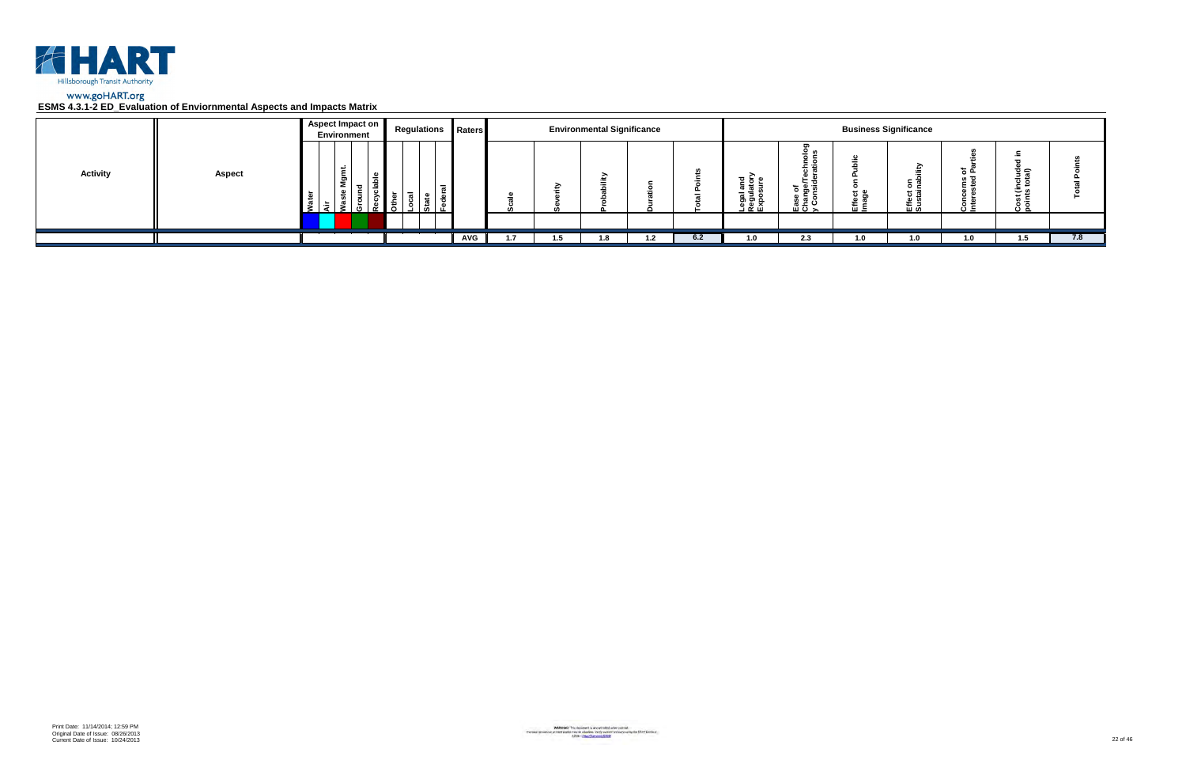HART Hillsborough Transit Authority

www.goHART.org

**ESMS 4.3.1-2 ED_Evaluation of Enviornmental Aspects and Impacts Matrix**

| Activity | Aspect | Aspect Impact on Environment | | | | | Regulations | | | | Raters | Environmental Significance | | | | | Business Significance | | | | | | |
|---|---|---|---|---|---|---|---|---|---|---|---|---|---|---|---|---|---|---|---|---|---|---|---|
| | | Water | Air | Waste Mgmt. | Ground | Recyclable | Other | Local | State | Federal | | Scale | Severity | Probability | Duration | Total Points | Legal and Regulatory Exposure | Ease of Change/Technology Considerations | Effect on Public Image | Effect on Sustainability | Concerns of Interested Parties | Cost (included in points total) | Total Points |
| | | | | | | | | | | | AVG | 1.7 | 1.5 | 1.8 | 1.2 | 6.2 | 1.0 | 2.3 | 1.0 | 1.0 | 1.0 | 1.5 | 7.8 |

Print Date: 11/14/2014; 12:59 PM
Original Date of Issue: 08/26/2013
Current Date of Issue: 10/24/2013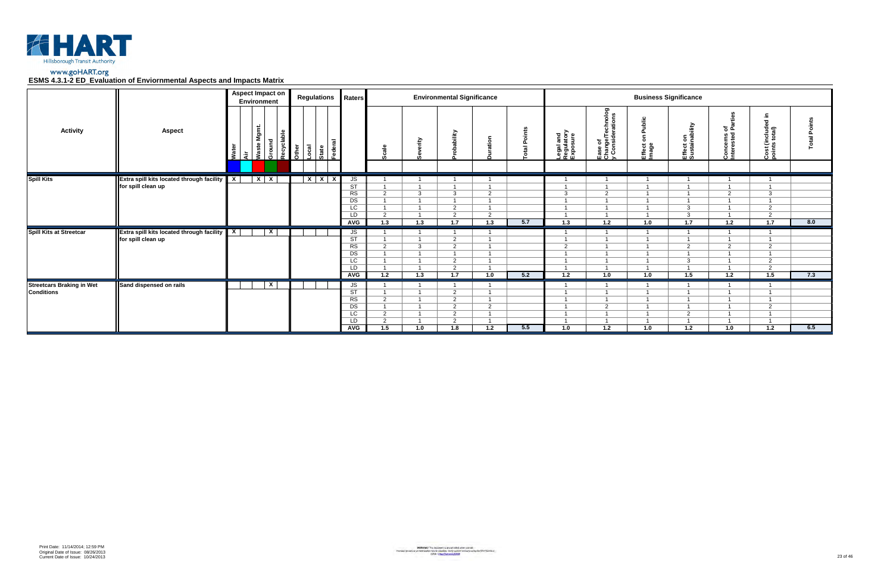**HART** Hillsborough Transit Authority

www.goHART.org

## ESMS 4.3.1-2 ED_Evaluation of Enviornmental Aspects and Impacts Matrix

| Activity | Aspect | Aspect Impact on Environment | | | | | | Regulations | | | | Raters | Environmental Significance | | | | | Business Significance | | | | | | |
|---|---|---|---|---|---|---|---|---|---|---|---|---|---|---|---|---|---|---|---|---|---|---|---|---|
| | | Water | Air | Waste Mgmt. | Ground | Recyclable | | Other | Local | State | Federal | | Scale | Severity | Probability | Duration | Total Points | Legal and Regulatory Exposure | Ease of Change/Technology Considerations | Effect on Public Image | Effect on Sustainability | Concerns of Interested Parties | Cost (included in points total) | Total Points |
| Spill Kits | Extra spill kits located through facility for spill clean up | X | | X | X | | | | X | X | X | JS | 1 | 1 | 1 | 1 | | 1 | 1 | 1 | 1 | 1 | 1 | |
| | | | | | | | | | | | | ST | 1 | 1 | 1 | 1 | | 1 | 1 | 1 | 1 | 1 | 1 | |
| | | | | | | | | | | | | RS | 2 | 3 | 3 | 2 | | 3 | 2 | 1 | 1 | 2 | 3 | |
| | | | | | | | | | | | | DS | 1 | 1 | 1 | 1 | | 1 | 1 | 1 | 1 | 1 | 1 | |
| | | | | | | | | | | | | LC | 1 | 1 | 2 | 1 | | 1 | 1 | 1 | 3 | 1 | 2 | |
| | | | | | | | | | | | | LD | 2 | 1 | 2 | 2 | | 1 | 1 | 1 | 3 | 1 | 2 | |
| | | | | | | | | | | | | AVG | 1.3 | 1.3 | 1.7 | 1.3 | 5.7 | 1.3 | 1.2 | 1.0 | 1.7 | 1.2 | 1.7 | 8.0 |
| Spill Kits at Streetcar | Extra spill kits located through facility for spill clean up | X | | | X | | | | | | | JS | 1 | 1 | 1 | 1 | | 1 | 1 | 1 | 1 | 1 | 1 | |
| | | | | | | | | | | | | ST | 1 | 1 | 2 | 1 | | 1 | 1 | 1 | 1 | 1 | 1 | |
| | | | | | | | | | | | | RS | 2 | 3 | 2 | 1 | | 2 | 1 | 1 | 2 | 2 | 2 | |
| | | | | | | | | | | | | DS | 1 | 1 | 1 | 1 | | 1 | 1 | 1 | 1 | 1 | 1 | |
| | | | | | | | | | | | | LC | 1 | 1 | 2 | 1 | | 1 | 1 | 1 | 3 | 1 | 2 | |
| | | | | | | | | | | | | LD | 1 | 1 | 2 | 1 | | 1 | 1 | 1 | 1 | 1 | 2 | |
| | | | | | | | | | | | | AVG | 1.2 | 1.3 | 1.7 | 1.0 | 5.2 | 1.2 | 1.0 | 1.0 | 1.5 | 1.2 | 1.5 | 7.3 |
| Streetcars Braking in Wet Conditions | Sand dispensed on rails | | | | X | | | | | | | JS | 1 | 1 | 1 | 1 | | 1 | 1 | 1 | 1 | 1 | 1 | |
| | | | | | | | | | | | | ST | 1 | 1 | 2 | 1 | | 1 | 1 | 1 | 1 | 1 | 1 | |
| | | | | | | | | | | | | RS | 2 | 1 | 2 | 1 | | 1 | 1 | 1 | 1 | 1 | 1 | |
| | | | | | | | | | | | | DS | 1 | 1 | 2 | 2 | | 1 | 2 | 1 | 1 | 1 | 2 | |
| | | | | | | | | | | | | LC | 2 | 1 | 2 | 1 | | 1 | 1 | 1 | 2 | 1 | 1 | |
| | | | | | | | | | | | | LD | 2 | 1 | 2 | 1 | | 1 | 1 | 1 | 1 | 1 | 1 | |
| | | | | | | | | | | | | AVG | 1.5 | 1.0 | 1.8 | 1.2 | 5.5 | 1.0 | 1.2 | 1.0 | 1.2 | 1.0 | 1.2 | 6.5 |

Print Date: 11/14/2014; 12:59 PM
Original Date of Issue: 08/26/2013
Current Date of Issue: 10/24/2013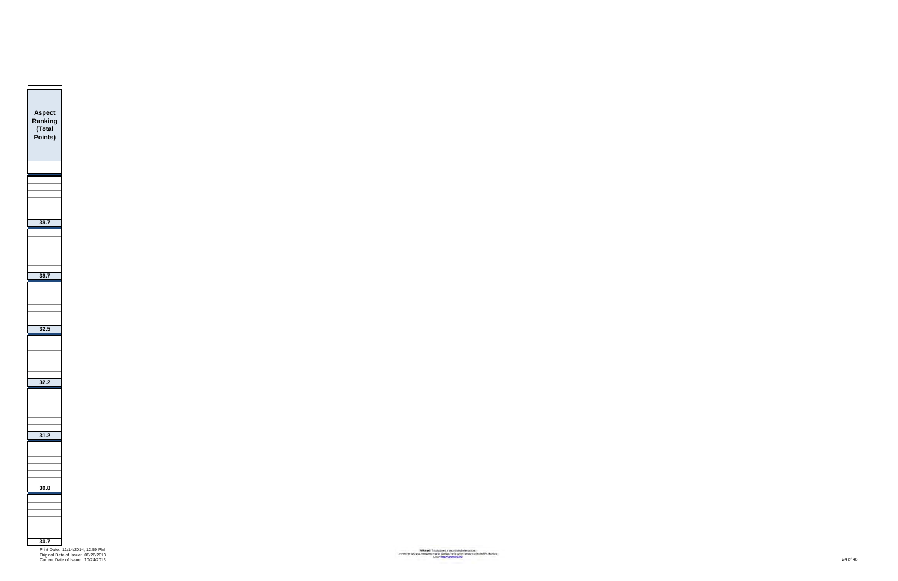| Aspect Ranking (Total Points) |
|---|
| |
| |
| |
| |
| |
| |
| 39.7 |
| |
| |
| |
| |
| |
| |
| 39.7 |
| |
| |
| |
| |
| |
| |
| 32.5 |
| |
| |
| |
| |
| |
| |
| 32.2 |
| |
| |
| |
| |
| |
| |
| 31.2 |
| |
| |
| |
| |
| |
| |
| 30.8 |
| |
| |
| |
| |
| |
| |
| 30.7 |

Print Date: 11/14/2014; 12:59 PM
Original Date of Issue: 08/26/2013
Current Date of Issue: 10/24/2013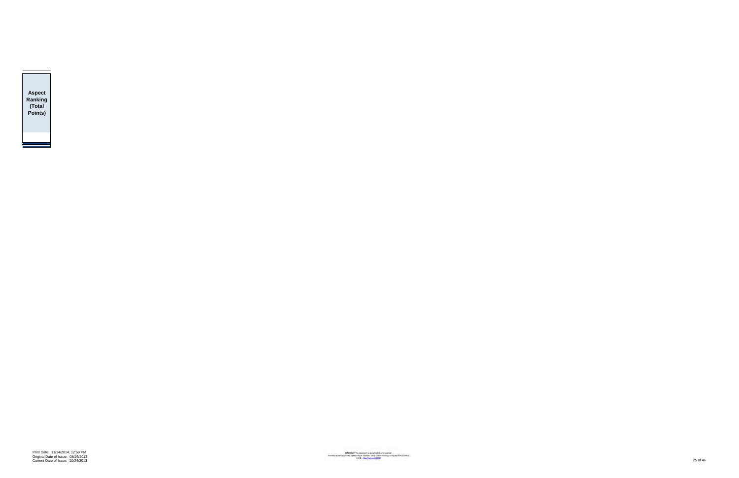| Aspect Ranking (Total Points) |
| --- |
| |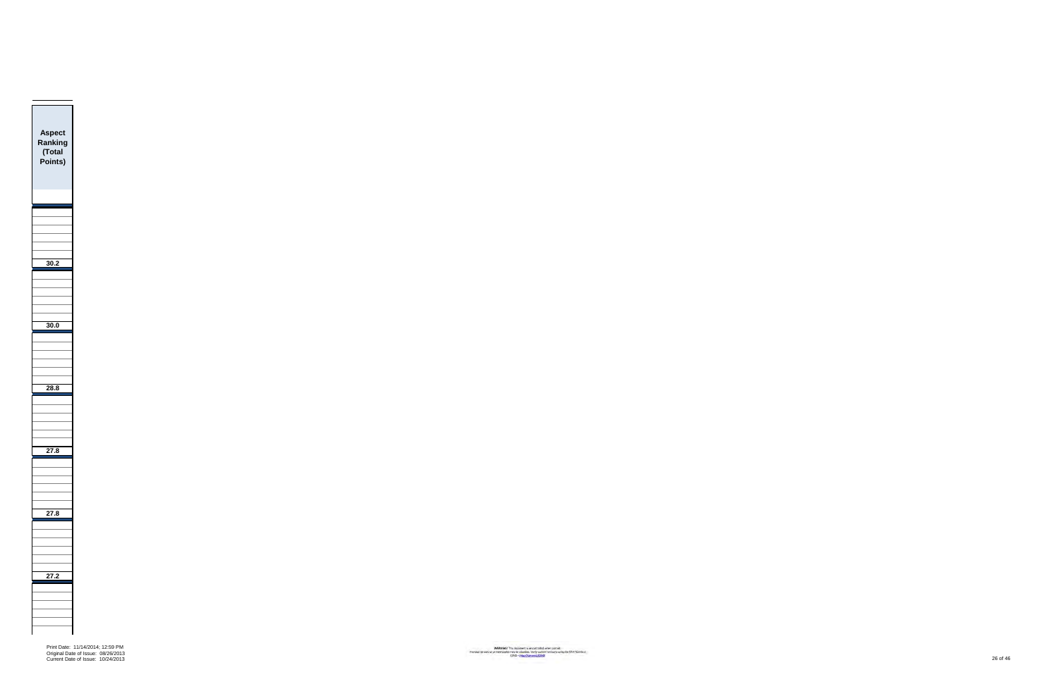| Aspect Ranking (Total Points) |
|---|
| |
| |
| |
| |
| |
| |
| 30.2 |
| |
| |
| |
| |
| |
| |
| 30.0 |
| |
| |
| |
| |
| |
| |
| 28.8 |
| |
| |
| |
| |
| |
| |
| 27.8 |
| |
| |
| |
| |
| |
| |
| 27.8 |
| |
| |
| |
| |
| |
| |
| 27.2 |
| |
| |
| |
| |
| |
| |

Print Date: 11/14/2014; 12:59 PM
Original Date of Issue: 08/26/2013
Current Date of Issue: 10/24/2013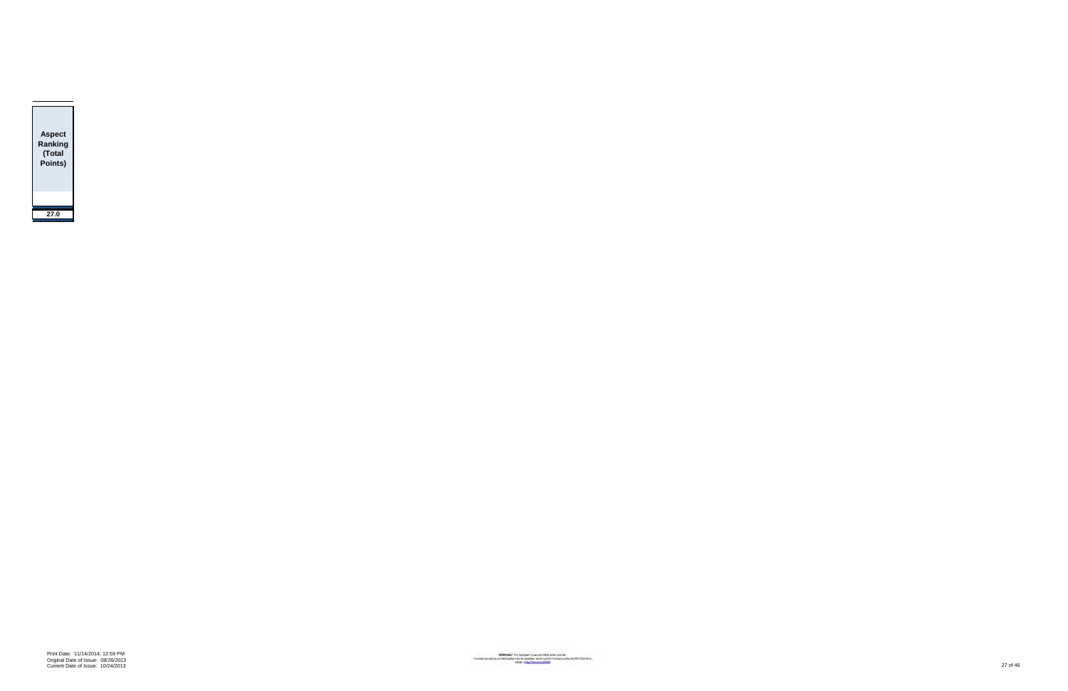| Aspect Ranking (Total Points) |
| --- |
| 27.0 |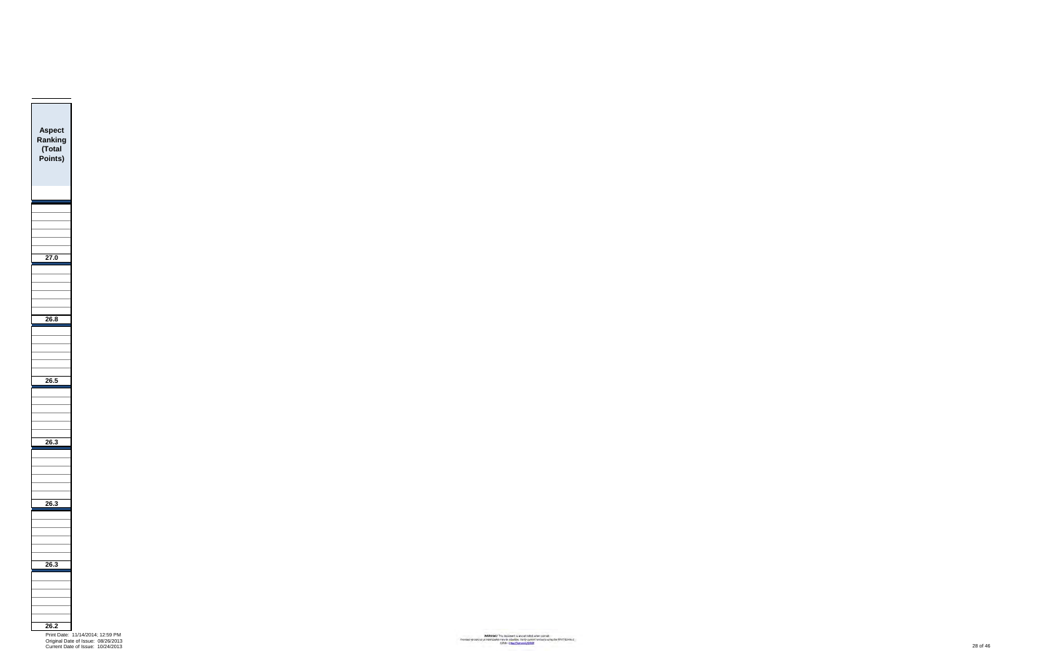| Aspect Ranking (Total Points) |
|---|
| |
| |
| |
| |
| |
| |
| |
| 27.0 |
| |
| |
| |
| |
| |
| |
| |
| 26.8 |
| |
| |
| |
| |
| |
| |
| |
| 26.5 |
| |
| |
| |
| |
| |
| |
| |
| 26.3 |
| |
| |
| |
| |
| |
| |
| |
| 26.3 |
| |
| |
| |
| |
| |
| |
| |
| 26.3 |
| |
| |
| |
| |
| |
| |
| |
| 26.2 |

Print Date: 11/14/2014; 12:59 PM
Original Date of Issue: 08/26/2013
Current Date of Issue: 10/24/2013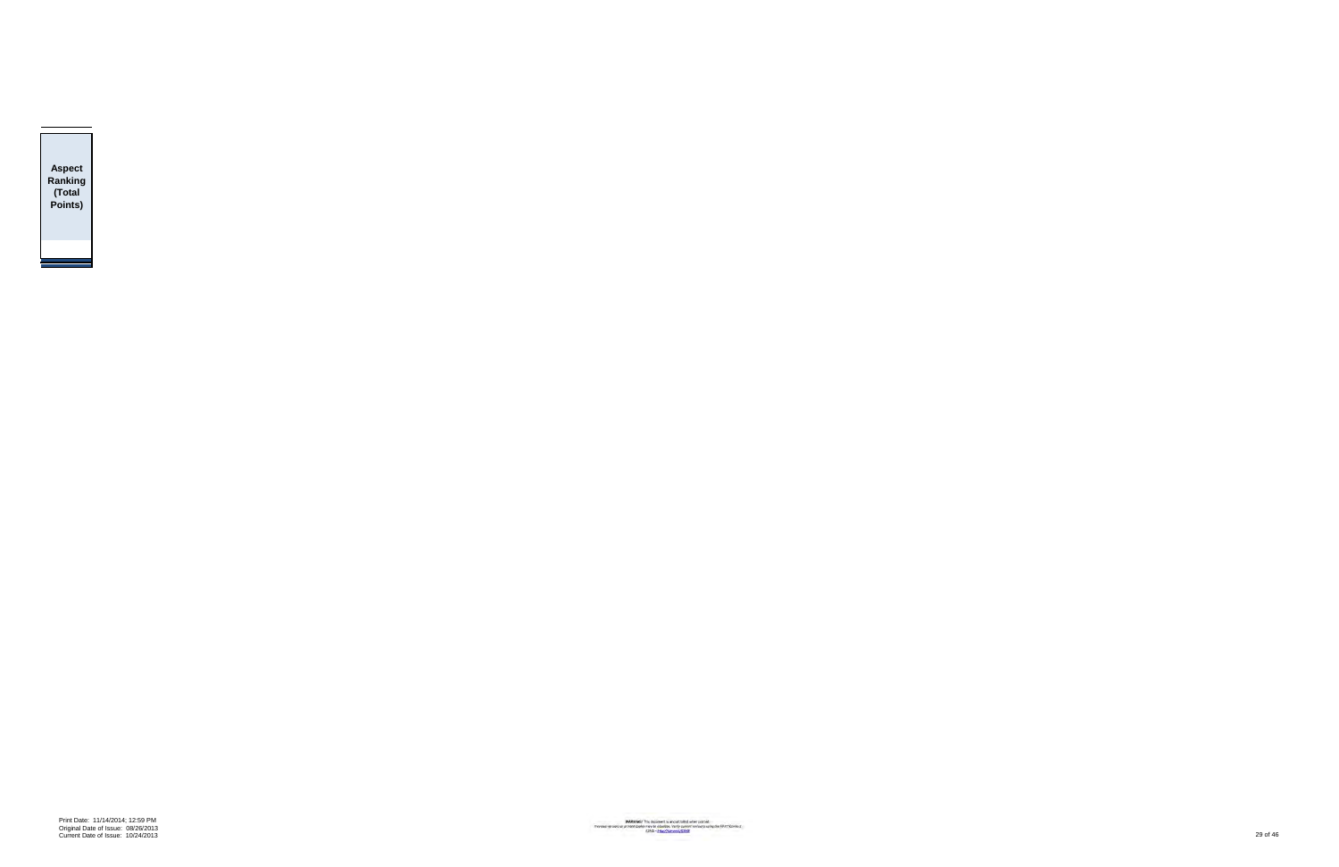| Aspect Ranking (Total Points) |
|---|
| |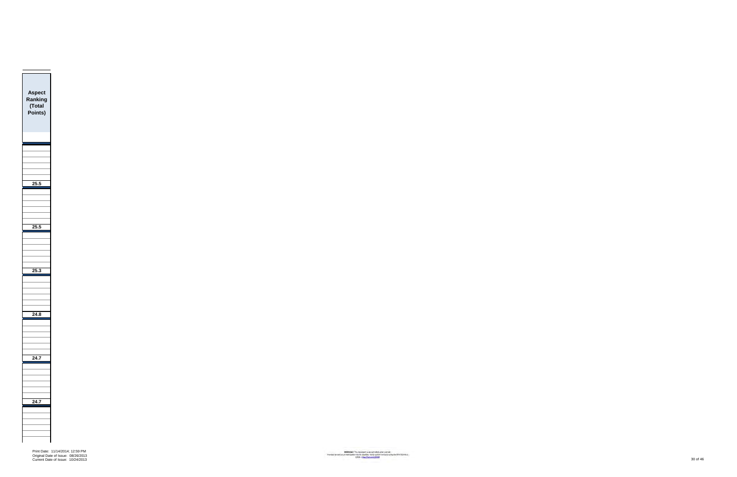| Aspect Ranking (Total Points) |
|---|
| |
| |
| |
| |
| |
| |
| 25.5 |
| |
| |
| |
| |
| |
| |
| 25.5 |
| |
| |
| |
| |
| |
| |
| 25.3 |
| |
| |
| |
| |
| |
| |
| 24.8 |
| |
| |
| |
| |
| |
| |
| 24.7 |
| |
| |
| |
| |
| |
| |
| 24.7 |
| |
| |
| |
| |
| |
| |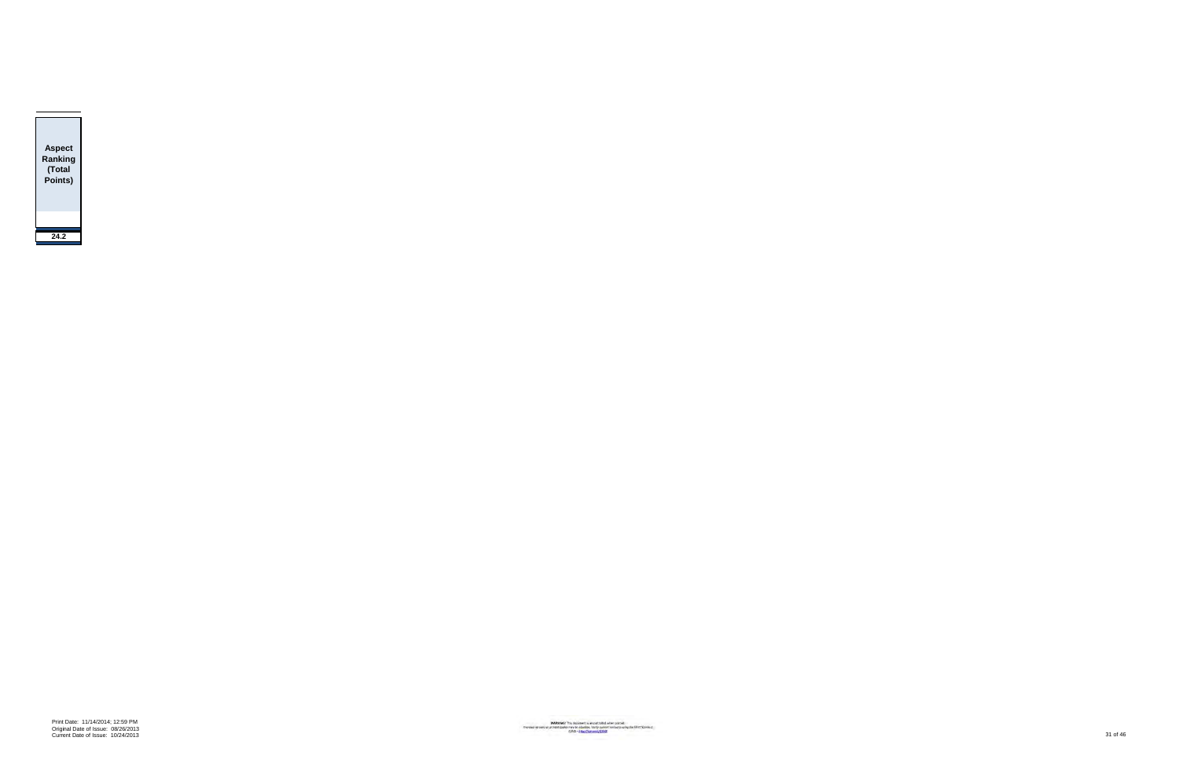| Aspect Ranking (Total Points) |
|---|
| 24.2 |

Print Date: 11/14/2014; 12:59 PM
Original Date of Issue: 08/26/2013
Current Date of Issue: 10/24/2013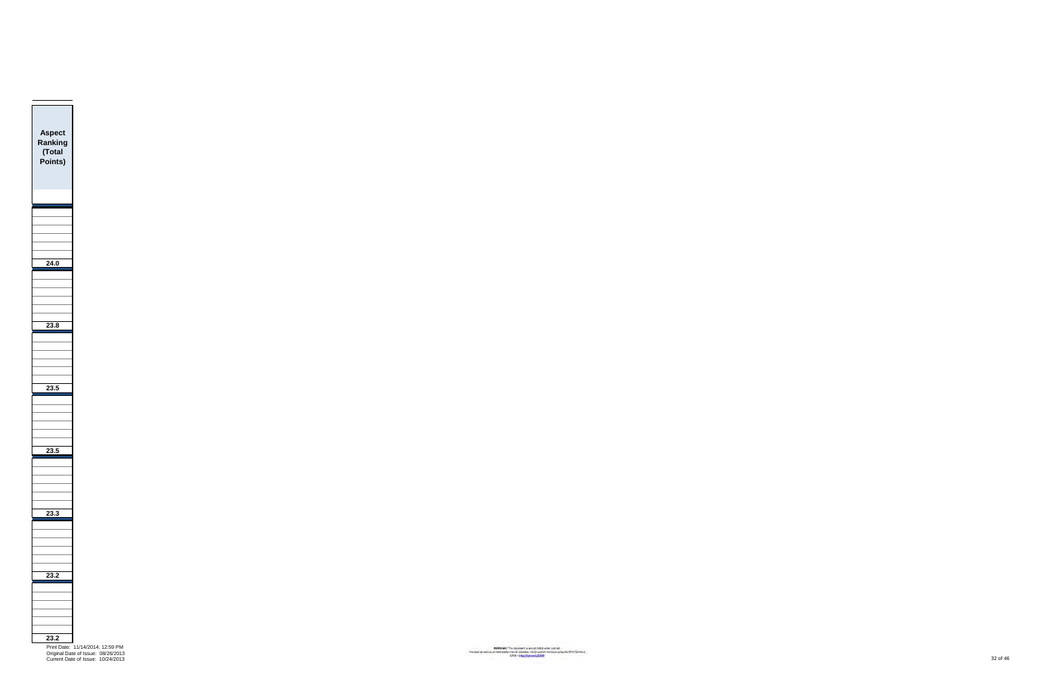| Aspect Ranking (Total Points) |
|---|
| |
| |
| |
| |
| |
| |
| |
| **24.0** |
| |
| |
| |
| |
| |
| |
| |
| **23.8** |
| |
| |
| |
| |
| |
| |
| |
| **23.5** |
| |
| |
| |
| |
| |
| |
| |
| **23.5** |
| |
| |
| |
| |
| |
| |
| |
| **23.3** |
| |
| |
| |
| |
| |
| |
| |
| **23.2** |
| |
| |
| |
| |
| |
| |
| |
| **23.2** |

Print Date: 11/14/2014; 12:59 PM
Original Date of Issue: 08/26/2013
Current Date of Issue: 10/24/2013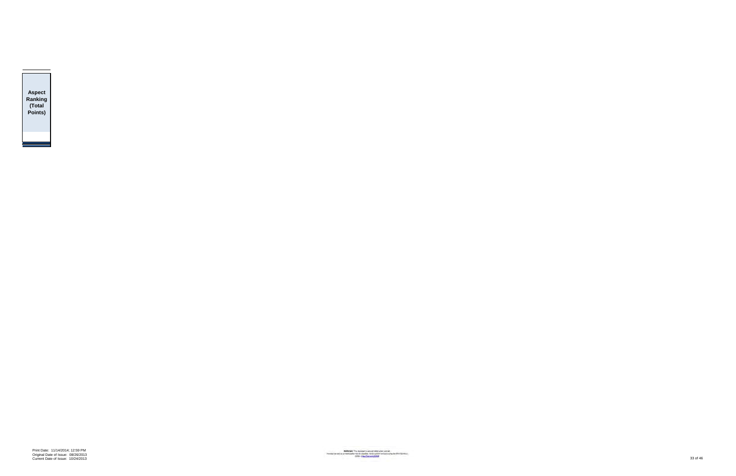| Aspect Ranking (Total Points) |
| --- |
| |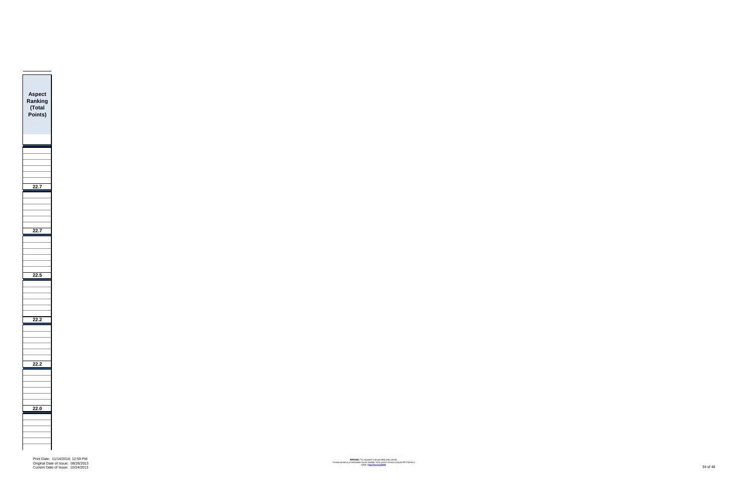| Aspect Ranking (Total Points) |
|---|
| |
| |
| |
| |
| |
| |
| |
| 22.7 |
| |
| |
| |
| |
| |
| |
| 22.7 |
| |
| |
| |
| |
| |
| |
| 22.5 |
| |
| |
| |
| |
| |
| |
| 22.2 |
| |
| |
| |
| |
| |
| |
| 22.2 |
| |
| |
| |
| |
| |
| |
| 22.0 |
| |
| |
| |
| |
| |
| |

Print Date: 11/14/2014; 12:59 PM
Original Date of Issue: 08/26/2013
Current Date of Issue: 10/24/2013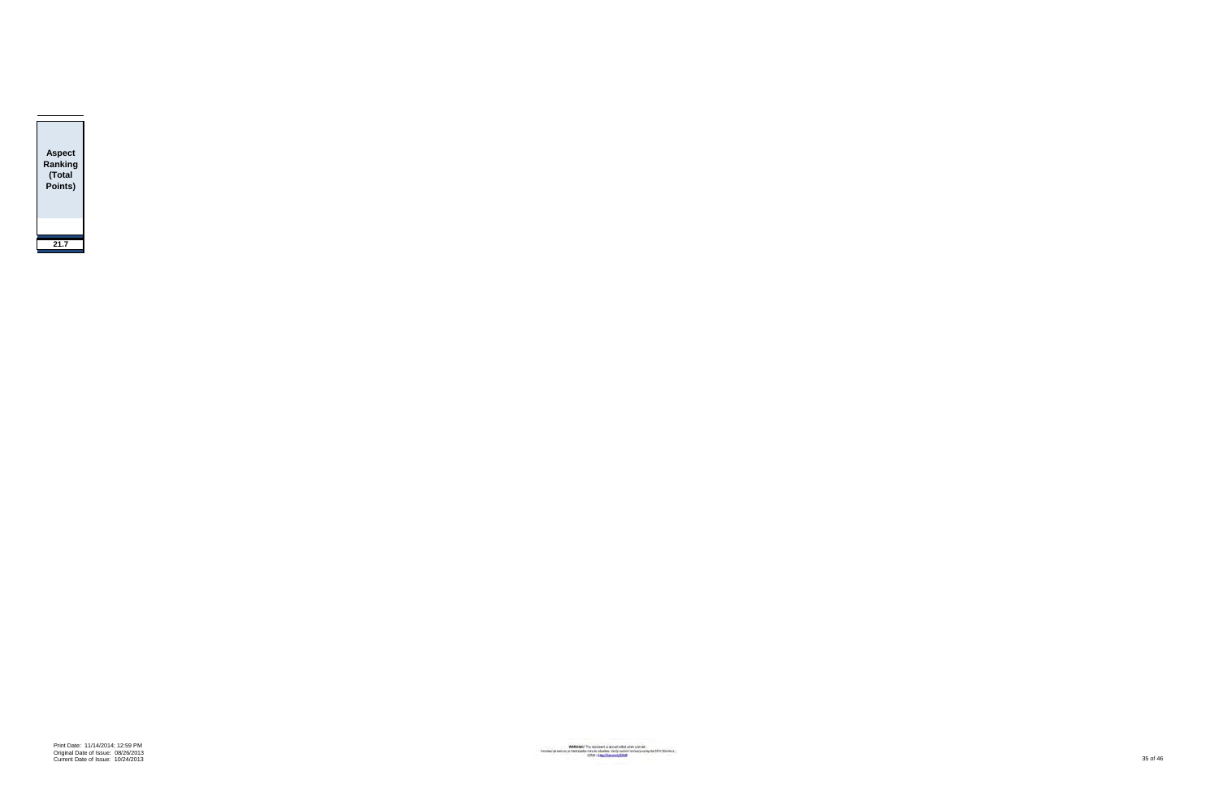| Aspect Ranking (Total Points) |
|---|
| 21.7 |

Print Date: 11/14/2014; 12:59 PM
Original Date of Issue: 08/26/2013
Current Date of Issue: 10/24/2013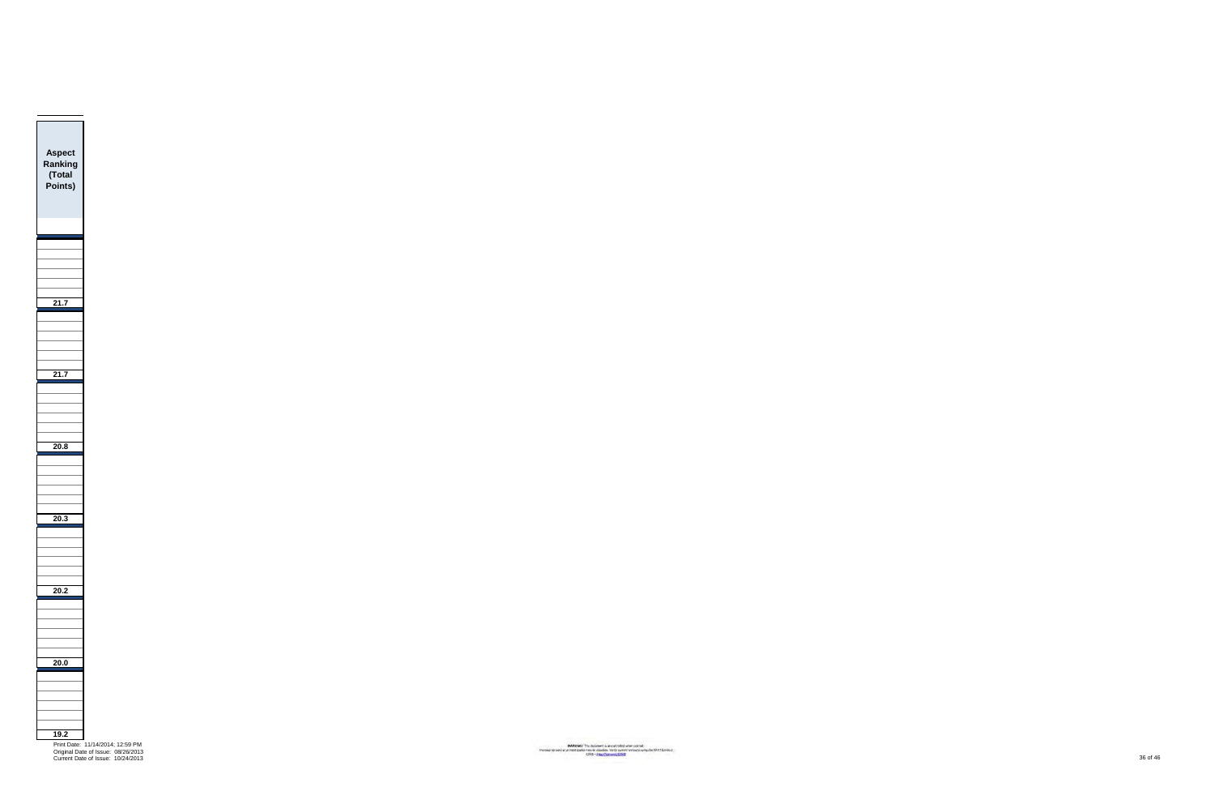| Aspect Ranking (Total Points) |
| --- |
| 21.7 |
| 21.7 |
| 20.8 |
| 20.3 |
| 20.2 |
| 20.0 |
| 19.2 |

Print Date: 11/14/2014; 12:59 PM
Original Date of Issue: 08/26/2013
Current Date of Issue: 10/24/2013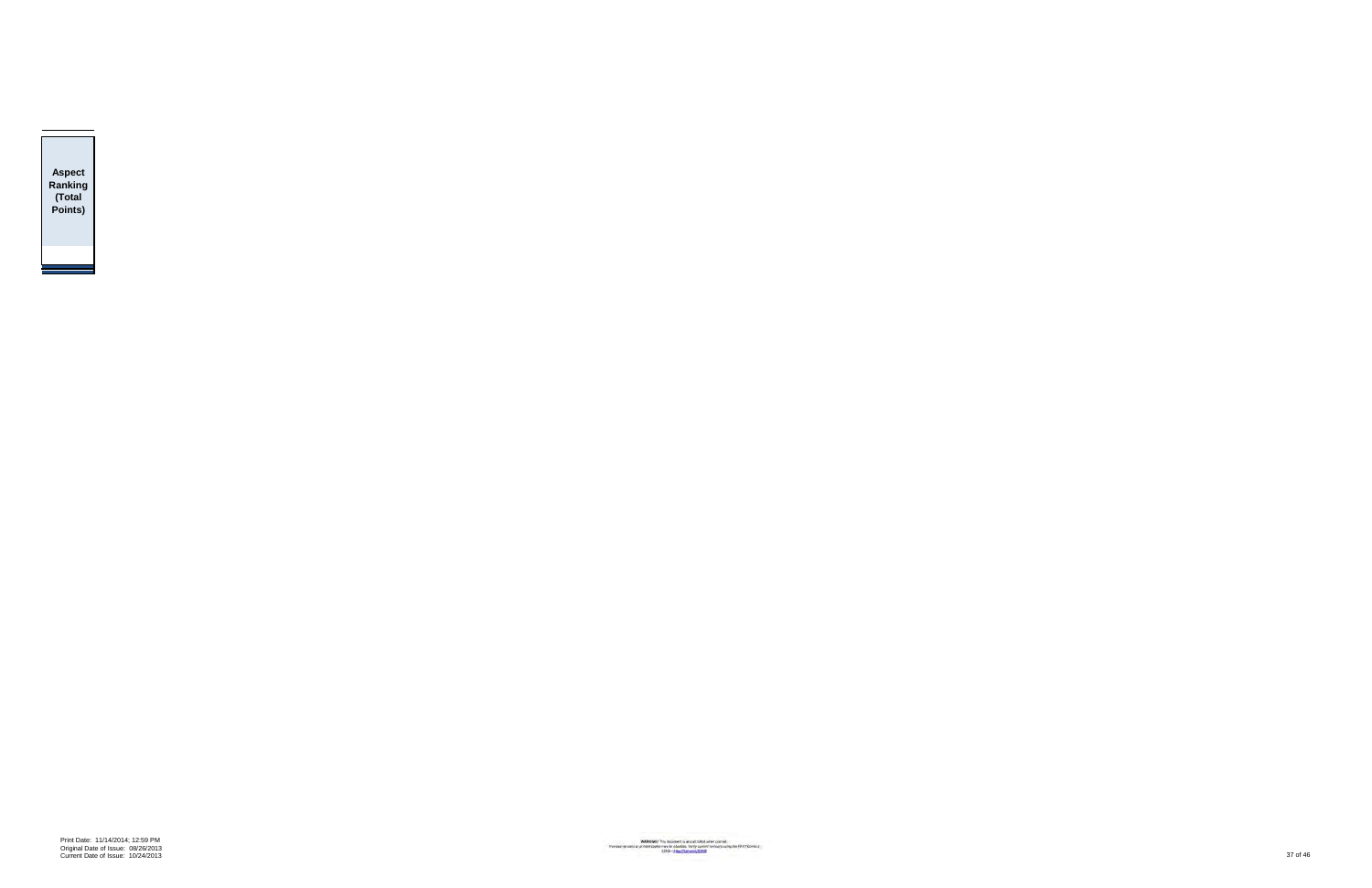| Aspect Ranking (Total Points) |
| --- |
| |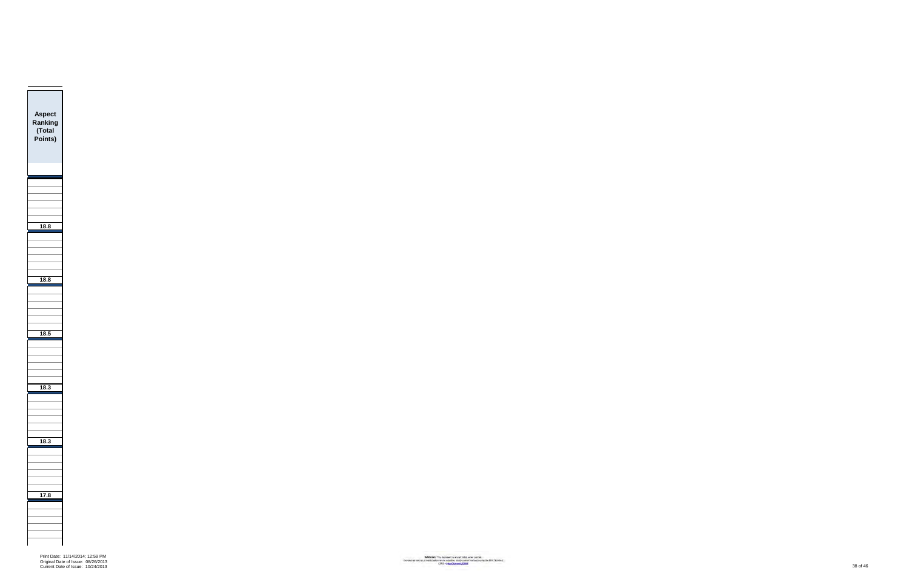| Aspect Ranking (Total Points) |
|---|
| |
| |
| |
| |
| |
| |
| 18.8 |
| |
| |
| |
| |
| |
| |
| 18.8 |
| |
| |
| |
| |
| |
| |
| 18.5 |
| |
| |
| |
| |
| |
| |
| 18.3 |
| |
| |
| |
| |
| |
| |
| 18.3 |
| |
| |
| |
| |
| |
| |
| 17.8 |
| |
| |
| |
| |
| |
| |

Print Date: 11/14/2014; 12:59 PM
Original Date of Issue: 08/26/2013
Current Date of Issue: 10/24/2013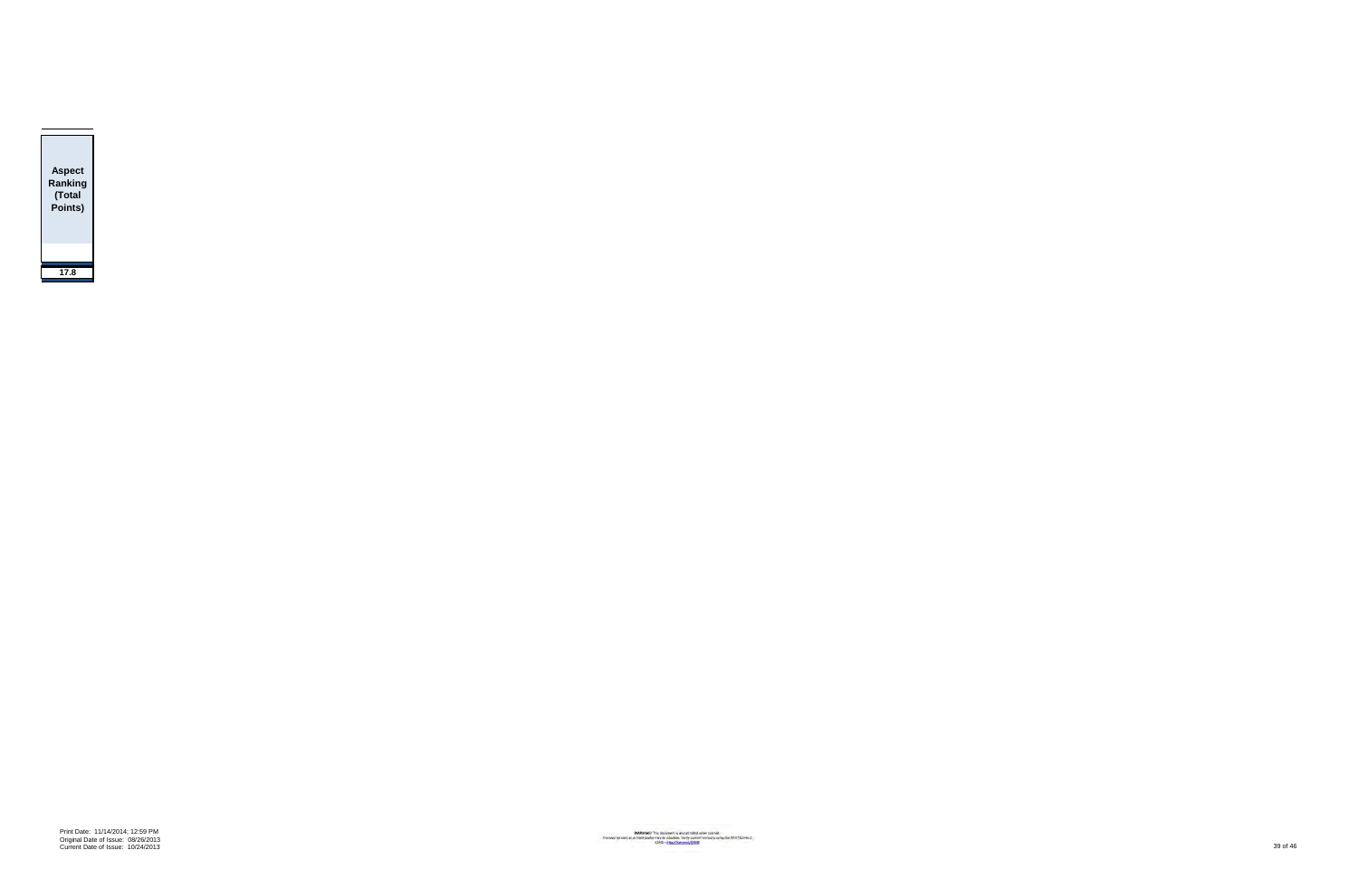| Aspect Ranking (Total Points) |
| --- |
| 17.8 |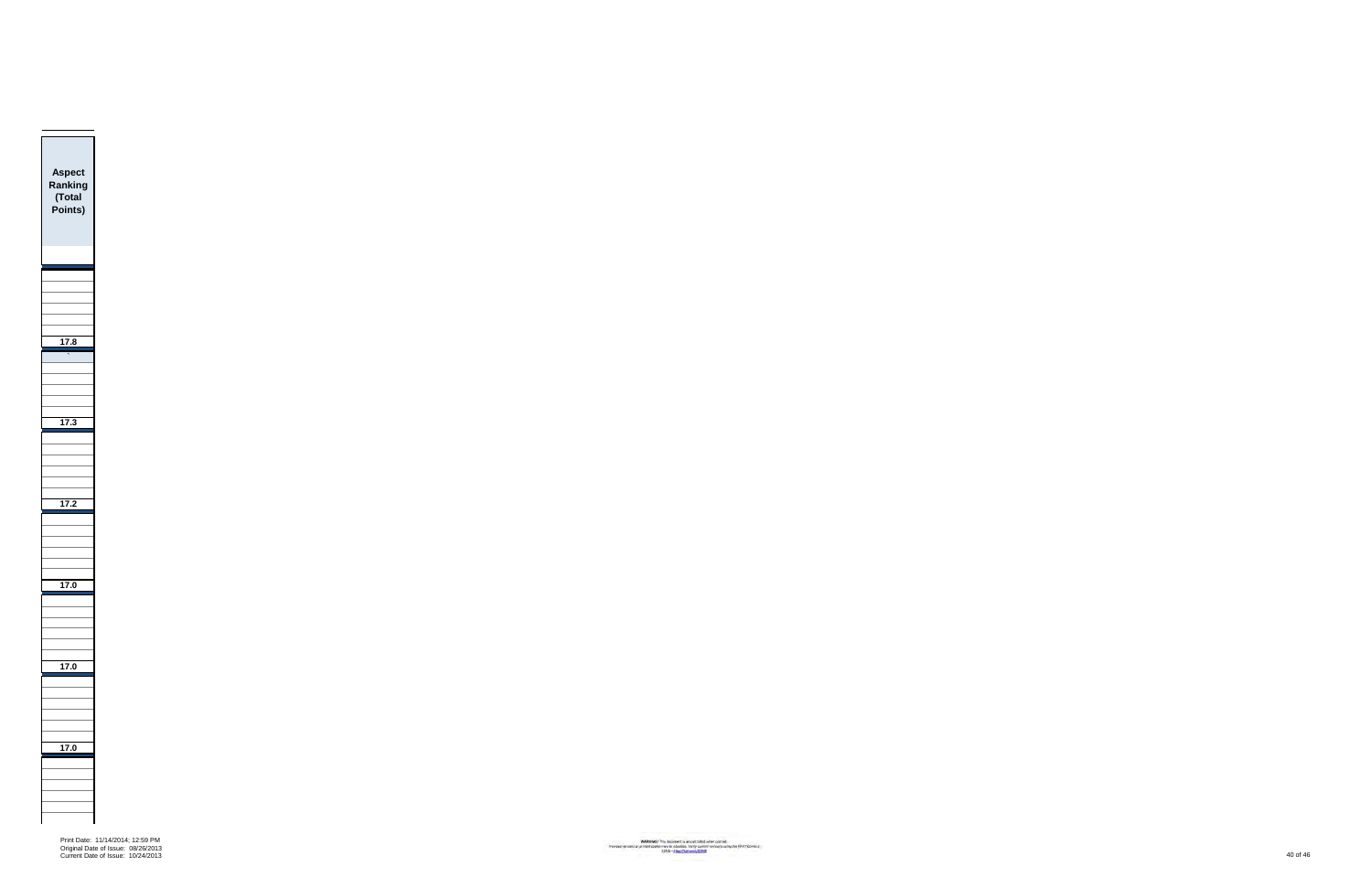| Aspect Ranking (Total Points) |
|---|
| |
| |
| |
| |
| |
| |
| 17.8 |
| |
| |
| |
| |
| |
| |
| 17.3 |
| |
| |
| |
| |
| |
| |
| 17.2 |
| |
| |
| |
| |
| |
| |
| 17.0 |
| |
| |
| |
| |
| |
| |
| 17.0 |
| |
| |
| |
| |
| |
| |
| 17.0 |
| |
| |
| |
| |
| |
| |

Print Date: 11/14/2014; 12:59 PM
Original Date of Issue: 08/26/2013
Current Date of Issue: 10/24/2013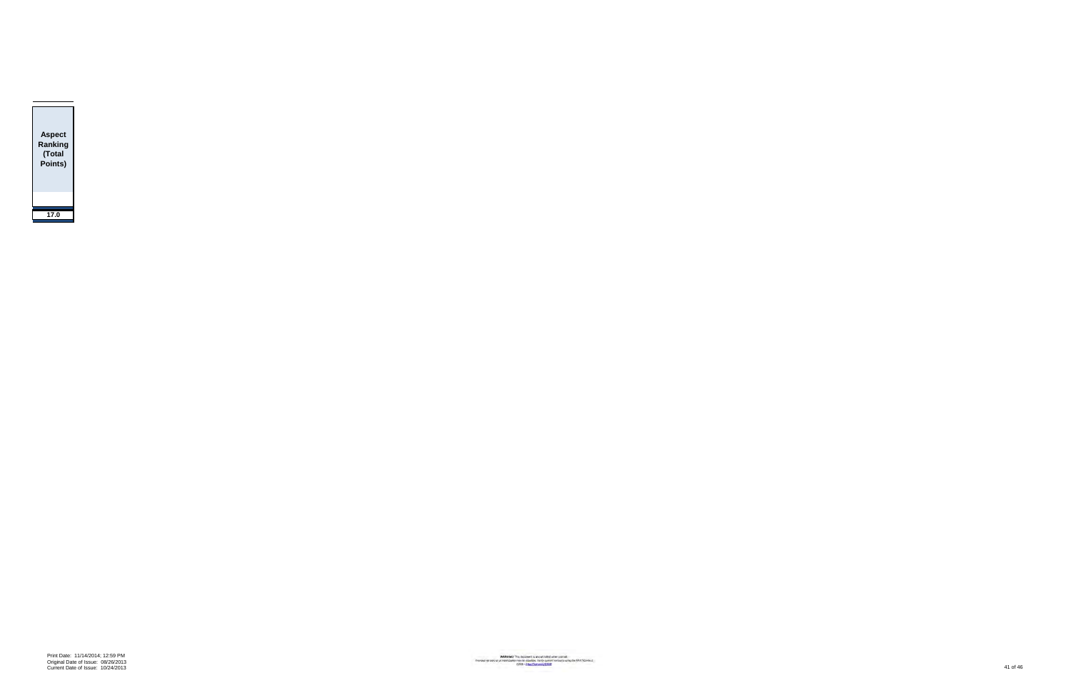| Aspect Ranking (Total Points) |
| --- |
| |
| 17.0 |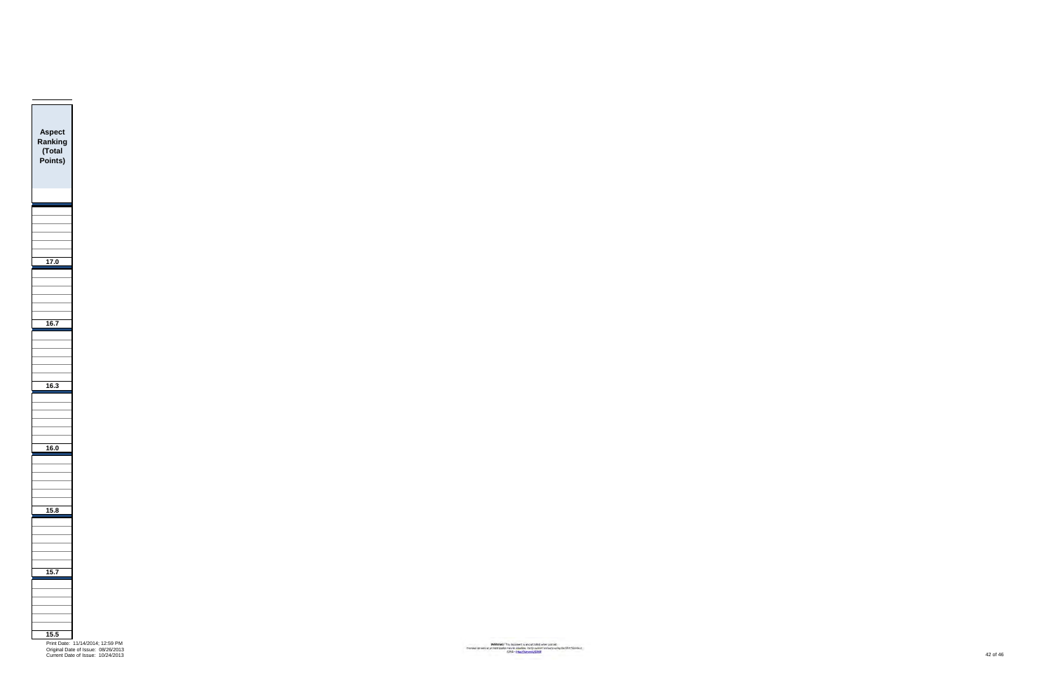| Aspect Ranking (Total Points) |
|---|
| |
| |
| |
| |
| |
| |
| |
| 17.0 |
| |
| |
| |
| |
| |
| |
| |
| 16.7 |
| |
| |
| |
| |
| |
| |
| |
| 16.3 |
| |
| |
| |
| |
| |
| |
| |
| 16.0 |
| |
| |
| |
| |
| |
| |
| |
| 15.8 |
| |
| |
| |
| |
| |
| |
| |
| 15.7 |
| |
| |
| |
| |
| |
| |
| |
| 15.5 |

Print Date: 11/14/2014; 12:59 PM
Original Date of Issue: 08/26/2013
Current Date of Issue: 10/24/2013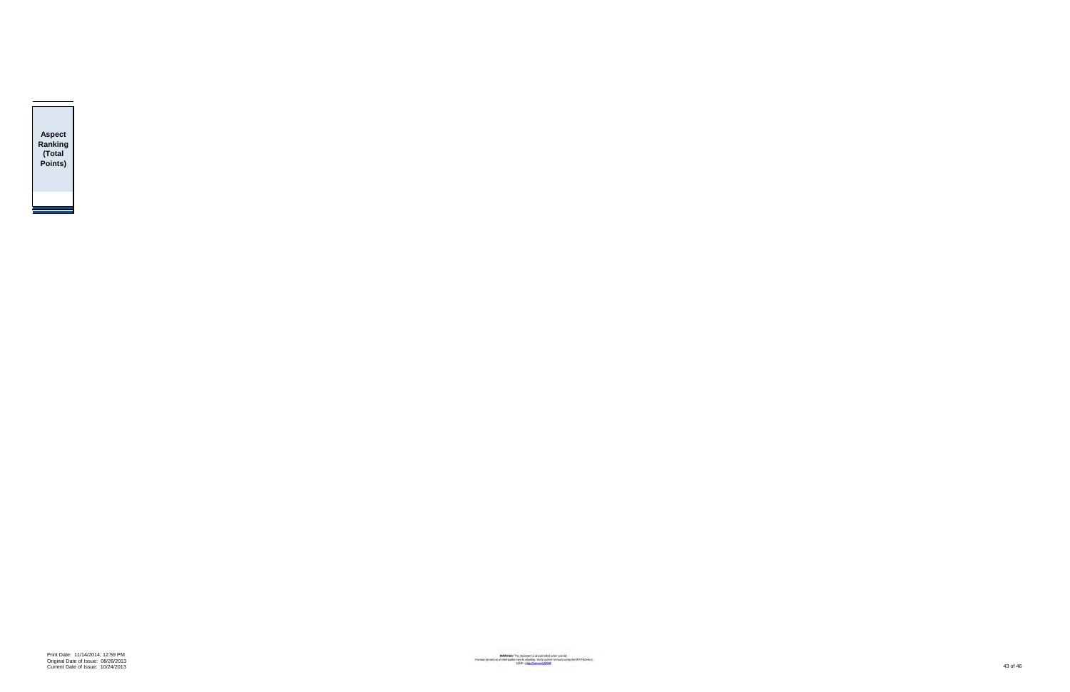| Aspect Ranking (Total Points) |
| --- |
| |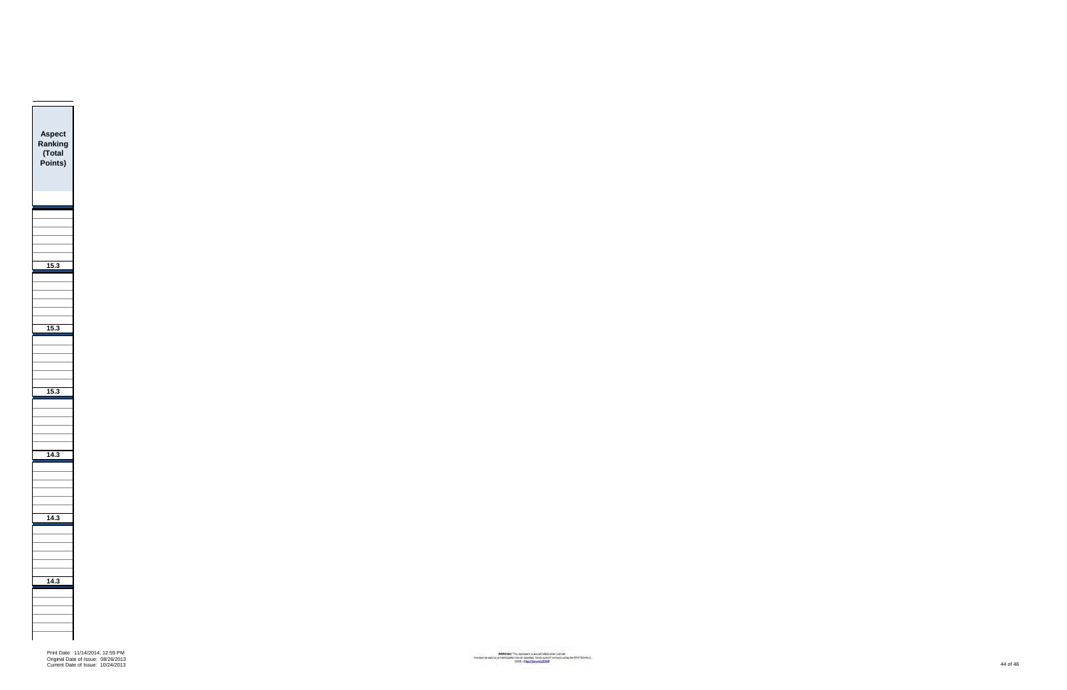| Aspect Ranking (Total Points) |
|---|
| |
| |
| |
| |
| |
| |
| |
| 15.3 |
| |
| |
| |
| |
| |
| |
| 15.3 |
| |
| |
| |
| |
| |
| |
| 15.3 |
| |
| |
| |
| |
| |
| |
| 14.3 |
| |
| |
| |
| |
| |
| |
| 14.3 |
| |
| |
| |
| |
| |
| |
| 14.3 |
| |
| |
| |
| |
| |
| |

Print Date: 11/14/2014; 12:59 PM
Original Date of Issue: 08/26/2013
Current Date of Issue: 10/24/2013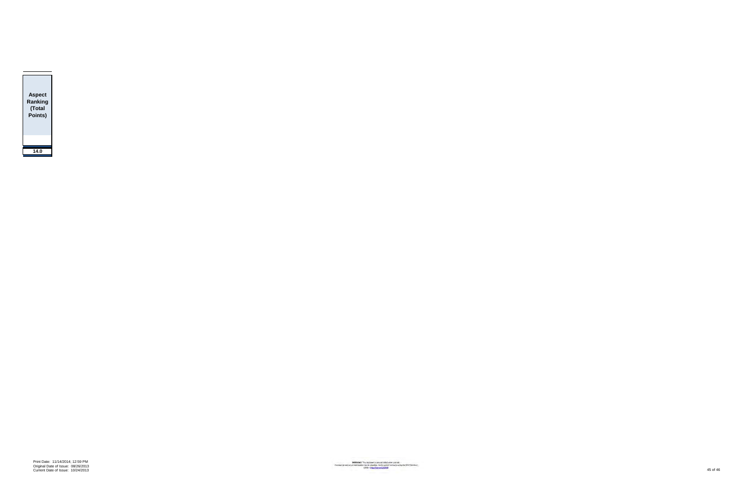| Aspect Ranking (Total Points) |
|---|
| 14.0 |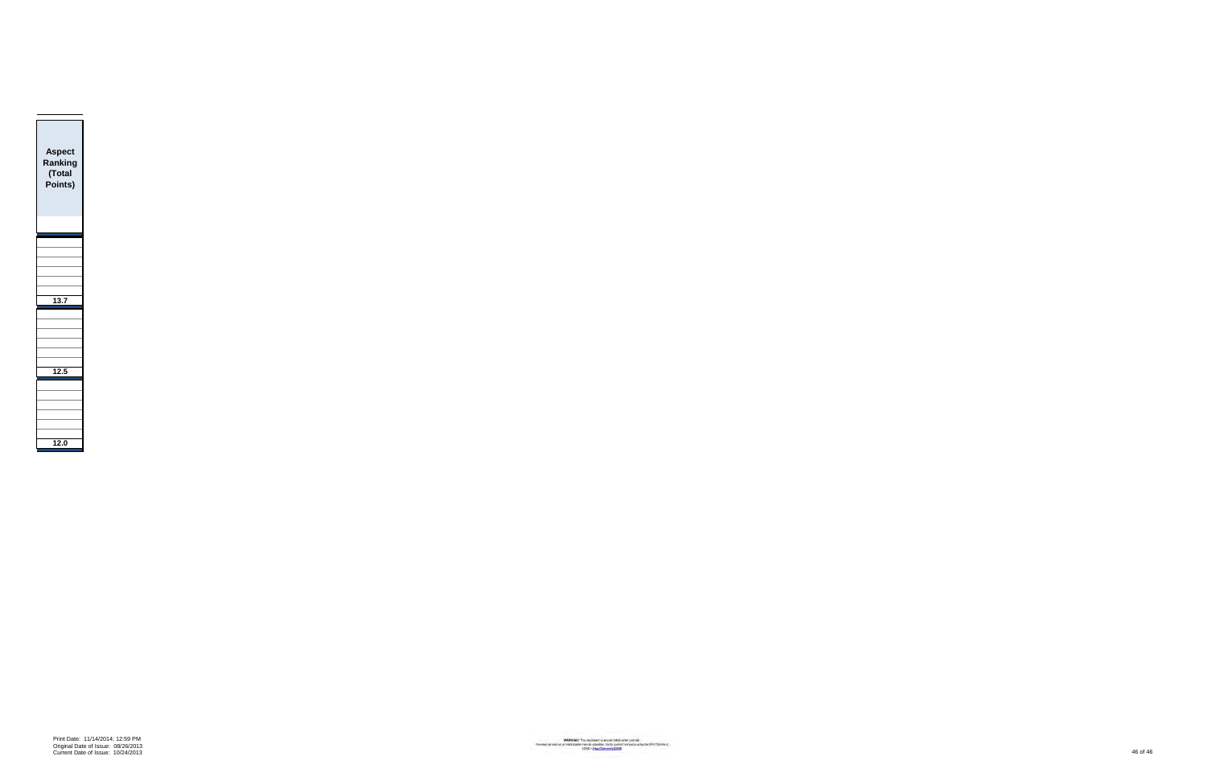| Aspect Ranking (Total Points) |
|---|
| |
| |
| |
| |
| |
| |
| |
| 13.7 |
| |
| |
| |
| |
| |
| |
| 12.5 |
| |
| |
| |
| |
| |
| |
| 12.0 |

Print Date: 11/14/2014; 12:59 PM
Original Date of Issue: 08/26/2013
Current Date of Issue: 10/24/2013